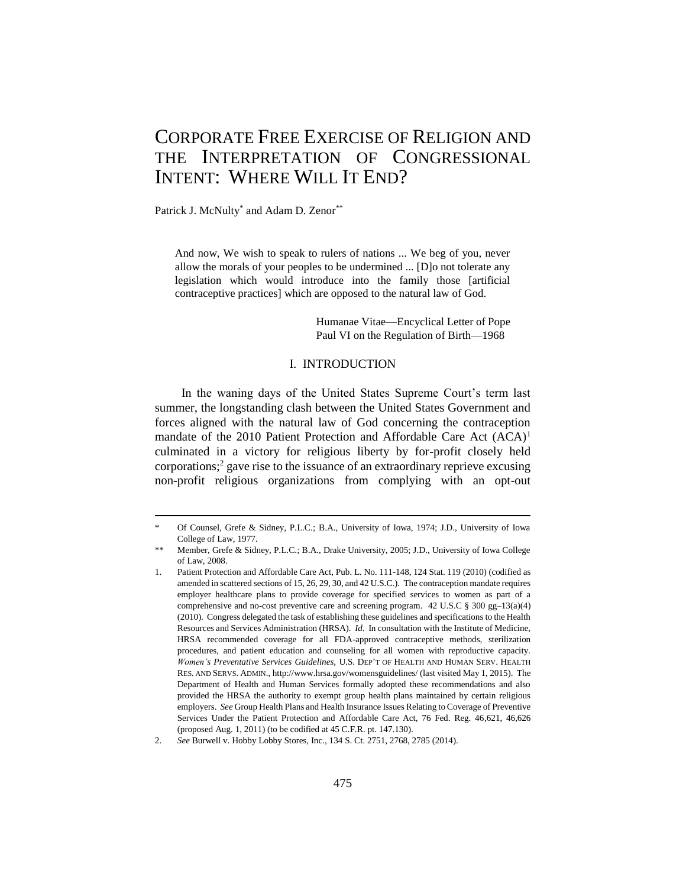# CORPORATE FREE EXERCISE OF RELIGION AND THE INTERPRETATION OF CONGRESSIONAL INTENT: WHERE WILL IT END?

Patrick J. McNulty* and Adam D. Zenor**

> And now, We wish to speak to rulers of nations ... We beg of you, never allow the morals of your peoples to be undermined ... [D]o not tolerate any legislation which would introduce into the family those [artificial contraceptive practices] which are opposed to the natural law of God.
>
> Humanae Vitae—Encyclical Letter of Pope Paul VI on the Regulation of Birth—1968

## I. INTRODUCTION

In the waning days of the United States Supreme Court's term last summer, the longstanding clash between the United States Government and forces aligned with the natural law of God concerning the contraception mandate of the 2010 Patient Protection and Affordable Care Act (ACA)[1] culminated in a victory for religious liberty by for-profit closely held corporations;[2] gave rise to the issuance of an extraordinary reprieve excusing non-profit religious organizations from complying with an opt-out

---

\* Of Counsel, Grefe & Sidney, P.L.C.; B.A., University of Iowa, 1974; J.D., University of Iowa College of Law, 1977.

\** Member, Grefe & Sidney, P.L.C.; B.A., Drake University, 2005; J.D., University of Iowa College of Law, 2008.

1. Patient Protection and Affordable Care Act, Pub. L. No. 111-148, 124 Stat. 119 (2010) (codified as amended in scattered sections of 15, 26, 29, 30, and 42 U.S.C.). The contraception mandate requires employer healthcare plans to provide coverage for specified services to women as part of a comprehensive and no-cost preventive care and screening program. 42 U.S.C § 300 gg–13(a)(4) (2010). Congress delegated the task of establishing these guidelines and specifications to the Health Resources and Services Administration (HRSA). *Id.* In consultation with the Institute of Medicine, HRSA recommended coverage for all FDA-approved contraceptive methods, sterilization procedures, and patient education and counseling for all women with reproductive capacity. *Women's Preventative Services Guidelines*, U.S. DEP'T OF HEALTH AND HUMAN SERV. HEALTH RES. AND SERVS. ADMIN., http://www.hrsa.gov/womensguidelines/ (last visited May 1, 2015). The Department of Health and Human Services formally adopted these recommendations and also provided the HRSA the authority to exempt group health plans maintained by certain religious employers. *See* Group Health Plans and Health Insurance Issues Relating to Coverage of Preventive Services Under the Patient Protection and Affordable Care Act, 76 Fed. Reg. 46,621, 46,626 (proposed Aug. 1, 2011) (to be codified at 45 C.F.R. pt. 147.130).

2. *See* Burwell v. Hobby Lobby Stores, Inc., 134 S. Ct. 2751, 2768, 2785 (2014).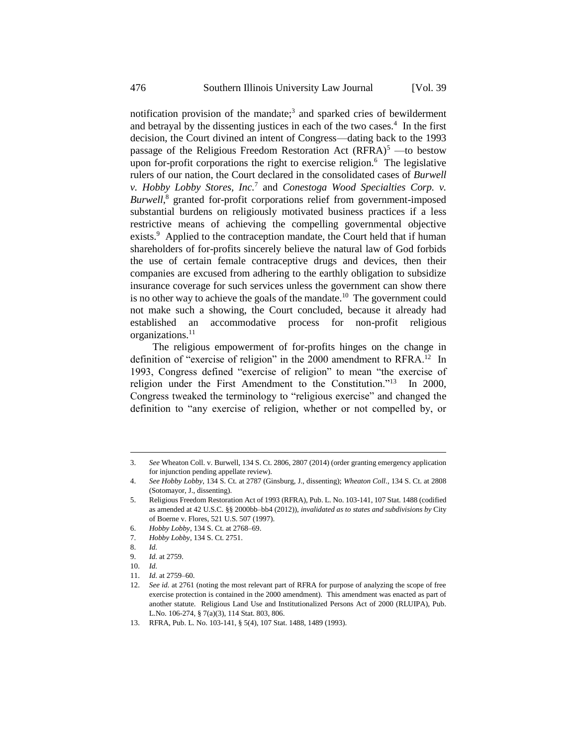notification provision of the mandate;[3] and sparked cries of bewilderment and betrayal by the dissenting justices in each of the two cases.[4] In the first decision, the Court divined an intent of Congress—dating back to the 1993 passage of the Religious Freedom Restoration Act (RFRA)[5] —to bestow upon for-profit corporations the right to exercise religion.[6] The legislative rulers of our nation, the Court declared in the consolidated cases of *Burwell v. Hobby Lobby Stores, Inc.*[7] and *Conestoga Wood Specialties Corp. v. Burwell*,[8] granted for-profit corporations relief from government-imposed substantial burdens on religiously motivated business practices if a less restrictive means of achieving the compelling governmental objective exists.[9] Applied to the contraception mandate, the Court held that if human shareholders of for-profits sincerely believe the natural law of God forbids the use of certain female contraceptive drugs and devices, then their companies are excused from adhering to the earthly obligation to subsidize insurance coverage for such services unless the government can show there is no other way to achieve the goals of the mandate.[10] The government could not make such a showing, the Court concluded, because it already had established an accommodative process for non-profit religious organizations.[11]

The religious empowerment of for-profits hinges on the change in definition of "exercise of religion" in the 2000 amendment to RFRA.[12] In 1993, Congress defined "exercise of religion" to mean "the exercise of religion under the First Amendment to the Constitution."[13] In 2000, Congress tweaked the terminology to "religious exercise" and changed the definition to "any exercise of religion, whether or not compelled by, or

---

3. *See* Wheaton Coll. v. Burwell, 134 S. Ct. 2806, 2807 (2014) (order granting emergency application for injunction pending appellate review).
4. *See Hobby Lobby*, 134 S. Ct. at 2787 (Ginsburg, J., dissenting); *Wheaton Coll.*, 134 S. Ct. at 2808 (Sotomayor, J., dissenting).
5. Religious Freedom Restoration Act of 1993 (RFRA), Pub. L. No. 103-141, 107 Stat. 1488 (codified as amended at 42 U.S.C. §§ 2000bb–bb4 (2012)), *invalidated as to states and subdivisions by* City of Boerne v. Flores, 521 U.S. 507 (1997).
6. *Hobby Lobby*, 134 S. Ct. at 2768–69.
7. *Hobby Lobby*, 134 S. Ct. 2751.
8. *Id.*
9. *Id.* at 2759.
10. *Id.*
11. *Id.* at 2759–60.
12. *See id.* at 2761 (noting the most relevant part of RFRA for purpose of analyzing the scope of free exercise protection is contained in the 2000 amendment). This amendment was enacted as part of another statute. Religious Land Use and Institutionalized Persons Act of 2000 (RLUIPA), Pub. L.No. 106-274, § 7(a)(3), 114 Stat. 803, 806.
13. RFRA, Pub. L. No. 103-141, § 5(4), 107 Stat. 1488, 1489 (1993).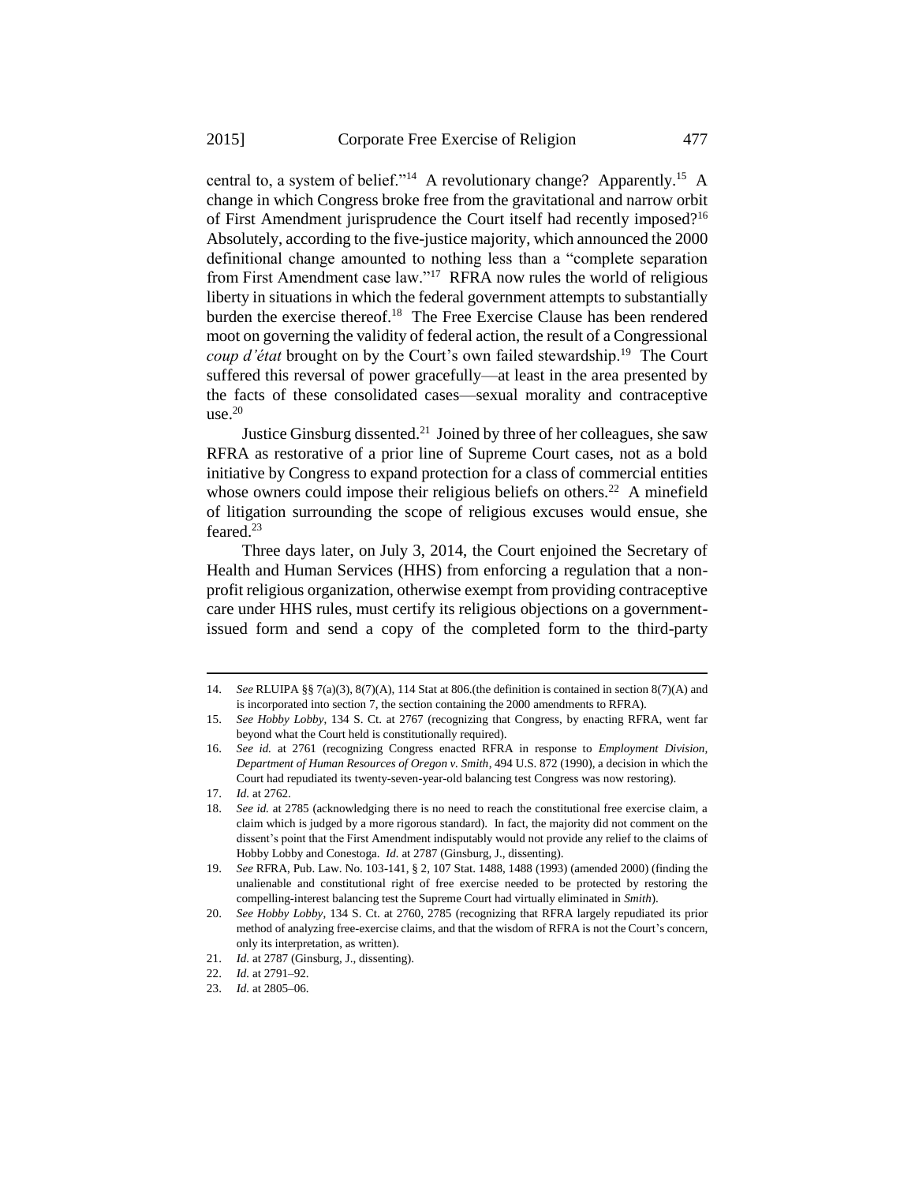central to, a system of belief."[14] A revolutionary change? Apparently.[15] A change in which Congress broke free from the gravitational and narrow orbit of First Amendment jurisprudence the Court itself had recently imposed?[16] Absolutely, according to the five-justice majority, which announced the 2000 definitional change amounted to nothing less than a "complete separation from First Amendment case law."[17] RFRA now rules the world of religious liberty in situations in which the federal government attempts to substantially burden the exercise thereof.[18] The Free Exercise Clause has been rendered moot on governing the validity of federal action, the result of a Congressional *coup d'état* brought on by the Court's own failed stewardship.[19] The Court suffered this reversal of power gracefully—at least in the area presented by the facts of these consolidated cases—sexual morality and contraceptive use.[20]

Justice Ginsburg dissented.[21] Joined by three of her colleagues, she saw RFRA as restorative of a prior line of Supreme Court cases, not as a bold initiative by Congress to expand protection for a class of commercial entities whose owners could impose their religious beliefs on others.[22] A minefield of litigation surrounding the scope of religious excuses would ensue, she feared.[23]

Three days later, on July 3, 2014, the Court enjoined the Secretary of Health and Human Services (HHS) from enforcing a regulation that a non-profit religious organization, otherwise exempt from providing contraceptive care under HHS rules, must certify its religious objections on a government-issued form and send a copy of the completed form to the third-party

---

14. *See* RLUIPA §§ 7(a)(3), 8(7)(A), 114 Stat at 806.(the definition is contained in section 8(7)(A) and is incorporated into section 7, the section containing the 2000 amendments to RFRA).
15. *See Hobby Lobby*, 134 S. Ct. at 2767 (recognizing that Congress, by enacting RFRA, went far beyond what the Court held is constitutionally required).
16. *See id.* at 2761 (recognizing Congress enacted RFRA in response to *Employment Division, Department of Human Resources of Oregon v. Smith*, 494 U.S. 872 (1990), a decision in which the Court had repudiated its twenty-seven-year-old balancing test Congress was now restoring).
17. *Id.* at 2762.
18. *See id.* at 2785 (acknowledging there is no need to reach the constitutional free exercise claim, a claim which is judged by a more rigorous standard). In fact, the majority did not comment on the dissent's point that the First Amendment indisputably would not provide any relief to the claims of Hobby Lobby and Conestoga. *Id.* at 2787 (Ginsburg, J., dissenting).
19. *See* RFRA, Pub. Law. No. 103-141, § 2, 107 Stat. 1488, 1488 (1993) (amended 2000) (finding the unalienable and constitutional right of free exercise needed to be protected by restoring the compelling-interest balancing test the Supreme Court had virtually eliminated in *Smith*).
20. *See Hobby Lobby*, 134 S. Ct. at 2760, 2785 (recognizing that RFRA largely repudiated its prior method of analyzing free-exercise claims, and that the wisdom of RFRA is not the Court's concern, only its interpretation, as written).
21. *Id.* at 2787 (Ginsburg, J., dissenting).
22. *Id.* at 2791–92.
23. *Id.* at 2805–06.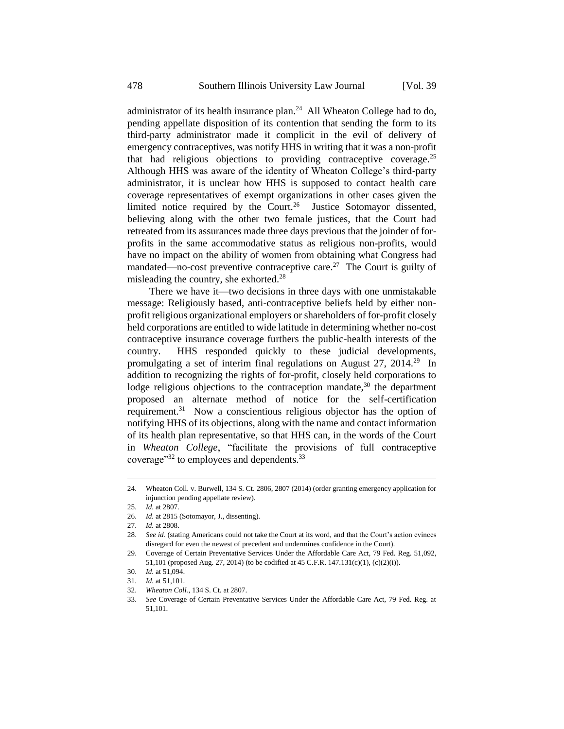administrator of its health insurance plan.[24] All Wheaton College had to do, pending appellate disposition of its contention that sending the form to its third-party administrator made it complicit in the evil of delivery of emergency contraceptives, was notify HHS in writing that it was a non-profit that had religious objections to providing contraceptive coverage.[25] Although HHS was aware of the identity of Wheaton College's third-party administrator, it is unclear how HHS is supposed to contact health care coverage representatives of exempt organizations in other cases given the limited notice required by the Court.[26] Justice Sotomayor dissented, believing along with the other two female justices, that the Court had retreated from its assurances made three days previous that the joinder of for-profits in the same accommodative status as religious non-profits, would have no impact on the ability of women from obtaining what Congress had mandated—no-cost preventive contraceptive care.[27] The Court is guilty of misleading the country, she exhorted.[28]

There we have it—two decisions in three days with one unmistakable message: Religiously based, anti-contraceptive beliefs held by either non-profit religious organizational employers or shareholders of for-profit closely held corporations are entitled to wide latitude in determining whether no-cost contraceptive insurance coverage furthers the public-health interests of the country. HHS responded quickly to these judicial developments, promulgating a set of interim final regulations on August 27, 2014.[29] In addition to recognizing the rights of for-profit, closely held corporations to lodge religious objections to the contraception mandate,[30] the department proposed an alternate method of notice for the self-certification requirement.[31] Now a conscientious religious objector has the option of notifying HHS of its objections, along with the name and contact information of its health plan representative, so that HHS can, in the words of the Court in *Wheaton College*, "facilitate the provisions of full contraceptive coverage"[32] to employees and dependents.[33]

---

24. Wheaton Coll. v. Burwell, 134 S. Ct. 2806, 2807 (2014) (order granting emergency application for injunction pending appellate review).
25. *Id.* at 2807.
26. *Id.* at 2815 (Sotomayor, J., dissenting).
27. *Id.* at 2808.
28. *See id.* (stating Americans could not take the Court at its word, and that the Court's action evinces disregard for even the newest of precedent and undermines confidence in the Court).
29. Coverage of Certain Preventative Services Under the Affordable Care Act, 79 Fed. Reg. 51,092, 51,101 (proposed Aug. 27, 2014) (to be codified at 45 C.F.R. 147.131(c)(1), (c)(2)(i)).
30. *Id.* at 51,094.
31. *Id.* at 51,101.
32. *Wheaton Coll.*, 134 S. Ct. at 2807.
33. *See* Coverage of Certain Preventative Services Under the Affordable Care Act, 79 Fed. Reg. at 51,101.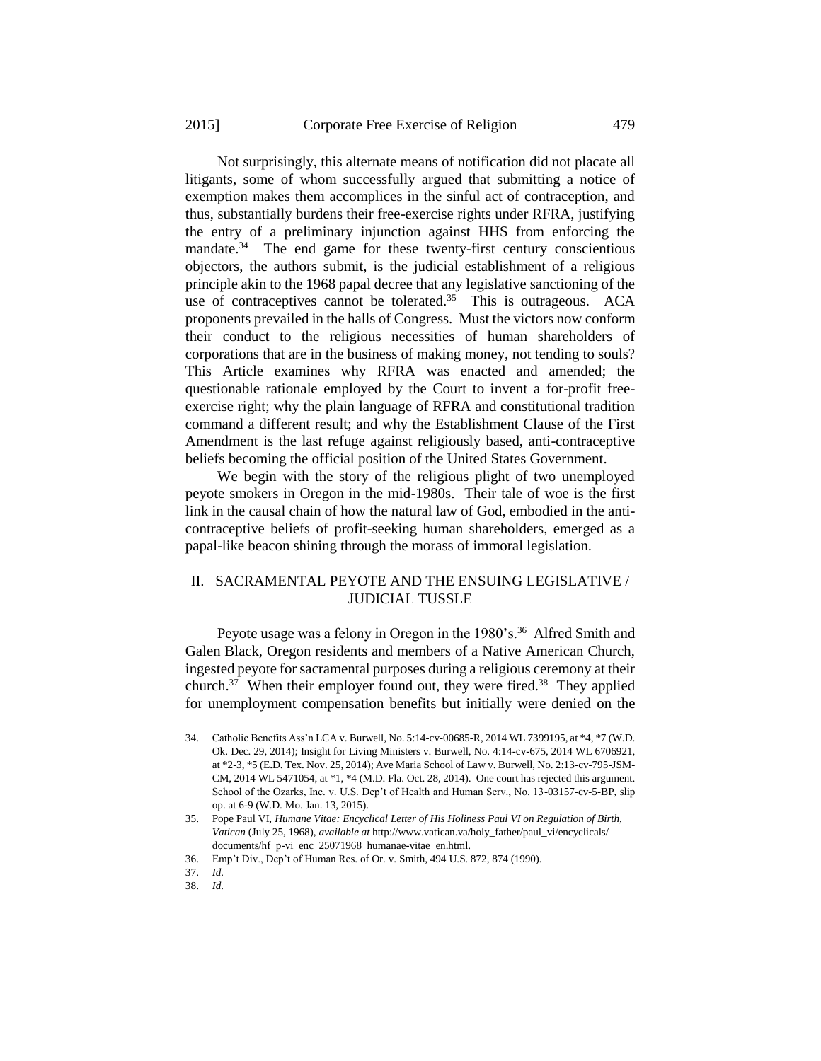Not surprisingly, this alternate means of notification did not placate all litigants, some of whom successfully argued that submitting a notice of exemption makes them accomplices in the sinful act of contraception, and thus, substantially burdens their free-exercise rights under RFRA, justifying the entry of a preliminary injunction against HHS from enforcing the mandate.[34] The end game for these twenty-first century conscientious objectors, the authors submit, is the judicial establishment of a religious principle akin to the 1968 papal decree that any legislative sanctioning of the use of contraceptives cannot be tolerated.[35] This is outrageous. ACA proponents prevailed in the halls of Congress. Must the victors now conform their conduct to the religious necessities of human shareholders of corporations that are in the business of making money, not tending to souls? This Article examines why RFRA was enacted and amended; the questionable rationale employed by the Court to invent a for-profit free-exercise right; why the plain language of RFRA and constitutional tradition command a different result; and why the Establishment Clause of the First Amendment is the last refuge against religiously based, anti-contraceptive beliefs becoming the official position of the United States Government.

We begin with the story of the religious plight of two unemployed peyote smokers in Oregon in the mid-1980s. Their tale of woe is the first link in the causal chain of how the natural law of God, embodied in the anti-contraceptive beliefs of profit-seeking human shareholders, emerged as a papal-like beacon shining through the morass of immoral legislation.

## II. SACRAMENTAL PEYOTE AND THE ENSUING LEGISLATIVE / JUDICIAL TUSSLE

Peyote usage was a felony in Oregon in the 1980's.[36] Alfred Smith and Galen Black, Oregon residents and members of a Native American Church, ingested peyote for sacramental purposes during a religious ceremony at their church.[37] When their employer found out, they were fired.[38] They applied for unemployment compensation benefits but initially were denied on the

---

34. Catholic Benefits Ass'n LCA v. Burwell, No. 5:14-cv-00685-R, 2014 WL 7399195, at *4, *7 (W.D. Ok. Dec. 29, 2014); Insight for Living Ministers v. Burwell, No. 4:14-cv-675, 2014 WL 6706921, at *2-3, *5 (E.D. Tex. Nov. 25, 2014); Ave Maria School of Law v. Burwell, No. 2:13-cv-795-JSM-CM, 2014 WL 5471054, at *1, *4 (M.D. Fla. Oct. 28, 2014). One court has rejected this argument. School of the Ozarks, Inc. v. U.S. Dep't of Health and Human Serv., No. 13-03157-cv-5-BP, slip op. at 6-9 (W.D. Mo. Jan. 13, 2015).

35. Pope Paul VI, *Humane Vitae: Encyclical Letter of His Holiness Paul VI on Regulation of Birth*, *Vatican* (July 25, 1968), *available at* http://www.vatican.va/holy_father/paul_vi/encyclicals/documents/hf_p-vi_enc_25071968_humanae-vitae_en.html.

36. Emp't Div., Dep't of Human Res. of Or. v. Smith, 494 U.S. 872, 874 (1990).

37. *Id.*

38. *Id.*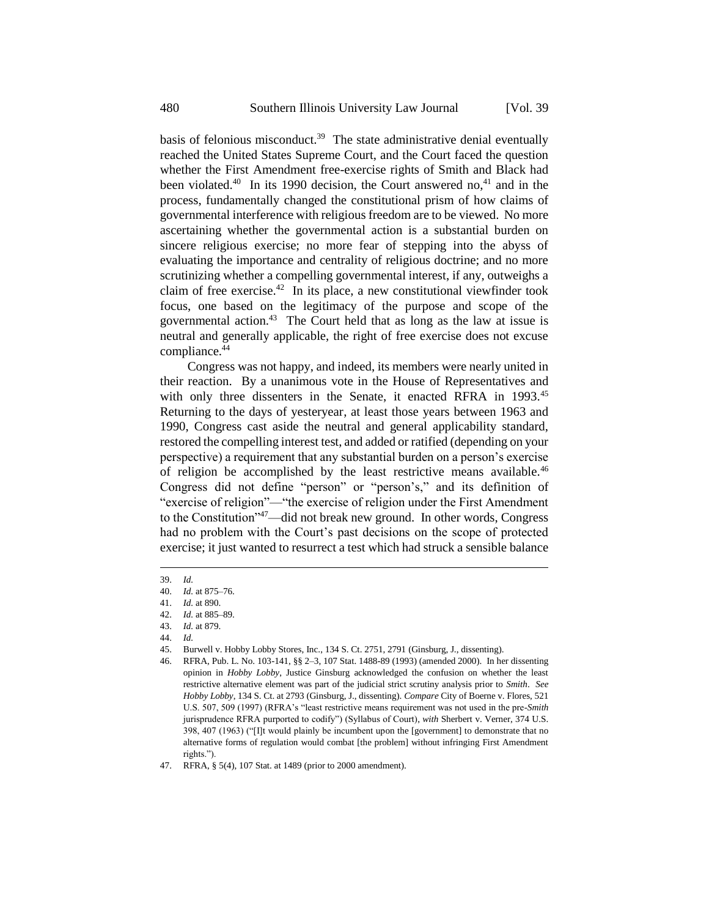basis of felonious misconduct.[39] The state administrative denial eventually reached the United States Supreme Court, and the Court faced the question whether the First Amendment free-exercise rights of Smith and Black had been violated.[40] In its 1990 decision, the Court answered no,[41] and in the process, fundamentally changed the constitutional prism of how claims of governmental interference with religious freedom are to be viewed. No more ascertaining whether the governmental action is a substantial burden on sincere religious exercise; no more fear of stepping into the abyss of evaluating the importance and centrality of religious doctrine; and no more scrutinizing whether a compelling governmental interest, if any, outweighs a claim of free exercise.[42] In its place, a new constitutional viewfinder took focus, one based on the legitimacy of the purpose and scope of the governmental action.[43] The Court held that as long as the law at issue is neutral and generally applicable, the right of free exercise does not excuse compliance.[44]

Congress was not happy, and indeed, its members were nearly united in their reaction. By a unanimous vote in the House of Representatives and with only three dissenters in the Senate, it enacted RFRA in 1993.[45] Returning to the days of yesteryear, at least those years between 1963 and 1990, Congress cast aside the neutral and general applicability standard, restored the compelling interest test, and added or ratified (depending on your perspective) a requirement that any substantial burden on a person's exercise of religion be accomplished by the least restrictive means available.[46] Congress did not define "person" or "person's," and its definition of "exercise of religion"—"the exercise of religion under the First Amendment to the Constitution"[47]—did not break new ground. In other words, Congress had no problem with the Court's past decisions on the scope of protected exercise; it just wanted to resurrect a test which had struck a sensible balance

---

39. *Id.*
40. *Id.* at 875–76.
41. *Id.* at 890.
42. *Id.* at 885–89.
43. *Id.* at 879.
44. *Id.*
45. Burwell v. Hobby Lobby Stores, Inc., 134 S. Ct. 2751, 2791 (Ginsburg, J., dissenting).
46. RFRA, Pub. L. No. 103-141, §§ 2–3, 107 Stat. 1488-89 (1993) (amended 2000). In her dissenting opinion in *Hobby Lobby*, Justice Ginsburg acknowledged the confusion on whether the least restrictive alternative element was part of the judicial strict scrutiny analysis prior to *Smith*. *See Hobby Lobby*, 134 S. Ct. at 2793 (Ginsburg, J., dissenting). *Compare* City of Boerne v. Flores, 521 U.S. 507, 509 (1997) (RFRA's "least restrictive means requirement was not used in the pre-*Smith* jurisprudence RFRA purported to codify") (Syllabus of Court), *with* Sherbert v. Verner, 374 U.S. 398, 407 (1963) ("[I]t would plainly be incumbent upon the [government] to demonstrate that no alternative forms of regulation would combat [the problem] without infringing First Amendment rights.").
47. RFRA, § 5(4), 107 Stat. at 1489 (prior to 2000 amendment).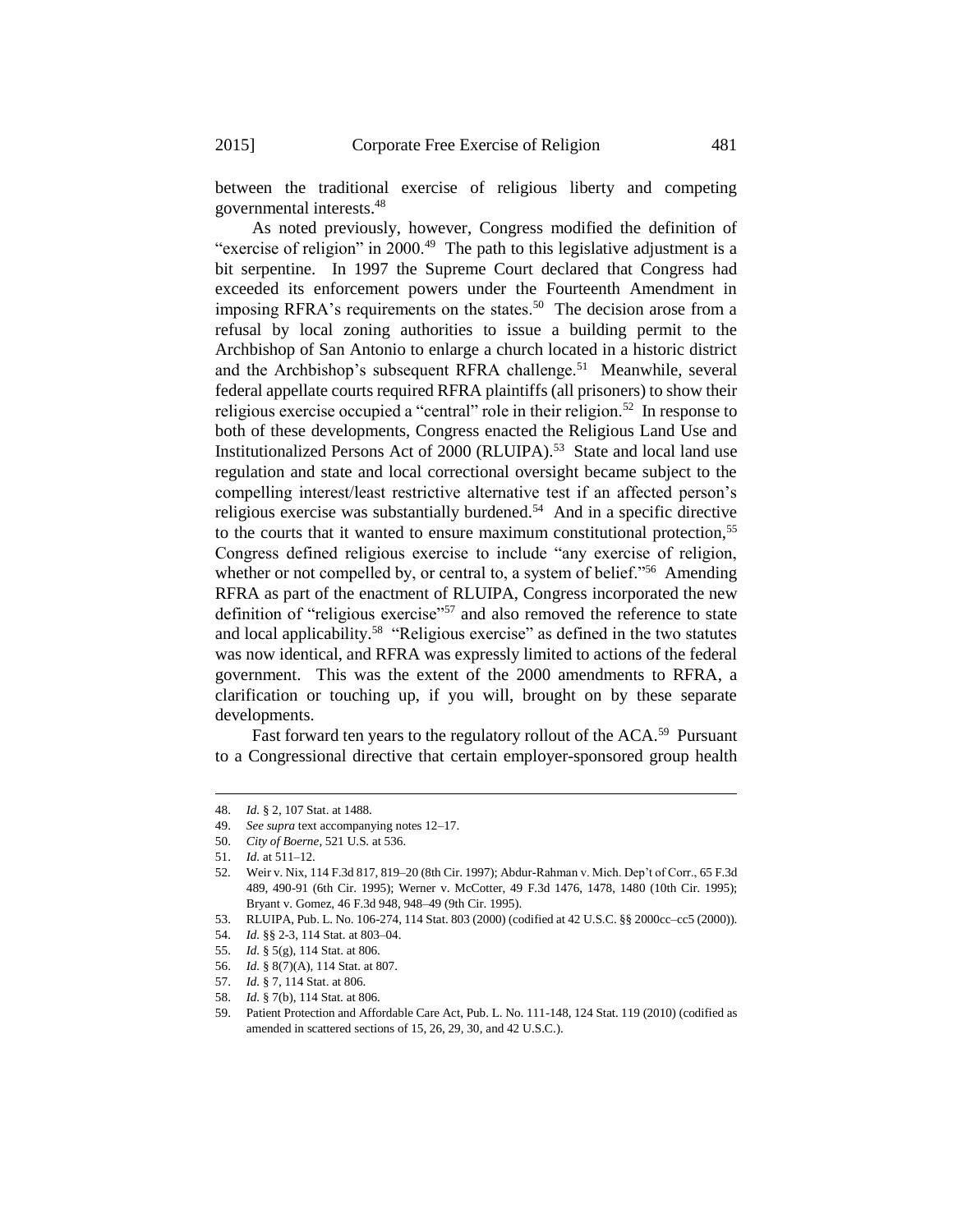between the traditional exercise of religious liberty and competing governmental interests.[48]

As noted previously, however, Congress modified the definition of "exercise of religion" in 2000.[49] The path to this legislative adjustment is a bit serpentine. In 1997 the Supreme Court declared that Congress had exceeded its enforcement powers under the Fourteenth Amendment in imposing RFRA's requirements on the states.[50] The decision arose from a refusal by local zoning authorities to issue a building permit to the Archbishop of San Antonio to enlarge a church located in a historic district and the Archbishop's subsequent RFRA challenge.[51] Meanwhile, several federal appellate courts required RFRA plaintiffs (all prisoners) to show their religious exercise occupied a "central" role in their religion.[52] In response to both of these developments, Congress enacted the Religious Land Use and Institutionalized Persons Act of 2000 (RLUIPA).[53] State and local land use regulation and state and local correctional oversight became subject to the compelling interest/least restrictive alternative test if an affected person's religious exercise was substantially burdened.[54] And in a specific directive to the courts that it wanted to ensure maximum constitutional protection,[55] Congress defined religious exercise to include "any exercise of religion, whether or not compelled by, or central to, a system of belief."[56] Amending RFRA as part of the enactment of RLUIPA, Congress incorporated the new definition of "religious exercise"[57] and also removed the reference to state and local applicability.[58] "Religious exercise" as defined in the two statutes was now identical, and RFRA was expressly limited to actions of the federal government. This was the extent of the 2000 amendments to RFRA, a clarification or touching up, if you will, brought on by these separate developments.

Fast forward ten years to the regulatory rollout of the ACA.[59] Pursuant to a Congressional directive that certain employer-sponsored group health

---

48. *Id.* § 2, 107 Stat. at 1488.
49. *See supra* text accompanying notes 12–17.
50. *City of Boerne*, 521 U.S. at 536.
51. *Id.* at 511–12.
52. Weir v. Nix, 114 F.3d 817, 819–20 (8th Cir. 1997); Abdur-Rahman v. Mich. Dep't of Corr., 65 F.3d 489, 490-91 (6th Cir. 1995); Werner v. McCotter, 49 F.3d 1476, 1478, 1480 (10th Cir. 1995); Bryant v. Gomez, 46 F.3d 948, 948–49 (9th Cir. 1995).
53. RLUIPA, Pub. L. No. 106-274, 114 Stat. 803 (2000) (codified at 42 U.S.C. §§ 2000cc–cc5 (2000)).
54. *Id.* §§ 2-3, 114 Stat. at 803–04.
55. *Id.* § 5(g), 114 Stat. at 806.
56. *Id.* § 8(7)(A), 114 Stat. at 807.
57. *Id.* § 7, 114 Stat. at 806.
58. *Id.* § 7(b), 114 Stat. at 806.
59. Patient Protection and Affordable Care Act, Pub. L. No. 111-148, 124 Stat. 119 (2010) (codified as amended in scattered sections of 15, 26, 29, 30, and 42 U.S.C.).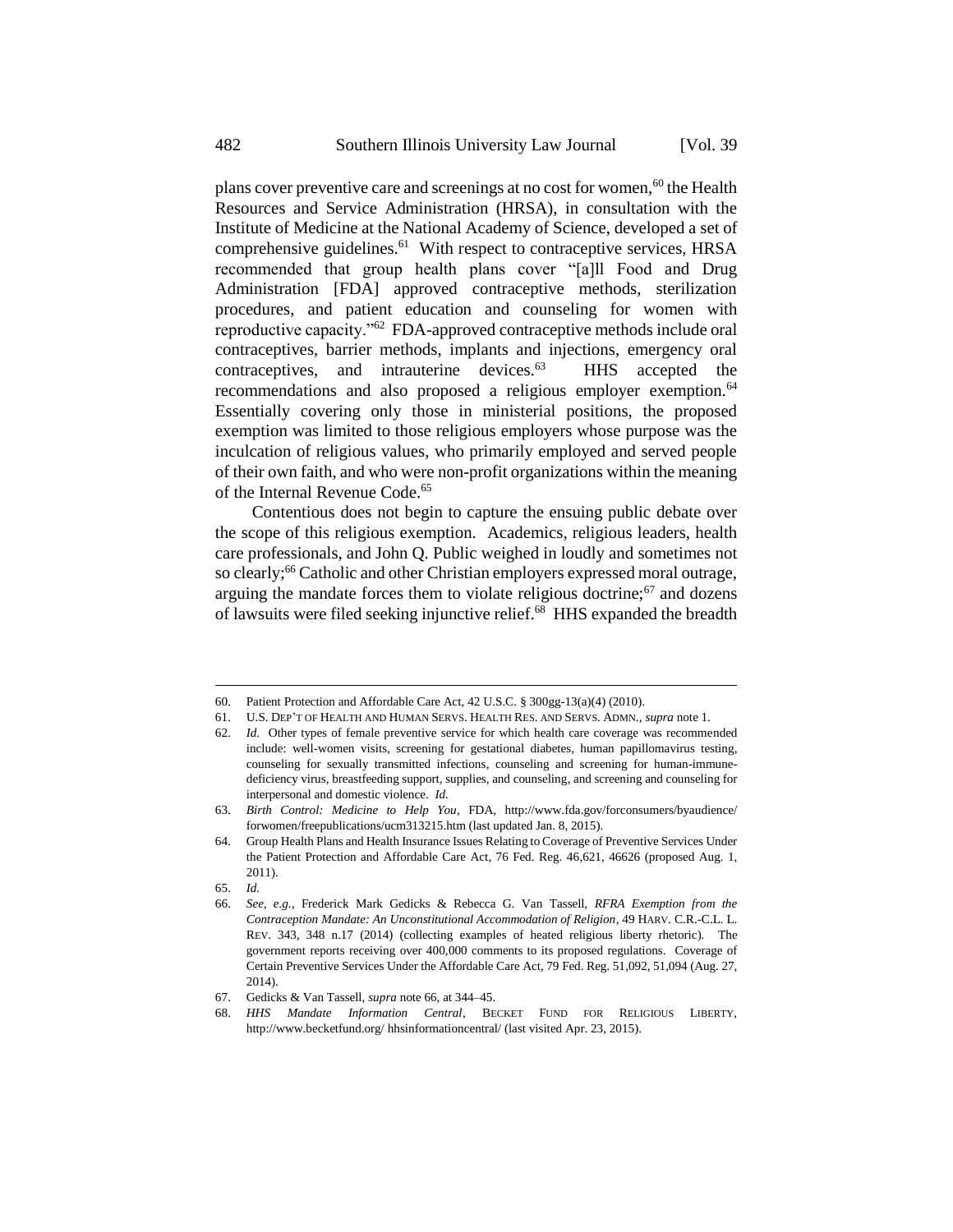plans cover preventive care and screenings at no cost for women,[60] the Health Resources and Service Administration (HRSA), in consultation with the Institute of Medicine at the National Academy of Science, developed a set of comprehensive guidelines.[61] With respect to contraceptive services, HRSA recommended that group health plans cover "[a]ll Food and Drug Administration [FDA] approved contraceptive methods, sterilization procedures, and patient education and counseling for women with reproductive capacity."[62] FDA-approved contraceptive methods include oral contraceptives, barrier methods, implants and injections, emergency oral contraceptives, and intrauterine devices.[63] HHS accepted the recommendations and also proposed a religious employer exemption.[64] Essentially covering only those in ministerial positions, the proposed exemption was limited to those religious employers whose purpose was the inculcation of religious values, who primarily employed and served people of their own faith, and who were non-profit organizations within the meaning of the Internal Revenue Code.[65]

Contentious does not begin to capture the ensuing public debate over the scope of this religious exemption. Academics, religious leaders, health care professionals, and John Q. Public weighed in loudly and sometimes not so clearly;[66] Catholic and other Christian employers expressed moral outrage, arguing the mandate forces them to violate religious doctrine;[67] and dozens of lawsuits were filed seeking injunctive relief.[68] HHS expanded the breadth

---

60. Patient Protection and Affordable Care Act, 42 U.S.C. § 300gg-13(a)(4) (2010).

61. U.S. DEP'T OF HEALTH AND HUMAN SERVS. HEALTH RES. AND SERVS. ADMN., *supra* note 1.

62. *Id.* Other types of female preventive service for which health care coverage was recommended include: well-women visits, screening for gestational diabetes, human papillomavirus testing, counseling for sexually transmitted infections, counseling and screening for human-immune-deficiency virus, breastfeeding support, supplies, and counseling, and screening and counseling for interpersonal and domestic violence. *Id.*

63. *Birth Control: Medicine to Help You*, FDA, http://www.fda.gov/forconsumers/byaudience/forwomen/freepublications/ucm313215.htm (last updated Jan. 8, 2015).

64. Group Health Plans and Health Insurance Issues Relating to Coverage of Preventive Services Under the Patient Protection and Affordable Care Act, 76 Fed. Reg. 46,621, 46626 (proposed Aug. 1, 2011).

65. *Id.*

66. *See, e.g.*, Frederick Mark Gedicks & Rebecca G. Van Tassell, *RFRA Exemption from the Contraception Mandate: An Unconstitutional Accommodation of Religion*, 49 HARV. C.R.-C.L. L. REV. 343, 348 n.17 (2014) (collecting examples of heated religious liberty rhetoric). The government reports receiving over 400,000 comments to its proposed regulations. Coverage of Certain Preventive Services Under the Affordable Care Act, 79 Fed. Reg. 51,092, 51,094 (Aug. 27, 2014).

67. Gedicks & Van Tassell, *supra* note 66, at 344–45.

68. *HHS Mandate Information Central*, BECKET FUND FOR RELIGIOUS LIBERTY, http://www.becketfund.org/ hhsinformationcentral/ (last visited Apr. 23, 2015).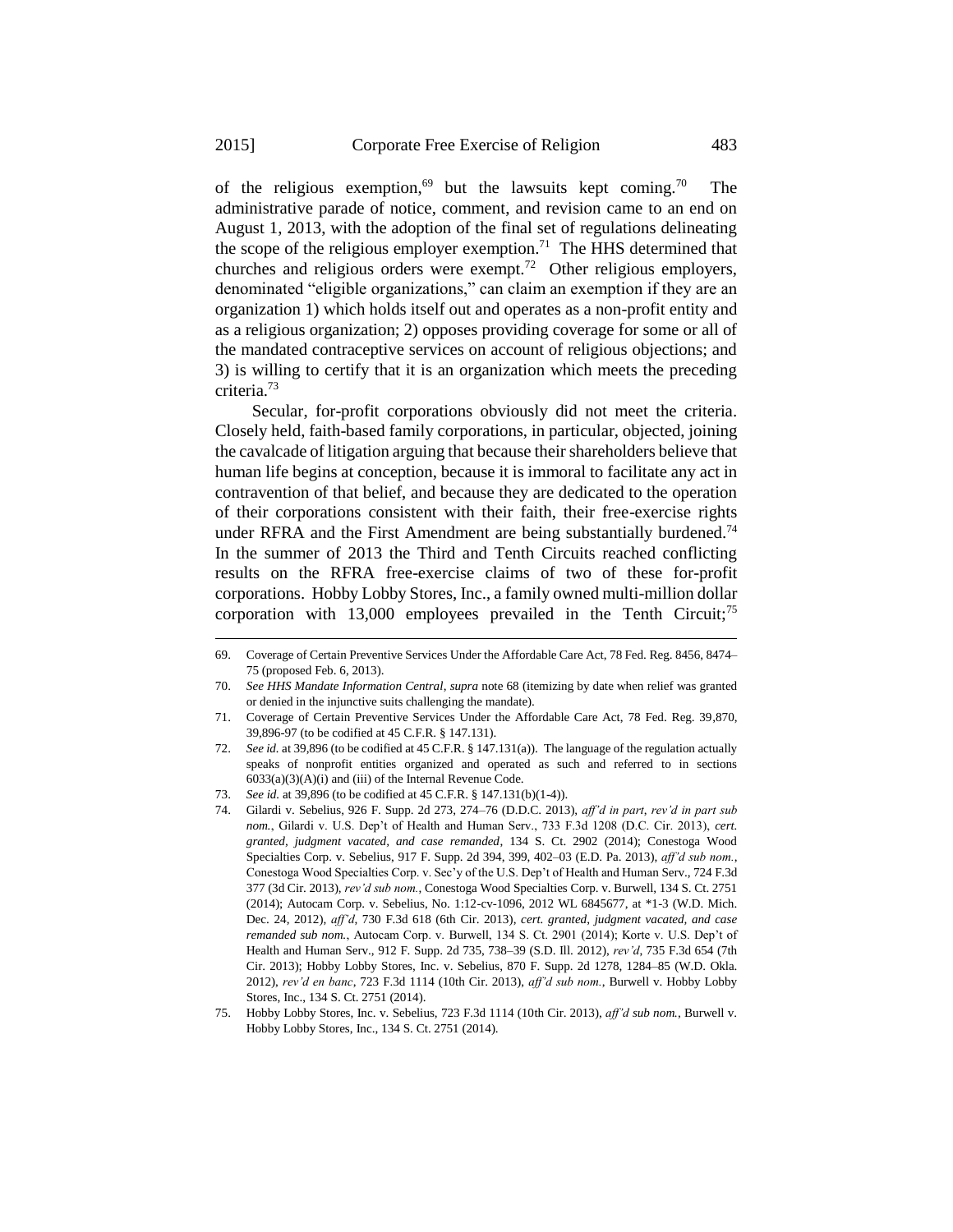of the religious exemption,[69] but the lawsuits kept coming.[70] The administrative parade of notice, comment, and revision came to an end on August 1, 2013, with the adoption of the final set of regulations delineating the scope of the religious employer exemption.[71] The HHS determined that churches and religious orders were exempt.[72] Other religious employers, denominated "eligible organizations," can claim an exemption if they are an organization 1) which holds itself out and operates as a non-profit entity and as a religious organization; 2) opposes providing coverage for some or all of the mandated contraceptive services on account of religious objections; and 3) is willing to certify that it is an organization which meets the preceding criteria.[73]

Secular, for-profit corporations obviously did not meet the criteria. Closely held, faith-based family corporations, in particular, objected, joining the cavalcade of litigation arguing that because their shareholders believe that human life begins at conception, because it is immoral to facilitate any act in contravention of that belief, and because they are dedicated to the operation of their corporations consistent with their faith, their free-exercise rights under RFRA and the First Amendment are being substantially burdened.[74] In the summer of 2013 the Third and Tenth Circuits reached conflicting results on the RFRA free-exercise claims of two of these for-profit corporations. Hobby Lobby Stores, Inc., a family owned multi-million dollar corporation with 13,000 employees prevailed in the Tenth Circuit;[75]

---

69. Coverage of Certain Preventive Services Under the Affordable Care Act, 78 Fed. Reg. 8456, 8474–75 (proposed Feb. 6, 2013).

70. *See HHS Mandate Information Central*, *supra* note 68 (itemizing by date when relief was granted or denied in the injunctive suits challenging the mandate).

71. Coverage of Certain Preventive Services Under the Affordable Care Act, 78 Fed. Reg. 39,870, 39,896-97 (to be codified at 45 C.F.R. § 147.131).

72. *See id.* at 39,896 (to be codified at 45 C.F.R. § 147.131(a)). The language of the regulation actually speaks of nonprofit entities organized and operated as such and referred to in sections 6033(a)(3)(A)(i) and (iii) of the Internal Revenue Code.

73. *See id.* at 39,896 (to be codified at 45 C.F.R. § 147.131(b)(1-4)).

74. Gilardi v. Sebelius, 926 F. Supp. 2d 273, 274–76 (D.D.C. 2013), *aff'd in part, rev'd in part sub nom.*, Gilardi v. U.S. Dep't of Health and Human Serv., 733 F.3d 1208 (D.C. Cir. 2013), *cert. granted, judgment vacated, and case remanded*, 134 S. Ct. 2902 (2014); Conestoga Wood Specialties Corp. v. Sebelius, 917 F. Supp. 2d 394, 399, 402–03 (E.D. Pa. 2013), *aff'd sub nom.*, Conestoga Wood Specialties Corp. v. Sec'y of the U.S. Dep't of Health and Human Serv., 724 F.3d 377 (3d Cir. 2013), *rev'd sub nom.*, Conestoga Wood Specialties Corp. v. Burwell, 134 S. Ct. 2751 (2014); Autocam Corp. v. Sebelius, No. 1:12-cv-1096, 2012 WL 6845677, at *1-3 (W.D. Mich. Dec. 24, 2012), *aff'd*, 730 F.3d 618 (6th Cir. 2013), *cert. granted, judgment vacated, and case remanded sub nom.*, Autocam Corp. v. Burwell, 134 S. Ct. 2901 (2014); Korte v. U.S. Dep't of Health and Human Serv., 912 F. Supp. 2d 735, 738–39 (S.D. Ill. 2012), *rev'd*, 735 F.3d 654 (7th Cir. 2013); Hobby Lobby Stores, Inc. v. Sebelius, 870 F. Supp. 2d 1278, 1284–85 (W.D. Okla. 2012), *rev'd en banc*, 723 F.3d 1114 (10th Cir. 2013), *aff'd sub nom.*, Burwell v. Hobby Lobby Stores, Inc., 134 S. Ct. 2751 (2014).

75. Hobby Lobby Stores, Inc. v. Sebelius, 723 F.3d 1114 (10th Cir. 2013), *aff'd sub nom.*, Burwell v. Hobby Lobby Stores, Inc., 134 S. Ct. 2751 (2014).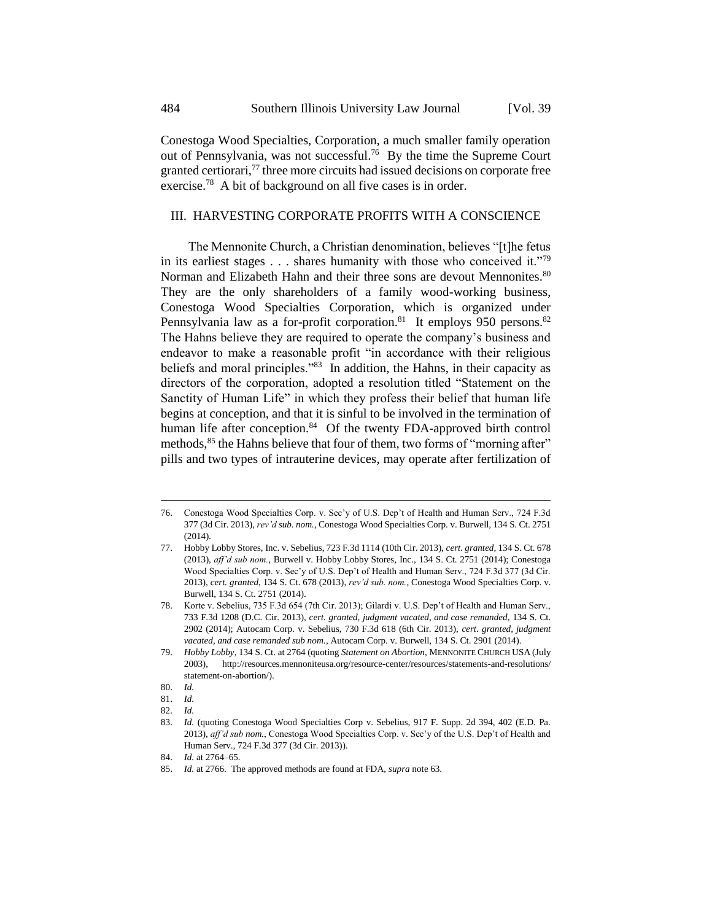Conestoga Wood Specialties, Corporation, a much smaller family operation out of Pennsylvania, was not successful.[76] By the time the Supreme Court granted certiorari,[77] three more circuits had issued decisions on corporate free exercise.[78] A bit of background on all five cases is in order.

## III. HARVESTING CORPORATE PROFITS WITH A CONSCIENCE

The Mennonite Church, a Christian denomination, believes "[t]he fetus in its earliest stages . . . shares humanity with those who conceived it."[79] Norman and Elizabeth Hahn and their three sons are devout Mennonites.[80] They are the only shareholders of a family wood-working business, Conestoga Wood Specialties Corporation, which is organized under Pennsylvania law as a for-profit corporation.[81] It employs 950 persons.[82] The Hahns believe they are required to operate the company's business and endeavor to make a reasonable profit "in accordance with their religious beliefs and moral principles."[83] In addition, the Hahns, in their capacity as directors of the corporation, adopted a resolution titled "Statement on the Sanctity of Human Life" in which they profess their belief that human life begins at conception, and that it is sinful to be involved in the termination of human life after conception.[84] Of the twenty FDA-approved birth control methods,[85] the Hahns believe that four of them, two forms of "morning after" pills and two types of intrauterine devices, may operate after fertilization of

---

76. Conestoga Wood Specialties Corp. v. Sec'y of U.S. Dep't of Health and Human Serv., 724 F.3d 377 (3d Cir. 2013), *rev'd sub. nom.*, Conestoga Wood Specialties Corp. v. Burwell, 134 S. Ct. 2751 (2014).
77. Hobby Lobby Stores, Inc. v. Sebelius, 723 F.3d 1114 (10th Cir. 2013), *cert. granted*, 134 S. Ct. 678 (2013), *aff'd sub nom.*, Burwell v. Hobby Lobby Stores, Inc., 134 S. Ct. 2751 (2014); Conestoga Wood Specialties Corp. v. Sec'y of U.S. Dep't of Health and Human Serv., 724 F.3d 377 (3d Cir. 2013), *cert. granted*, 134 S. Ct. 678 (2013), *rev'd sub. nom.*, Conestoga Wood Specialties Corp. v. Burwell, 134 S. Ct. 2751 (2014).
78. Korte v. Sebelius, 735 F.3d 654 (7th Cir. 2013); Gilardi v. U.S. Dep't of Health and Human Serv., 733 F.3d 1208 (D.C. Cir. 2013), *cert. granted, judgment vacated, and case remanded*, 134 S. Ct. 2902 (2014); Autocam Corp. v. Sebelius, 730 F.3d 618 (6th Cir. 2013), *cert. granted, judgment vacated, and case remanded sub nom.*, Autocam Corp. v. Burwell, 134 S. Ct. 2901 (2014).
79. *Hobby Lobby*, 134 S. Ct. at 2764 (quoting *Statement on Abortion*, MENNONITE CHURCH USA (July 2003), http://resources.mennoniteusa.org/resource-center/resources/statements-and-resolutions/statement-on-abortion/).
80. *Id.*
81. *Id.*
82. *Id.*
83. *Id.* (quoting Conestoga Wood Specialties Corp v. Sebelius, 917 F. Supp. 2d 394, 402 (E.D. Pa. 2013), *aff'd sub nom.*, Conestoga Wood Specialties Corp. v. Sec'y of the U.S. Dep't of Health and Human Serv., 724 F.3d 377 (3d Cir. 2013)).
84. *Id.* at 2764–65.
85. *Id.* at 2766. The approved methods are found at FDA, *supra* note 63.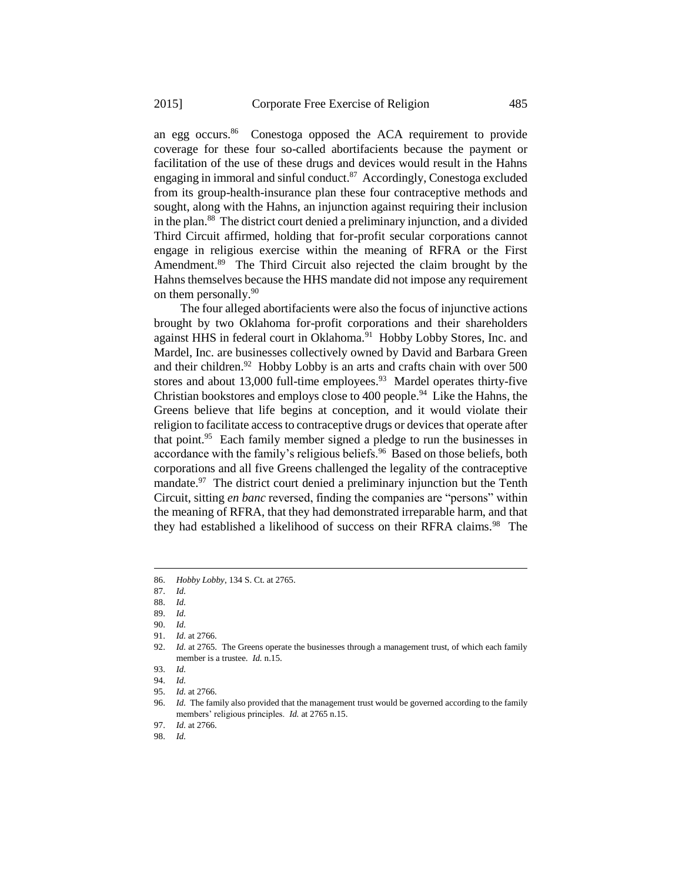an egg occurs.[86] Conestoga opposed the ACA requirement to provide coverage for these four so-called abortifacients because the payment or facilitation of the use of these drugs and devices would result in the Hahns engaging in immoral and sinful conduct.[87] Accordingly, Conestoga excluded from its group-health-insurance plan these four contraceptive methods and sought, along with the Hahns, an injunction against requiring their inclusion in the plan.[88] The district court denied a preliminary injunction, and a divided Third Circuit affirmed, holding that for-profit secular corporations cannot engage in religious exercise within the meaning of RFRA or the First Amendment.[89] The Third Circuit also rejected the claim brought by the Hahns themselves because the HHS mandate did not impose any requirement on them personally.[90]

The four alleged abortifacients were also the focus of injunctive actions brought by two Oklahoma for-profit corporations and their shareholders against HHS in federal court in Oklahoma.[91] Hobby Lobby Stores, Inc. and Mardel, Inc. are businesses collectively owned by David and Barbara Green and their children.[92] Hobby Lobby is an arts and crafts chain with over 500 stores and about 13,000 full-time employees.[93] Mardel operates thirty-five Christian bookstores and employs close to 400 people.[94] Like the Hahns, the Greens believe that life begins at conception, and it would violate their religion to facilitate access to contraceptive drugs or devices that operate after that point.[95] Each family member signed a pledge to run the businesses in accordance with the family's religious beliefs.[96] Based on those beliefs, both corporations and all five Greens challenged the legality of the contraceptive mandate.[97] The district court denied a preliminary injunction but the Tenth Circuit, sitting *en banc* reversed, finding the companies are "persons" within the meaning of RFRA, that they had demonstrated irreparable harm, and that they had established a likelihood of success on their RFRA claims.[98] The

---

86. *Hobby Lobby*, 134 S. Ct. at 2765.
87. *Id.*
88. *Id.*
89. *Id.*
90. *Id.*
91. *Id.* at 2766.
92. *Id.* at 2765. The Greens operate the businesses through a management trust, of which each family member is a trustee. *Id.* n.15.
93. *Id.*
94. *Id.*
95. *Id.* at 2766.
96. *Id.* The family also provided that the management trust would be governed according to the family members' religious principles. *Id.* at 2765 n.15.
97. *Id.* at 2766.
98. *Id.*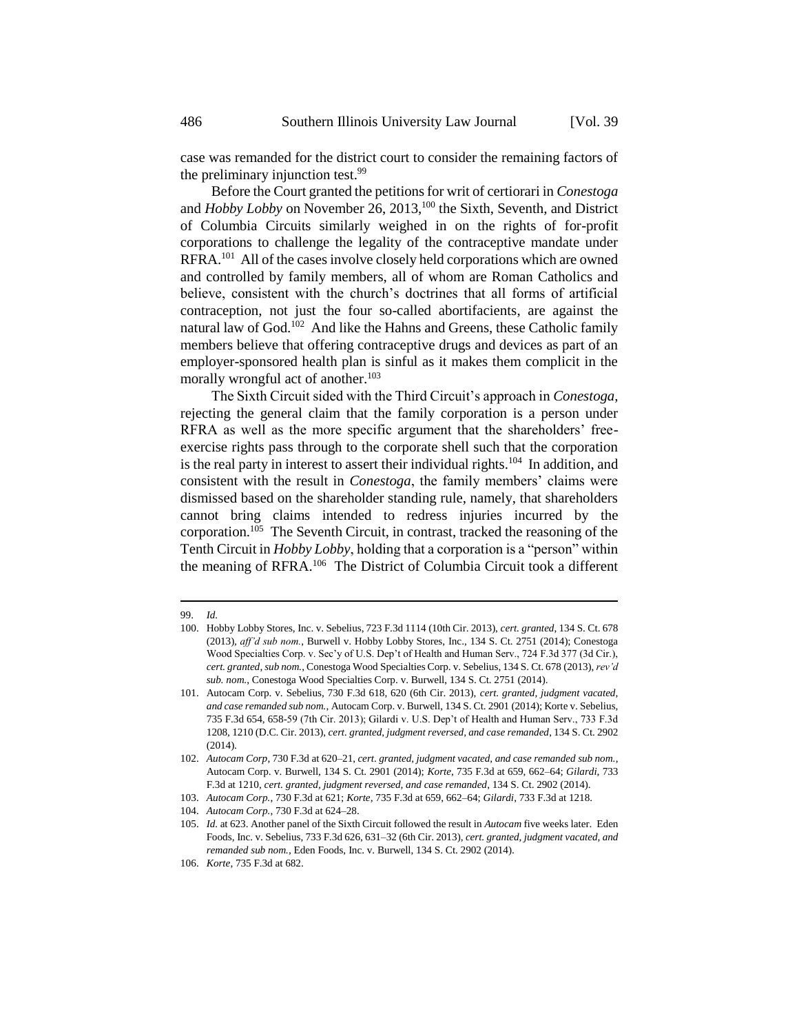case was remanded for the district court to consider the remaining factors of the preliminary injunction test.[99]

Before the Court granted the petitions for writ of certiorari in *Conestoga* and *Hobby Lobby* on November 26, 2013,[100] the Sixth, Seventh, and District of Columbia Circuits similarly weighed in on the rights of for-profit corporations to challenge the legality of the contraceptive mandate under RFRA.[101] All of the cases involve closely held corporations which are owned and controlled by family members, all of whom are Roman Catholics and believe, consistent with the church's doctrines that all forms of artificial contraception, not just the four so-called abortifacients, are against the natural law of God.[102] And like the Hahns and Greens, these Catholic family members believe that offering contraceptive drugs and devices as part of an employer-sponsored health plan is sinful as it makes them complicit in the morally wrongful act of another.[103]

The Sixth Circuit sided with the Third Circuit's approach in *Conestoga*, rejecting the general claim that the family corporation is a person under RFRA as well as the more specific argument that the shareholders' free-exercise rights pass through to the corporate shell such that the corporation is the real party in interest to assert their individual rights.[104] In addition, and consistent with the result in *Conestoga*, the family members' claims were dismissed based on the shareholder standing rule, namely, that shareholders cannot bring claims intended to redress injuries incurred by the corporation.[105] The Seventh Circuit, in contrast, tracked the reasoning of the Tenth Circuit in *Hobby Lobby*, holding that a corporation is a "person" within the meaning of RFRA.[106] The District of Columbia Circuit took a different

---

99. *Id.*

100. Hobby Lobby Stores, Inc. v. Sebelius, 723 F.3d 1114 (10th Cir. 2013), *cert. granted*, 134 S. Ct. 678 (2013), *aff'd sub nom.*, Burwell v. Hobby Lobby Stores, Inc., 134 S. Ct. 2751 (2014); Conestoga Wood Specialties Corp. v. Sec'y of U.S. Dep't of Health and Human Serv., 724 F.3d 377 (3d Cir.), *cert. granted, sub nom.*, Conestoga Wood Specialties Corp. v. Sebelius, 134 S. Ct. 678 (2013), *rev'd sub. nom.*, Conestoga Wood Specialties Corp. v. Burwell, 134 S. Ct. 2751 (2014).

101. Autocam Corp. v. Sebelius, 730 F.3d 618, 620 (6th Cir. 2013), *cert. granted, judgment vacated, and case remanded sub nom.*, Autocam Corp. v. Burwell, 134 S. Ct. 2901 (2014); Korte v. Sebelius, 735 F.3d 654, 658-59 (7th Cir. 2013); Gilardi v. U.S. Dep't of Health and Human Serv., 733 F.3d 1208, 1210 (D.C. Cir. 2013), *cert. granted, judgment reversed, and case remanded*, 134 S. Ct. 2902 (2014).

102. *Autocam Corp*, 730 F.3d at 620–21, *cert. granted, judgment vacated, and case remanded sub nom.*, Autocam Corp. v. Burwell, 134 S. Ct. 2901 (2014); *Korte*, 735 F.3d at 659, 662–64; *Gilardi*, 733 F.3d at 1210, *cert. granted, judgment reversed, and case remanded*, 134 S. Ct. 2902 (2014).

103. *Autocam Corp.*, 730 F.3d at 621; *Korte*, 735 F.3d at 659, 662–64; *Gilardi*, 733 F.3d at 1218.

104. *Autocam Corp.*, 730 F.3d at 624–28.

105. *Id.* at 623. Another panel of the Sixth Circuit followed the result in *Autocam* five weeks later. Eden Foods, Inc. v. Sebelius, 733 F.3d 626, 631–32 (6th Cir. 2013), *cert. granted, judgment vacated, and remanded sub nom.*, Eden Foods, Inc. v. Burwell, 134 S. Ct. 2902 (2014).

106. *Korte*, 735 F.3d at 682.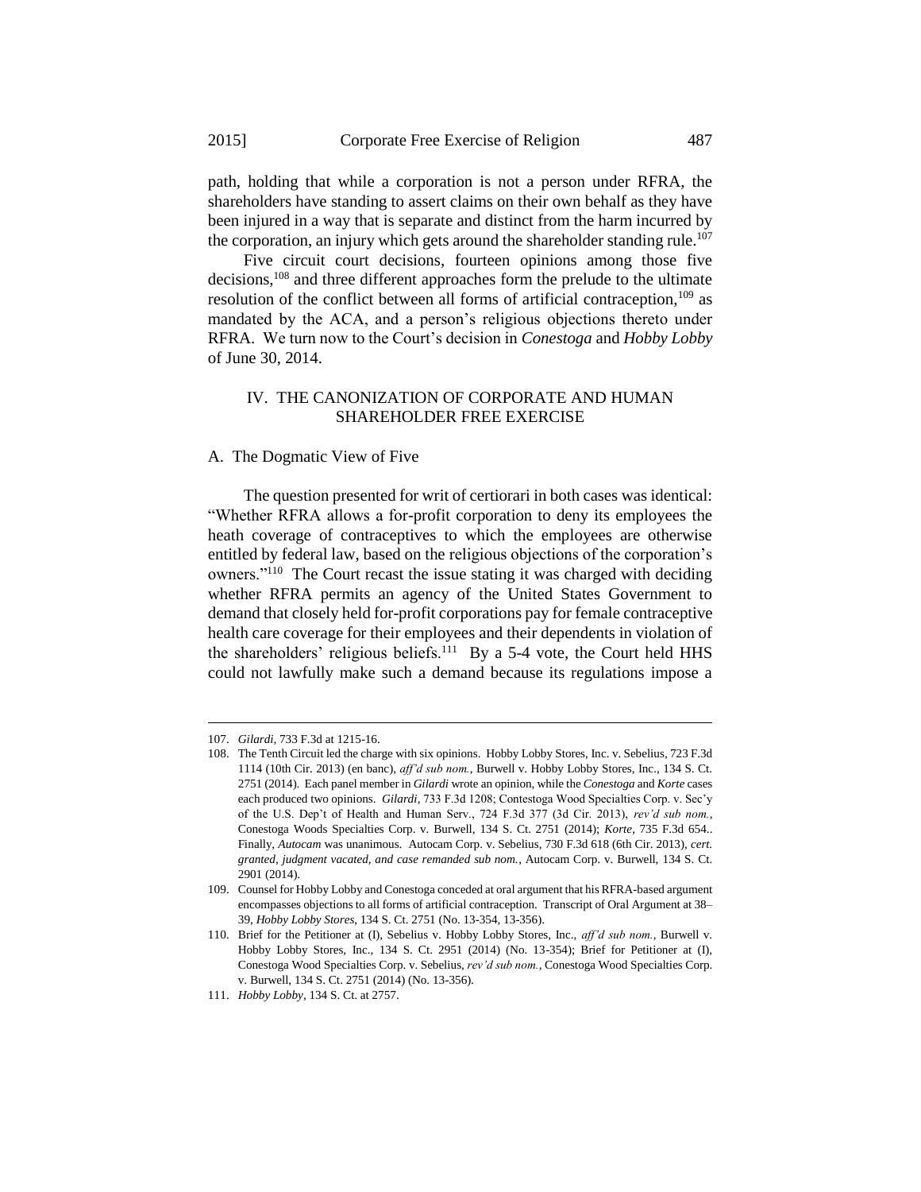path, holding that while a corporation is not a person under RFRA, the shareholders have standing to assert claims on their own behalf as they have been injured in a way that is separate and distinct from the harm incurred by the corporation, an injury which gets around the shareholder standing rule.[107]

Five circuit court decisions, fourteen opinions among those five decisions,[108] and three different approaches form the prelude to the ultimate resolution of the conflict between all forms of artificial contraception,[109] as mandated by the ACA, and a person's religious objections thereto under RFRA. We turn now to the Court's decision in *Conestoga* and *Hobby Lobby* of June 30, 2014.

## IV. THE CANONIZATION OF CORPORATE AND HUMAN SHAREHOLDER FREE EXERCISE

### A. The Dogmatic View of Five

The question presented for writ of certiorari in both cases was identical: "Whether RFRA allows a for-profit corporation to deny its employees the heath coverage of contraceptives to which the employees are otherwise entitled by federal law, based on the religious objections of the corporation's owners."[110] The Court recast the issue stating it was charged with deciding whether RFRA permits an agency of the United States Government to demand that closely held for-profit corporations pay for female contraceptive health care coverage for their employees and their dependents in violation of the shareholders' religious beliefs.[111] By a 5-4 vote, the Court held HHS could not lawfully make such a demand because its regulations impose a

---

107. *Gilardi*, 733 F.3d at 1215-16.

108. The Tenth Circuit led the charge with six opinions. Hobby Lobby Stores, Inc. v. Sebelius, 723 F.3d 1114 (10th Cir. 2013) (en banc), *aff'd sub nom.*, Burwell v. Hobby Lobby Stores, Inc., 134 S. Ct. 2751 (2014). Each panel member in *Gilardi* wrote an opinion, while the *Conestoga* and *Korte* cases each produced two opinions. *Gilardi*, 733 F.3d 1208; Contestoga Wood Specialties Corp. v. Sec'y of the U.S. Dep't of Health and Human Serv., 724 F.3d 377 (3d Cir. 2013), *rev'd sub nom.*, Conestoga Woods Specialties Corp. v. Burwell, 134 S. Ct. 2751 (2014); *Korte*, 735 F.3d 654.. Finally, *Autocam* was unanimous. Autocam Corp. v. Sebelius, 730 F.3d 618 (6th Cir. 2013), *cert. granted, judgment vacated, and case remanded sub nom.*, Autocam Corp. v. Burwell, 134 S. Ct. 2901 (2014).

109. Counsel for Hobby Lobby and Conestoga conceded at oral argument that his RFRA-based argument encompasses objections to all forms of artificial contraception. Transcript of Oral Argument at 38–39, *Hobby Lobby Stores*, 134 S. Ct. 2751 (No. 13-354, 13-356).

110. Brief for the Petitioner at (I), Sebelius v. Hobby Lobby Stores, Inc., *aff'd sub nom.*, Burwell v. Hobby Lobby Stores, Inc., 134 S. Ct. 2951 (2014) (No. 13-354); Brief for Petitioner at (I), Conestoga Wood Specialties Corp. v. Sebelius, *rev'd sub nom.*, Conestoga Wood Specialties Corp. v. Burwell, 134 S. Ct. 2751 (2014) (No. 13-356).

111. *Hobby Lobby*, 134 S. Ct. at 2757.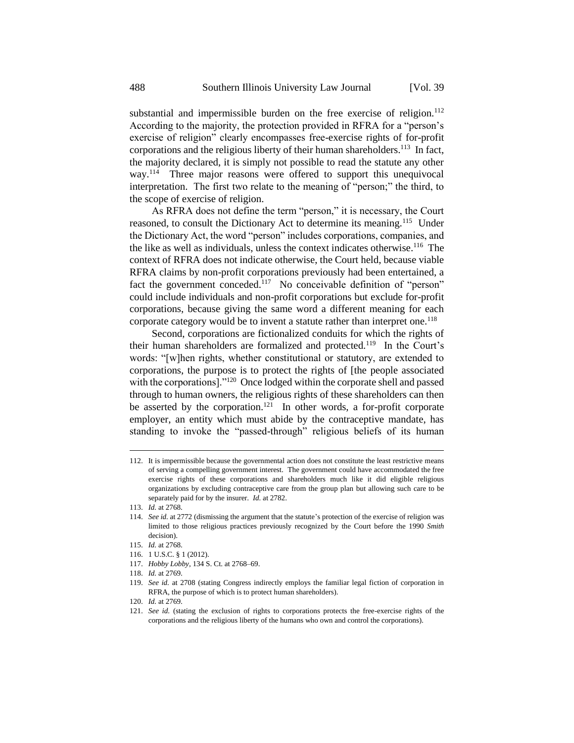substantial and impermissible burden on the free exercise of religion.[112] According to the majority, the protection provided in RFRA for a "person's exercise of religion" clearly encompasses free-exercise rights of for-profit corporations and the religious liberty of their human shareholders.[113] In fact, the majority declared, it is simply not possible to read the statute any other way.[114] Three major reasons were offered to support this unequivocal interpretation. The first two relate to the meaning of "person;" the third, to the scope of exercise of religion.

As RFRA does not define the term "person," it is necessary, the Court reasoned, to consult the Dictionary Act to determine its meaning.[115] Under the Dictionary Act, the word "person" includes corporations, companies, and the like as well as individuals, unless the context indicates otherwise.[116] The context of RFRA does not indicate otherwise, the Court held, because viable RFRA claims by non-profit corporations previously had been entertained, a fact the government conceded.[117] No conceivable definition of "person" could include individuals and non-profit corporations but exclude for-profit corporations, because giving the same word a different meaning for each corporate category would be to invent a statute rather than interpret one.[118]

Second, corporations are fictionalized conduits for which the rights of their human shareholders are formalized and protected.[119] In the Court's words: "[w]hen rights, whether constitutional or statutory, are extended to corporations, the purpose is to protect the rights of [the people associated with the corporations]."[120] Once lodged within the corporate shell and passed through to human owners, the religious rights of these shareholders can then be asserted by the corporation.[121] In other words, a for-profit corporate employer, an entity which must abide by the contraceptive mandate, has standing to invoke the "passed-through" religious beliefs of its human

---

112. It is impermissible because the governmental action does not constitute the least restrictive means of serving a compelling government interest. The government could have accommodated the free exercise rights of these corporations and shareholders much like it did eligible religious organizations by excluding contraceptive care from the group plan but allowing such care to be separately paid for by the insurer. *Id.* at 2782.

113. *Id.* at 2768.

114. *See id.* at 2772 (dismissing the argument that the statute's protection of the exercise of religion was limited to those religious practices previously recognized by the Court before the 1990 *Smith* decision).

115. *Id.* at 2768.

116. 1 U.S.C. § 1 (2012).

117. *Hobby Lobby*, 134 S. Ct. at 2768–69.

118. *Id.* at 2769.

119. *See id.* at 2708 (stating Congress indirectly employs the familiar legal fiction of corporation in RFRA, the purpose of which is to protect human shareholders).

120. *Id.* at 2769.

121. *See id.* (stating the exclusion of rights to corporations protects the free-exercise rights of the corporations and the religious liberty of the humans who own and control the corporations).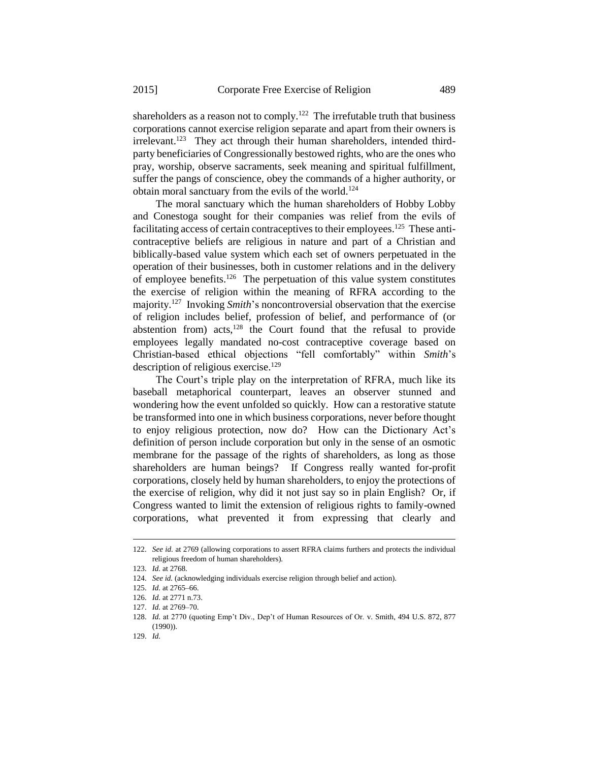shareholders as a reason not to comply.[122] The irrefutable truth that business corporations cannot exercise religion separate and apart from their owners is irrelevant.[123] They act through their human shareholders, intended third-party beneficiaries of Congressionally bestowed rights, who are the ones who pray, worship, observe sacraments, seek meaning and spiritual fulfillment, suffer the pangs of conscience, obey the commands of a higher authority, or obtain moral sanctuary from the evils of the world.[124]

The moral sanctuary which the human shareholders of Hobby Lobby and Conestoga sought for their companies was relief from the evils of facilitating access of certain contraceptives to their employees.[125] These anti-contraceptive beliefs are religious in nature and part of a Christian and biblically-based value system which each set of owners perpetuated in the operation of their businesses, both in customer relations and in the delivery of employee benefits.[126] The perpetuation of this value system constitutes the exercise of religion within the meaning of RFRA according to the majority.[127] Invoking *Smith*'s noncontroversial observation that the exercise of religion includes belief, profession of belief, and performance of (or abstention from) acts,[128] the Court found that the refusal to provide employees legally mandated no-cost contraceptive coverage based on Christian-based ethical objections "fell comfortably" within *Smith*'s description of religious exercise.[129]

The Court's triple play on the interpretation of RFRA, much like its baseball metaphorical counterpart, leaves an observer stunned and wondering how the event unfolded so quickly. How can a restorative statute be transformed into one in which business corporations, never before thought to enjoy religious protection, now do? How can the Dictionary Act's definition of person include corporation but only in the sense of an osmotic membrane for the passage of the rights of shareholders, as long as those shareholders are human beings? If Congress really wanted for-profit corporations, closely held by human shareholders, to enjoy the protections of the exercise of religion, why did it not just say so in plain English? Or, if Congress wanted to limit the extension of religious rights to family-owned corporations, what prevented it from expressing that clearly and

---

122. *See id.* at 2769 (allowing corporations to assert RFRA claims furthers and protects the individual religious freedom of human shareholders).

123. *Id.* at 2768.

124. *See id.* (acknowledging individuals exercise religion through belief and action).

125. *Id.* at 2765–66.

126. *Id.* at 2771 n.73.

127. *Id.* at 2769–70.

128. *Id.* at 2770 (quoting Emp't Div., Dep't of Human Resources of Or. v. Smith, 494 U.S. 872, 877 (1990)).

129. *Id.*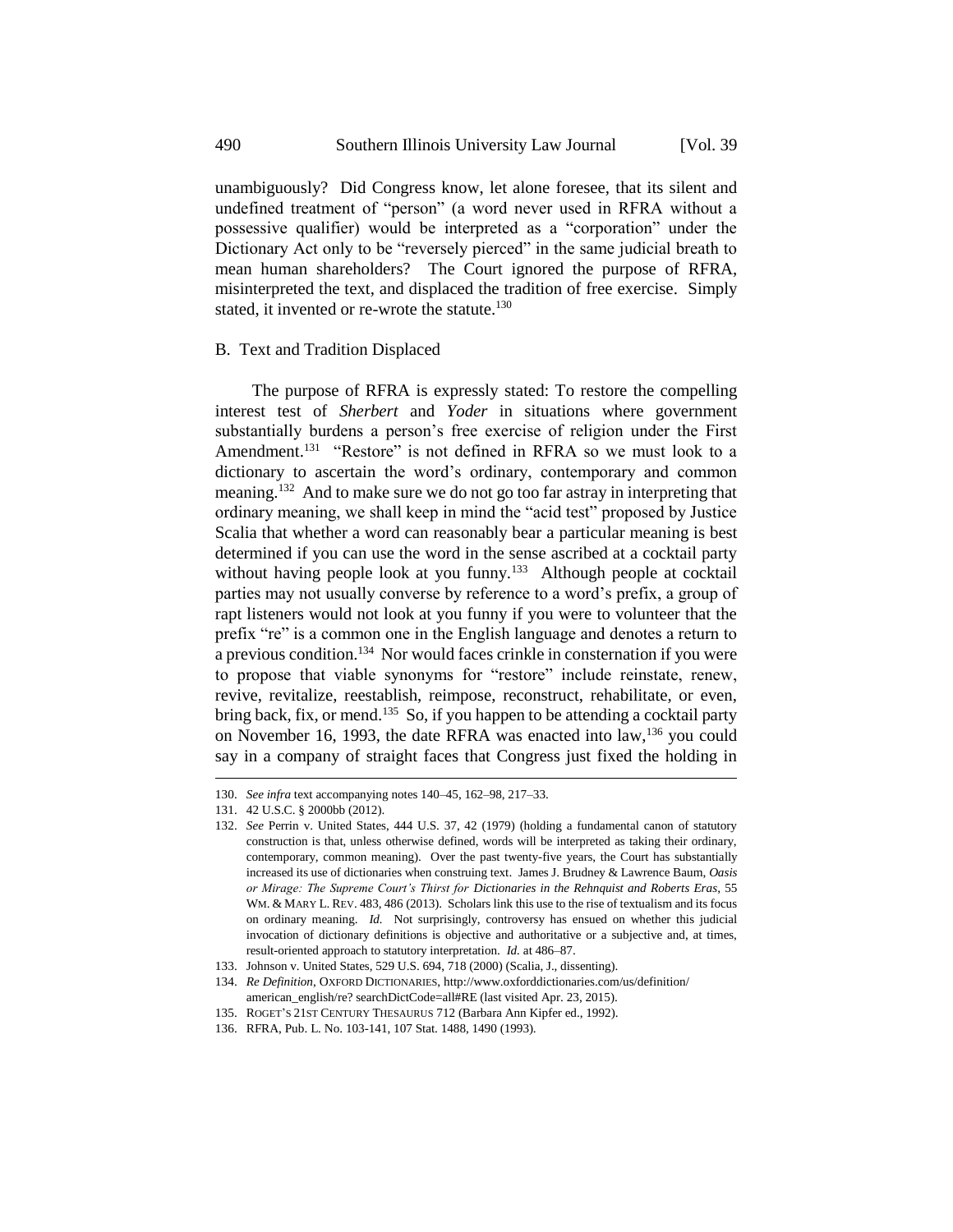unambiguously? Did Congress know, let alone foresee, that its silent and undefined treatment of "person" (a word never used in RFRA without a possessive qualifier) would be interpreted as a "corporation" under the Dictionary Act only to be "reversely pierced" in the same judicial breath to mean human shareholders? The Court ignored the purpose of RFRA, misinterpreted the text, and displaced the tradition of free exercise. Simply stated, it invented or re-wrote the statute.[130]

### B. Text and Tradition Displaced

The purpose of RFRA is expressly stated: To restore the compelling interest test of *Sherbert* and *Yoder* in situations where government substantially burdens a person's free exercise of religion under the First Amendment.[131] "Restore" is not defined in RFRA so we must look to a dictionary to ascertain the word's ordinary, contemporary and common meaning.[132] And to make sure we do not go too far astray in interpreting that ordinary meaning, we shall keep in mind the "acid test" proposed by Justice Scalia that whether a word can reasonably bear a particular meaning is best determined if you can use the word in the sense ascribed at a cocktail party without having people look at you funny.[133] Although people at cocktail parties may not usually converse by reference to a word's prefix, a group of rapt listeners would not look at you funny if you were to volunteer that the prefix "re" is a common one in the English language and denotes a return to a previous condition.[134] Nor would faces crinkle in consternation if you were to propose that viable synonyms for "restore" include reinstate, renew, revive, revitalize, reestablish, reimpose, reconstruct, rehabilitate, or even, bring back, fix, or mend.[135] So, if you happen to be attending a cocktail party on November 16, 1993, the date RFRA was enacted into law,[136] you could say in a company of straight faces that Congress just fixed the holding in

---

130. *See infra* text accompanying notes 140–45, 162–98, 217–33.

131. 42 U.S.C. § 2000bb (2012).

132. *See* Perrin v. United States, 444 U.S. 37, 42 (1979) (holding a fundamental canon of statutory construction is that, unless otherwise defined, words will be interpreted as taking their ordinary, contemporary, common meaning). Over the past twenty-five years, the Court has substantially increased its use of dictionaries when construing text. James J. Brudney & Lawrence Baum, *Oasis or Mirage: The Supreme Court's Thirst for Dictionaries in the Rehnquist and Roberts Eras*, 55 WM. & MARY L. REV. 483, 486 (2013). Scholars link this use to the rise of textualism and its focus on ordinary meaning. *Id.* Not surprisingly, controversy has ensued on whether this judicial invocation of dictionary definitions is objective and authoritative or a subjective and, at times, result-oriented approach to statutory interpretation. *Id.* at 486–87.

133. Johnson v. United States, 529 U.S. 694, 718 (2000) (Scalia, J., dissenting).

134. *Re Definition*, OXFORD DICTIONARIES, http://www.oxforddictionaries.com/us/definition/american_english/re? searchDictCode=all#RE (last visited Apr. 23, 2015).

135. ROGET'S 21ST CENTURY THESAURUS 712 (Barbara Ann Kipfer ed., 1992).

136. RFRA, Pub. L. No. 103-141, 107 Stat. 1488, 1490 (1993).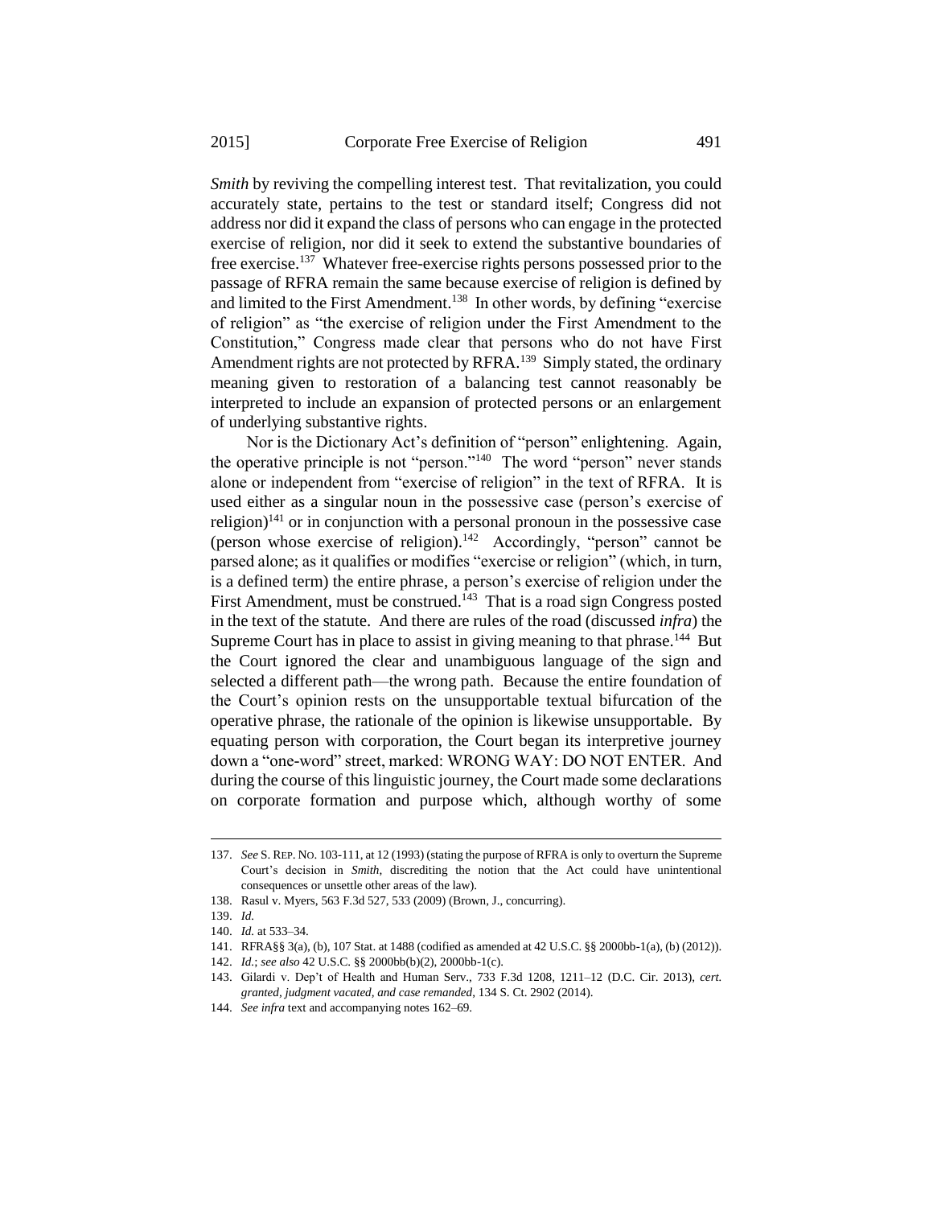*Smith* by reviving the compelling interest test. That revitalization, you could accurately state, pertains to the test or standard itself; Congress did not address nor did it expand the class of persons who can engage in the protected exercise of religion, nor did it seek to extend the substantive boundaries of free exercise.[137] Whatever free-exercise rights persons possessed prior to the passage of RFRA remain the same because exercise of religion is defined by and limited to the First Amendment.[138] In other words, by defining "exercise of religion" as "the exercise of religion under the First Amendment to the Constitution," Congress made clear that persons who do not have First Amendment rights are not protected by RFRA.[139] Simply stated, the ordinary meaning given to restoration of a balancing test cannot reasonably be interpreted to include an expansion of protected persons or an enlargement of underlying substantive rights.

Nor is the Dictionary Act's definition of "person" enlightening. Again, the operative principle is not "person."[140] The word "person" never stands alone or independent from "exercise of religion" in the text of RFRA. It is used either as a singular noun in the possessive case (person's exercise of religion)[141] or in conjunction with a personal pronoun in the possessive case (person whose exercise of religion).[142] Accordingly, "person" cannot be parsed alone; as it qualifies or modifies "exercise or religion" (which, in turn, is a defined term) the entire phrase, a person's exercise of religion under the First Amendment, must be construed.[143] That is a road sign Congress posted in the text of the statute. And there are rules of the road (discussed *infra*) the Supreme Court has in place to assist in giving meaning to that phrase.[144] But the Court ignored the clear and unambiguous language of the sign and selected a different path—the wrong path. Because the entire foundation of the Court's opinion rests on the unsupportable textual bifurcation of the operative phrase, the rationale of the opinion is likewise unsupportable. By equating person with corporation, the Court began its interpretive journey down a "one-word" street, marked: WRONG WAY: DO NOT ENTER. And during the course of this linguistic journey, the Court made some declarations on corporate formation and purpose which, although worthy of some

---

137. *See* S. REP. NO. 103-111, at 12 (1993) (stating the purpose of RFRA is only to overturn the Supreme Court's decision in *Smith*, discrediting the notion that the Act could have unintentional consequences or unsettle other areas of the law).

138. Rasul v. Myers, 563 F.3d 527, 533 (2009) (Brown, J., concurring).

139. *Id.*

140. *Id.* at 533–34.

141. RFRA§§ 3(a), (b), 107 Stat. at 1488 (codified as amended at 42 U.S.C. §§ 2000bb-1(a), (b) (2012)).

142. *Id.*; *see also* 42 U.S.C. §§ 2000bb(b)(2), 2000bb-1(c).

143. Gilardi v. Dep't of Health and Human Serv., 733 F.3d 1208, 1211–12 (D.C. Cir. 2013), *cert. granted*, *judgment vacated*, *and case remanded*, 134 S. Ct. 2902 (2014).

144. *See infra* text and accompanying notes 162–69.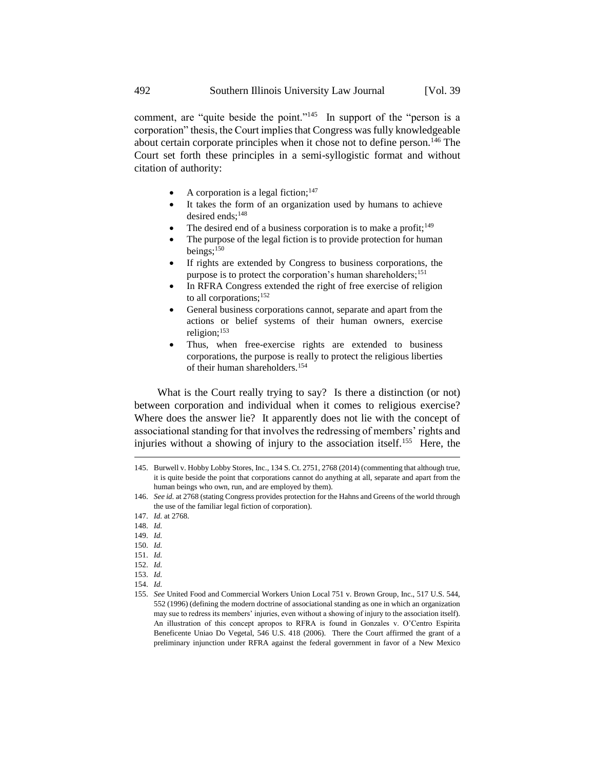comment, are "quite beside the point."[145] In support of the "person is a corporation" thesis, the Court implies that Congress was fully knowledgeable about certain corporate principles when it chose not to define person.[146] The Court set forth these principles in a semi-syllogistic format and without citation of authority:

- A corporation is a legal fiction;[147]
- It takes the form of an organization used by humans to achieve desired ends;[148]
- The desired end of a business corporation is to make a profit;[149]
- The purpose of the legal fiction is to provide protection for human beings;[150]
- If rights are extended by Congress to business corporations, the purpose is to protect the corporation's human shareholders;[151]
- In RFRA Congress extended the right of free exercise of religion to all corporations;[152]
- General business corporations cannot, separate and apart from the actions or belief systems of their human owners, exercise religion;[153]
- Thus, when free-exercise rights are extended to business corporations, the purpose is really to protect the religious liberties of their human shareholders.[154]

What is the Court really trying to say? Is there a distinction (or not) between corporation and individual when it comes to religious exercise? Where does the answer lie? It apparently does not lie with the concept of associational standing for that involves the redressing of members' rights and injuries without a showing of injury to the association itself.[155] Here, the

---

145. Burwell v. Hobby Lobby Stores, Inc., 134 S. Ct. 2751, 2768 (2014) (commenting that although true, it is quite beside the point that corporations cannot do anything at all, separate and apart from the human beings who own, run, and are employed by them).

146. *See id.* at 2768 (stating Congress provides protection for the Hahns and Greens of the world through the use of the familiar legal fiction of corporation).

147. *Id.* at 2768.

148. *Id.*

149. *Id.*

150. *Id.*

151. *Id.*

152. *Id.*

153. *Id.*

154. *Id.*

155. *See* United Food and Commercial Workers Union Local 751 v. Brown Group, Inc., 517 U.S. 544, 552 (1996) (defining the modern doctrine of associational standing as one in which an organization may sue to redress its members' injuries, even without a showing of injury to the association itself). An illustration of this concept apropos to RFRA is found in Gonzales v. O'Centro Espirita Beneficente Uniao Do Vegetal, 546 U.S. 418 (2006). There the Court affirmed the grant of a preliminary injunction under RFRA against the federal government in favor of a New Mexico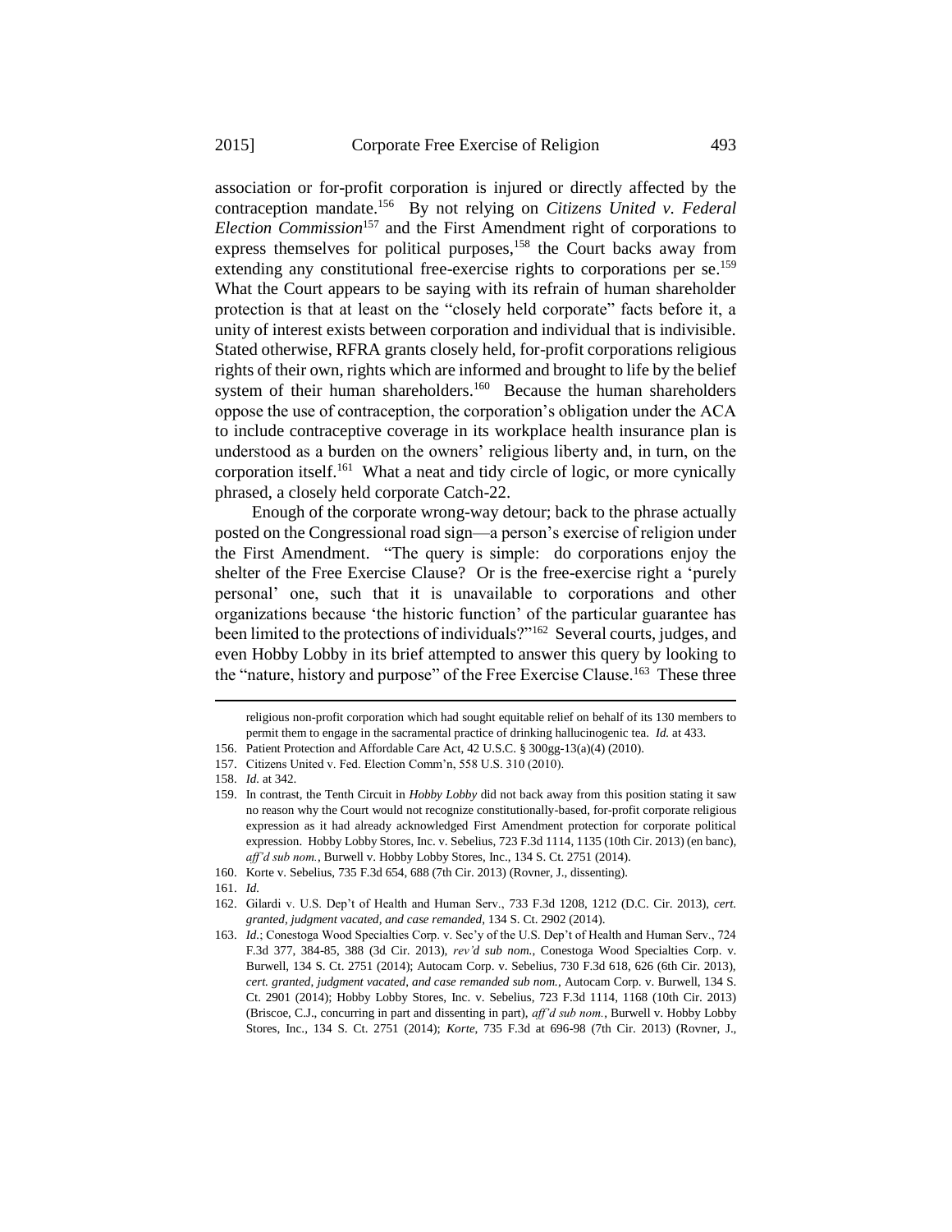association or for-profit corporation is injured or directly affected by the contraception mandate.[156] By not relying on *Citizens United v. Federal Election Commission*[157] and the First Amendment right of corporations to express themselves for political purposes,[158] the Court backs away from extending any constitutional free-exercise rights to corporations per se.[159] What the Court appears to be saying with its refrain of human shareholder protection is that at least on the "closely held corporate" facts before it, a unity of interest exists between corporation and individual that is indivisible. Stated otherwise, RFRA grants closely held, for-profit corporations religious rights of their own, rights which are informed and brought to life by the belief system of their human shareholders.[160] Because the human shareholders oppose the use of contraception, the corporation's obligation under the ACA to include contraceptive coverage in its workplace health insurance plan is understood as a burden on the owners' religious liberty and, in turn, on the corporation itself.[161] What a neat and tidy circle of logic, or more cynically phrased, a closely held corporate Catch-22.

Enough of the corporate wrong-way detour; back to the phrase actually posted on the Congressional road sign—a person's exercise of religion under the First Amendment. "The query is simple: do corporations enjoy the shelter of the Free Exercise Clause? Or is the free-exercise right a 'purely personal' one, such that it is unavailable to corporations and other organizations because 'the historic function' of the particular guarantee has been limited to the protections of individuals?"[162] Several courts, judges, and even Hobby Lobby in its brief attempted to answer this query by looking to the "nature, history and purpose" of the Free Exercise Clause.[163] These three

---

religious non-profit corporation which had sought equitable relief on behalf of its 130 members to permit them to engage in the sacramental practice of drinking hallucinogenic tea. *Id.* at 433.

156. Patient Protection and Affordable Care Act, 42 U.S.C. § 300gg-13(a)(4) (2010).

157. Citizens United v. Fed. Election Comm'n, 558 U.S. 310 (2010).

158. *Id.* at 342.

159. In contrast, the Tenth Circuit in *Hobby Lobby* did not back away from this position stating it saw no reason why the Court would not recognize constitutionally-based, for-profit corporate religious expression as it had already acknowledged First Amendment protection for corporate political expression. Hobby Lobby Stores, Inc. v. Sebelius, 723 F.3d 1114, 1135 (10th Cir. 2013) (en banc), *aff'd sub nom.*, Burwell v. Hobby Lobby Stores, Inc., 134 S. Ct. 2751 (2014).

160. Korte v. Sebelius, 735 F.3d 654, 688 (7th Cir. 2013) (Rovner, J., dissenting).

161. *Id.*

162. Gilardi v. U.S. Dep't of Health and Human Serv., 733 F.3d 1208, 1212 (D.C. Cir. 2013), *cert. granted, judgment vacated, and case remanded*, 134 S. Ct. 2902 (2014).

163. *Id.*; Conestoga Wood Specialties Corp. v. Sec'y of the U.S. Dep't of Health and Human Serv., 724 F.3d 377, 384-85, 388 (3d Cir. 2013), *rev'd sub nom.*, Conestoga Wood Specialties Corp. v. Burwell, 134 S. Ct. 2751 (2014); Autocam Corp. v. Sebelius, 730 F.3d 618, 626 (6th Cir. 2013), *cert. granted, judgment vacated, and case remanded sub nom.*, Autocam Corp. v. Burwell, 134 S. Ct. 2901 (2014); Hobby Lobby Stores, Inc. v. Sebelius, 723 F.3d 1114, 1168 (10th Cir. 2013) (Briscoe, C.J., concurring in part and dissenting in part), *aff'd sub nom.*, Burwell v. Hobby Lobby Stores, Inc., 134 S. Ct. 2751 (2014); *Korte*, 735 F.3d at 696-98 (7th Cir. 2013) (Rovner, J.,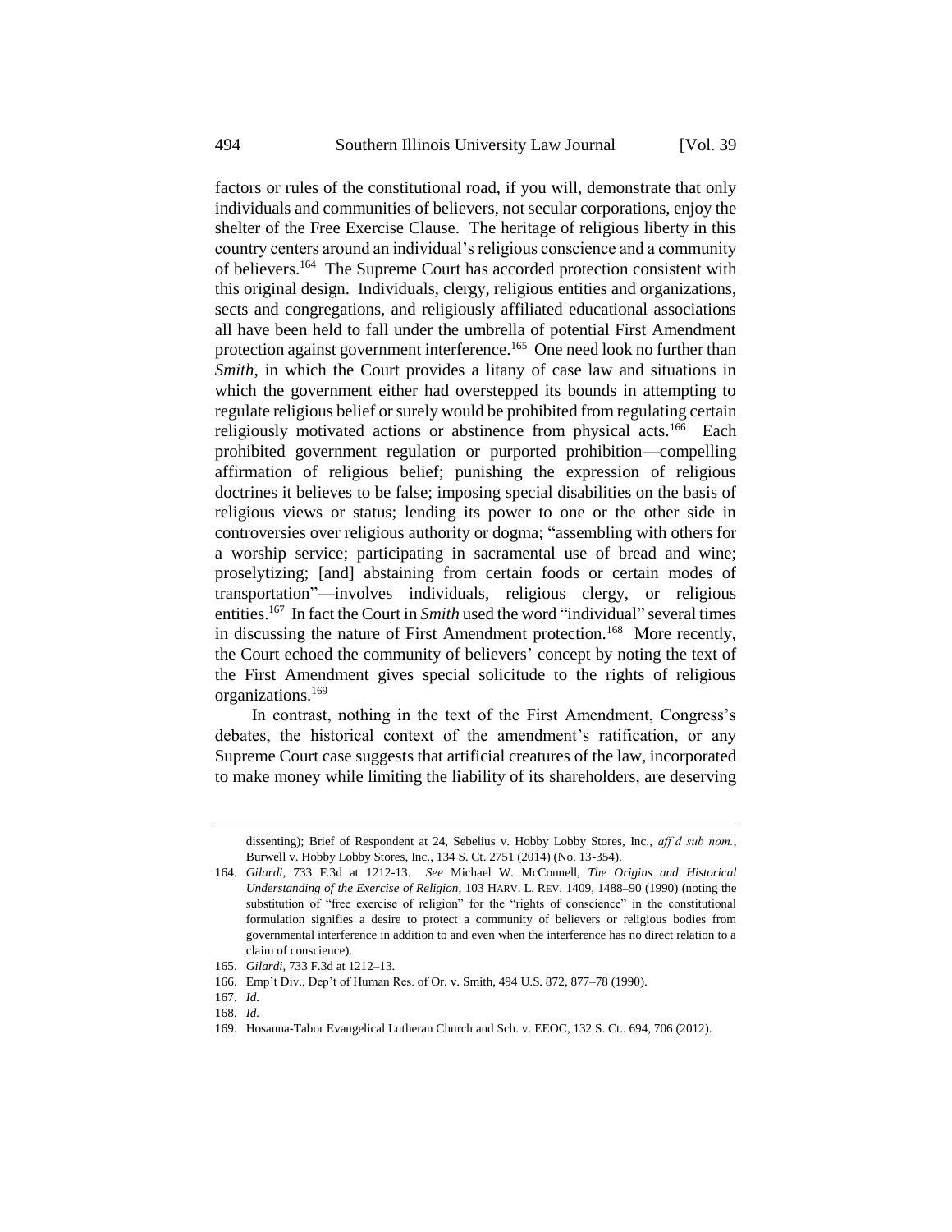factors or rules of the constitutional road, if you will, demonstrate that only individuals and communities of believers, not secular corporations, enjoy the shelter of the Free Exercise Clause. The heritage of religious liberty in this country centers around an individual's religious conscience and a community of believers.[164] The Supreme Court has accorded protection consistent with this original design. Individuals, clergy, religious entities and organizations, sects and congregations, and religiously affiliated educational associations all have been held to fall under the umbrella of potential First Amendment protection against government interference.[165] One need look no further than *Smith*, in which the Court provides a litany of case law and situations in which the government either had overstepped its bounds in attempting to regulate religious belief or surely would be prohibited from regulating certain religiously motivated actions or abstinence from physical acts.[166] Each prohibited government regulation or purported prohibition—compelling affirmation of religious belief; punishing the expression of religious doctrines it believes to be false; imposing special disabilities on the basis of religious views or status; lending its power to one or the other side in controversies over religious authority or dogma; "assembling with others for a worship service; participating in sacramental use of bread and wine; proselytizing; [and] abstaining from certain foods or certain modes of transportation"—involves individuals, religious clergy, or religious entities.[167] In fact the Court in *Smith* used the word "individual" several times in discussing the nature of First Amendment protection.[168] More recently, the Court echoed the community of believers' concept by noting the text of the First Amendment gives special solicitude to the rights of religious organizations.[169]

In contrast, nothing in the text of the First Amendment, Congress's debates, the historical context of the amendment's ratification, or any Supreme Court case suggests that artificial creatures of the law, incorporated to make money while limiting the liability of its shareholders, are deserving

---

dissenting); Brief of Respondent at 24, Sebelius v. Hobby Lobby Stores, Inc., *aff'd sub nom.*, Burwell v. Hobby Lobby Stores, Inc., 134 S. Ct. 2751 (2014) (No. 13-354).

164. *Gilardi*, 733 F.3d at 1212-13. *See* Michael W. McConnell, *The Origins and Historical Understanding of the Exercise of Religion*, 103 HARV. L. REV. 1409, 1488–90 (1990) (noting the substitution of "free exercise of religion" for the "rights of conscience" in the constitutional formulation signifies a desire to protect a community of believers or religious bodies from governmental interference in addition to and even when the interference has no direct relation to a claim of conscience).

165. *Gilardi*, 733 F.3d at 1212–13.

166. Emp't Div., Dep't of Human Res. of Or. v. Smith, 494 U.S. 872, 877–78 (1990).

167. *Id.*

168. *Id.*

169. Hosanna-Tabor Evangelical Lutheran Church and Sch. v. EEOC, 132 S. Ct.. 694, 706 (2012).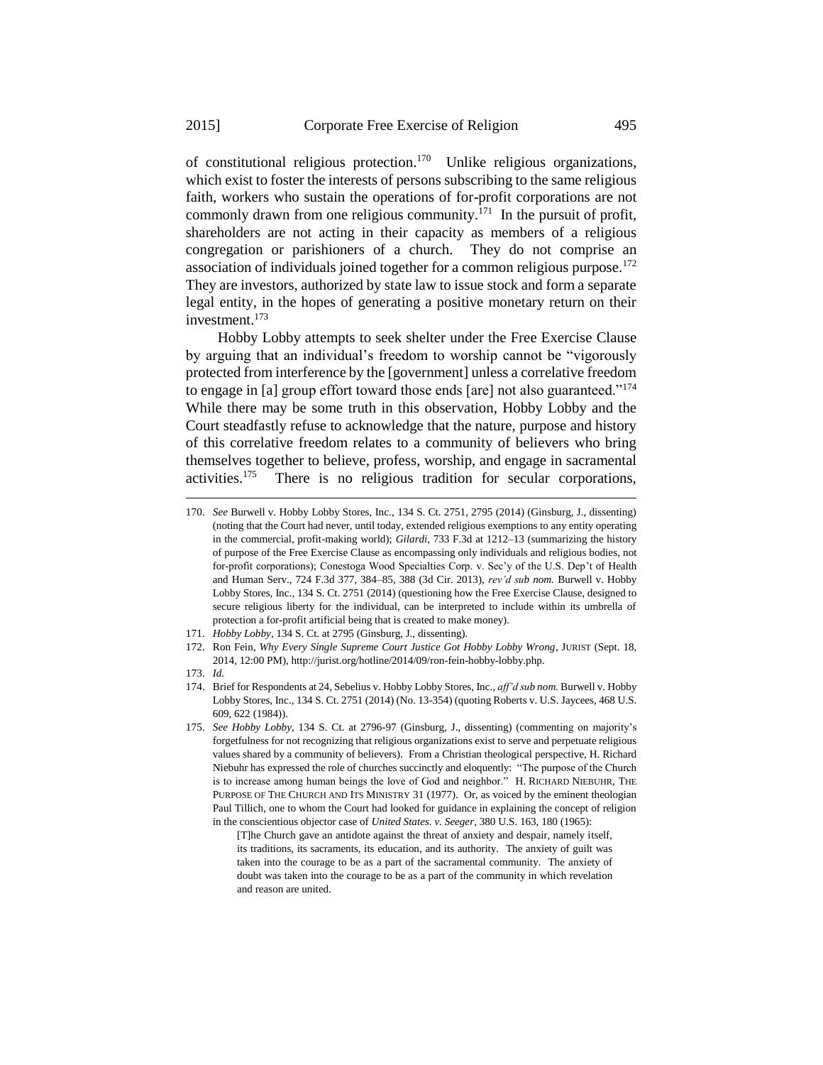of constitutional religious protection.[170] Unlike religious organizations, which exist to foster the interests of persons subscribing to the same religious faith, workers who sustain the operations of for-profit corporations are not commonly drawn from one religious community.[171] In the pursuit of profit, shareholders are not acting in their capacity as members of a religious congregation or parishioners of a church. They do not comprise an association of individuals joined together for a common religious purpose.[172] They are investors, authorized by state law to issue stock and form a separate legal entity, in the hopes of generating a positive monetary return on their investment.[173]

Hobby Lobby attempts to seek shelter under the Free Exercise Clause by arguing that an individual's freedom to worship cannot be "vigorously protected from interference by the [government] unless a correlative freedom to engage in [a] group effort toward those ends [are] not also guaranteed."[174] While there may be some truth in this observation, Hobby Lobby and the Court steadfastly refuse to acknowledge that the nature, purpose and history of this correlative freedom relates to a community of believers who bring themselves together to believe, profess, worship, and engage in sacramental activities.[175] There is no religious tradition for secular corporations,

---

170. *See* Burwell v. Hobby Lobby Stores, Inc., 134 S. Ct. 2751, 2795 (2014) (Ginsburg, J., dissenting) (noting that the Court had never, until today, extended religious exemptions to any entity operating in the commercial, profit-making world); *Gilardi*, 733 F.3d at 1212–13 (summarizing the history of purpose of the Free Exercise Clause as encompassing only individuals and religious bodies, not for-profit corporations); Conestoga Wood Specialties Corp. v. Sec'y of the U.S. Dep't of Health and Human Serv., 724 F.3d 377, 384–85, 388 (3d Cir. 2013), *rev'd sub nom.* Burwell v. Hobby Lobby Stores, Inc., 134 S. Ct. 2751 (2014) (questioning how the Free Exercise Clause, designed to secure religious liberty for the individual, can be interpreted to include within its umbrella of protection a for-profit artificial being that is created to make money).

171. *Hobby Lobby*, 134 S. Ct. at 2795 (Ginsburg, J., dissenting).

172. Ron Fein, *Why Every Single Supreme Court Justice Got Hobby Lobby Wrong*, JURIST (Sept. 18, 2014, 12:00 PM), http://jurist.org/hotline/2014/09/ron-fein-hobby-lobby.php.

173. *Id.*

174. Brief for Respondents at 24, Sebelius v. Hobby Lobby Stores, Inc., *aff'd sub nom.* Burwell v. Hobby Lobby Stores, Inc., 134 S. Ct. 2751 (2014) (No. 13-354) (quoting Roberts v. U.S. Jaycees, 468 U.S. 609, 622 (1984)).

175. *See Hobby Lobby*, 134 S. Ct. at 2796-97 (Ginsburg, J., dissenting) (commenting on majority's forgetfulness for not recognizing that religious organizations exist to serve and perpetuate religious values shared by a community of believers). From a Christian theological perspective, H. Richard Niebuhr has expressed the role of churches succinctly and eloquently: "The purpose of the Church is to increase among human beings the love of God and neighbor." H. RICHARD NIEBUHR, THE PURPOSE OF THE CHURCH AND ITS MINISTRY 31 (1977). Or, as voiced by the eminent theologian Paul Tillich, one to whom the Court had looked for guidance in explaining the concept of religion in the conscientious objector case of *United States. v. Seeger*, 380 U.S. 163, 180 (1965):

> [T]he Church gave an antidote against the threat of anxiety and despair, namely itself, its traditions, its sacraments, its education, and its authority. The anxiety of guilt was taken into the courage to be as a part of the sacramental community. The anxiety of doubt was taken into the courage to be as a part of the community in which revelation and reason are united.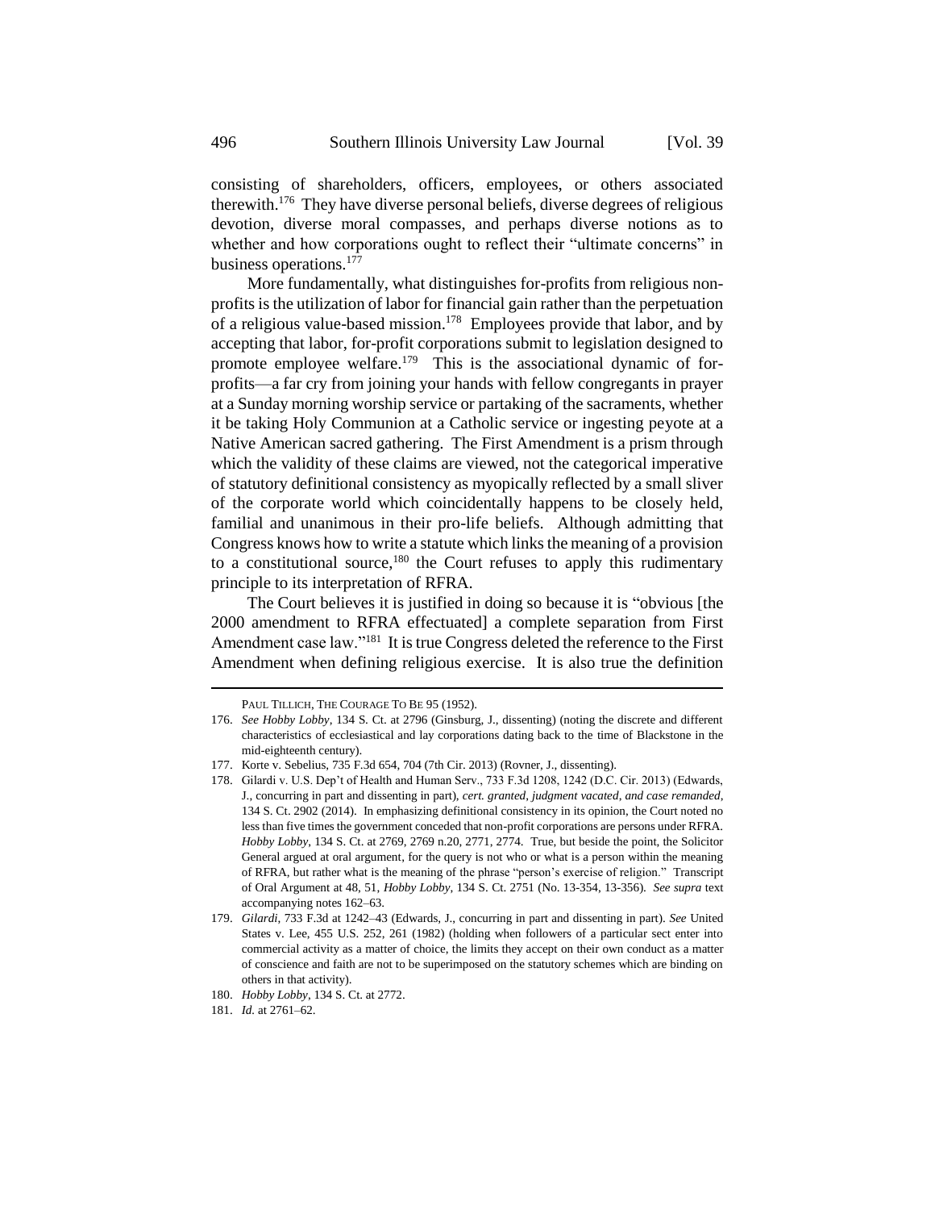consisting of shareholders, officers, employees, or others associated therewith.[176] They have diverse personal beliefs, diverse degrees of religious devotion, diverse moral compasses, and perhaps diverse notions as to whether and how corporations ought to reflect their "ultimate concerns" in business operations.[177]

More fundamentally, what distinguishes for-profits from religious non-profits is the utilization of labor for financial gain rather than the perpetuation of a religious value-based mission.[178] Employees provide that labor, and by accepting that labor, for-profit corporations submit to legislation designed to promote employee welfare.[179] This is the associational dynamic of for-profits—a far cry from joining your hands with fellow congregants in prayer at a Sunday morning worship service or partaking of the sacraments, whether it be taking Holy Communion at a Catholic service or ingesting peyote at a Native American sacred gathering. The First Amendment is a prism through which the validity of these claims are viewed, not the categorical imperative of statutory definitional consistency as myopically reflected by a small sliver of the corporate world which coincidentally happens to be closely held, familial and unanimous in their pro-life beliefs. Although admitting that Congress knows how to write a statute which links the meaning of a provision to a constitutional source,[180] the Court refuses to apply this rudimentary principle to its interpretation of RFRA.

The Court believes it is justified in doing so because it is "obvious [the 2000 amendment to RFRA effectuated] a complete separation from First Amendment case law."[181] It is true Congress deleted the reference to the First Amendment when defining religious exercise. It is also true the definition

---

PAUL TILLICH, THE COURAGE TO BE 95 (1952).

176. *See Hobby Lobby*, 134 S. Ct. at 2796 (Ginsburg, J., dissenting) (noting the discrete and different characteristics of ecclesiastical and lay corporations dating back to the time of Blackstone in the mid-eighteenth century).

177. Korte v. Sebelius, 735 F.3d 654, 704 (7th Cir. 2013) (Rovner, J., dissenting).

178. Gilardi v. U.S. Dep't of Health and Human Serv., 733 F.3d 1208, 1242 (D.C. Cir. 2013) (Edwards, J., concurring in part and dissenting in part), *cert. granted, judgment vacated, and case remanded*, 134 S. Ct. 2902 (2014). In emphasizing definitional consistency in its opinion, the Court noted no less than five times the government conceded that non-profit corporations are persons under RFRA. *Hobby Lobby*, 134 S. Ct. at 2769, 2769 n.20, 2771, 2774. True, but beside the point, the Solicitor General argued at oral argument, for the query is not who or what is a person within the meaning of RFRA, but rather what is the meaning of the phrase "person's exercise of religion." Transcript of Oral Argument at 48, 51, *Hobby Lobby*, 134 S. Ct. 2751 (No. 13-354, 13-356). *See supra* text accompanying notes 162–63.

179. *Gilardi*, 733 F.3d at 1242–43 (Edwards, J., concurring in part and dissenting in part). *See* United States v. Lee, 455 U.S. 252, 261 (1982) (holding when followers of a particular sect enter into commercial activity as a matter of choice, the limits they accept on their own conduct as a matter of conscience and faith are not to be superimposed on the statutory schemes which are binding on others in that activity).

180. *Hobby Lobby*, 134 S. Ct. at 2772.

181. *Id.* at 2761–62.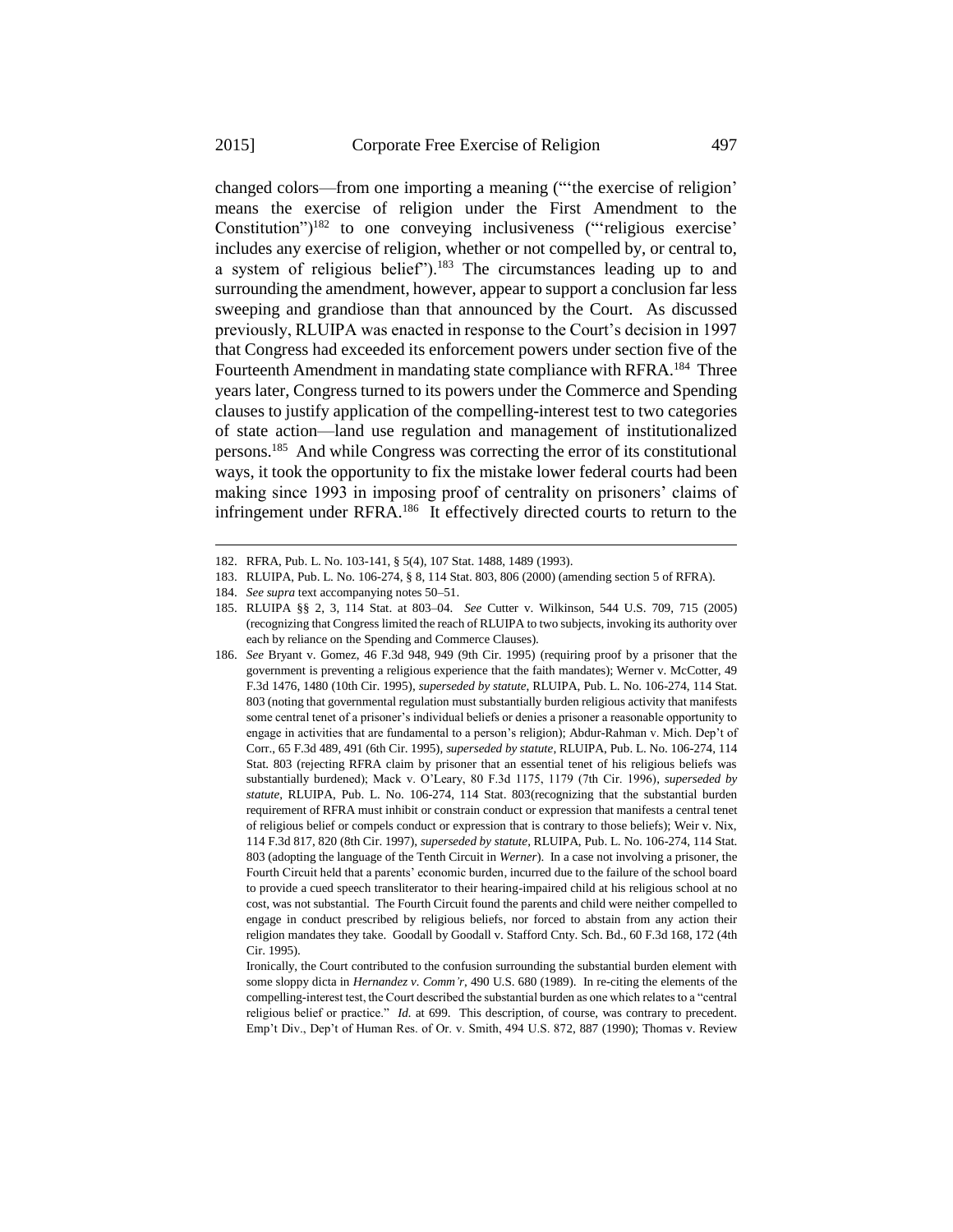changed colors—from one importing a meaning ("'the exercise of religion' means the exercise of religion under the First Amendment to the Constitution")[182] to one conveying inclusiveness ("'religious exercise' includes any exercise of religion, whether or not compelled by, or central to, a system of religious belief").[183] The circumstances leading up to and surrounding the amendment, however, appear to support a conclusion far less sweeping and grandiose than that announced by the Court. As discussed previously, RLUIPA was enacted in response to the Court's decision in 1997 that Congress had exceeded its enforcement powers under section five of the Fourteenth Amendment in mandating state compliance with RFRA.[184] Three years later, Congress turned to its powers under the Commerce and Spending clauses to justify application of the compelling-interest test to two categories of state action—land use regulation and management of institutionalized persons.[185] And while Congress was correcting the error of its constitutional ways, it took the opportunity to fix the mistake lower federal courts had been making since 1993 in imposing proof of centrality on prisoners' claims of infringement under RFRA.[186] It effectively directed courts to return to the

---

182. RFRA, Pub. L. No. 103-141, § 5(4), 107 Stat. 1488, 1489 (1993).

183. RLUIPA, Pub. L. No. 106-274, § 8, 114 Stat. 803, 806 (2000) (amending section 5 of RFRA).

184. *See supra* text accompanying notes 50–51.

185. RLUIPA §§ 2, 3, 114 Stat. at 803–04. *See* Cutter v. Wilkinson, 544 U.S. 709, 715 (2005) (recognizing that Congress limited the reach of RLUIPA to two subjects, invoking its authority over each by reliance on the Spending and Commerce Clauses).

186. *See* Bryant v. Gomez, 46 F.3d 948, 949 (9th Cir. 1995) (requiring proof by a prisoner that the government is preventing a religious experience that the faith mandates); Werner v. McCotter, 49 F.3d 1476, 1480 (10th Cir. 1995), *superseded by statute*, RLUIPA, Pub. L. No. 106-274, 114 Stat. 803 (noting that governmental regulation must substantially burden religious activity that manifests some central tenet of a prisoner's individual beliefs or denies a prisoner a reasonable opportunity to engage in activities that are fundamental to a person's religion); Abdur-Rahman v. Mich. Dep't of Corr., 65 F.3d 489, 491 (6th Cir. 1995), *superseded by statute*, RLUIPA, Pub. L. No. 106-274, 114 Stat. 803 (rejecting RFRA claim by prisoner that an essential tenet of his religious beliefs was substantially burdened); Mack v. O'Leary, 80 F.3d 1175, 1179 (7th Cir. 1996), *superseded by statute*, RLUIPA, Pub. L. No. 106-274, 114 Stat. 803(recognizing that the substantial burden requirement of RFRA must inhibit or constrain conduct or expression that manifests a central tenet of religious belief or compels conduct or expression that is contrary to those beliefs); Weir v. Nix, 114 F.3d 817, 820 (8th Cir. 1997), *superseded by statute*, RLUIPA, Pub. L. No. 106-274, 114 Stat. 803 (adopting the language of the Tenth Circuit in *Werner*). In a case not involving a prisoner, the Fourth Circuit held that a parents' economic burden, incurred due to the failure of the school board to provide a cued speech transliterator to their hearing-impaired child at his religious school at no cost, was not substantial. The Fourth Circuit found the parents and child were neither compelled to engage in conduct prescribed by religious beliefs, nor forced to abstain from any action their religion mandates they take. Goodall by Goodall v. Stafford Cnty. Sch. Bd., 60 F.3d 168, 172 (4th Cir. 1995).

Ironically, the Court contributed to the confusion surrounding the substantial burden element with some sloppy dicta in *Hernandez v. Comm'r*, 490 U.S. 680 (1989). In re-citing the elements of the compelling-interest test, the Court described the substantial burden as one which relates to a "central religious belief or practice." *Id.* at 699. This description, of course, was contrary to precedent. Emp't Div., Dep't of Human Res. of Or. v. Smith, 494 U.S. 872, 887 (1990); Thomas v. Review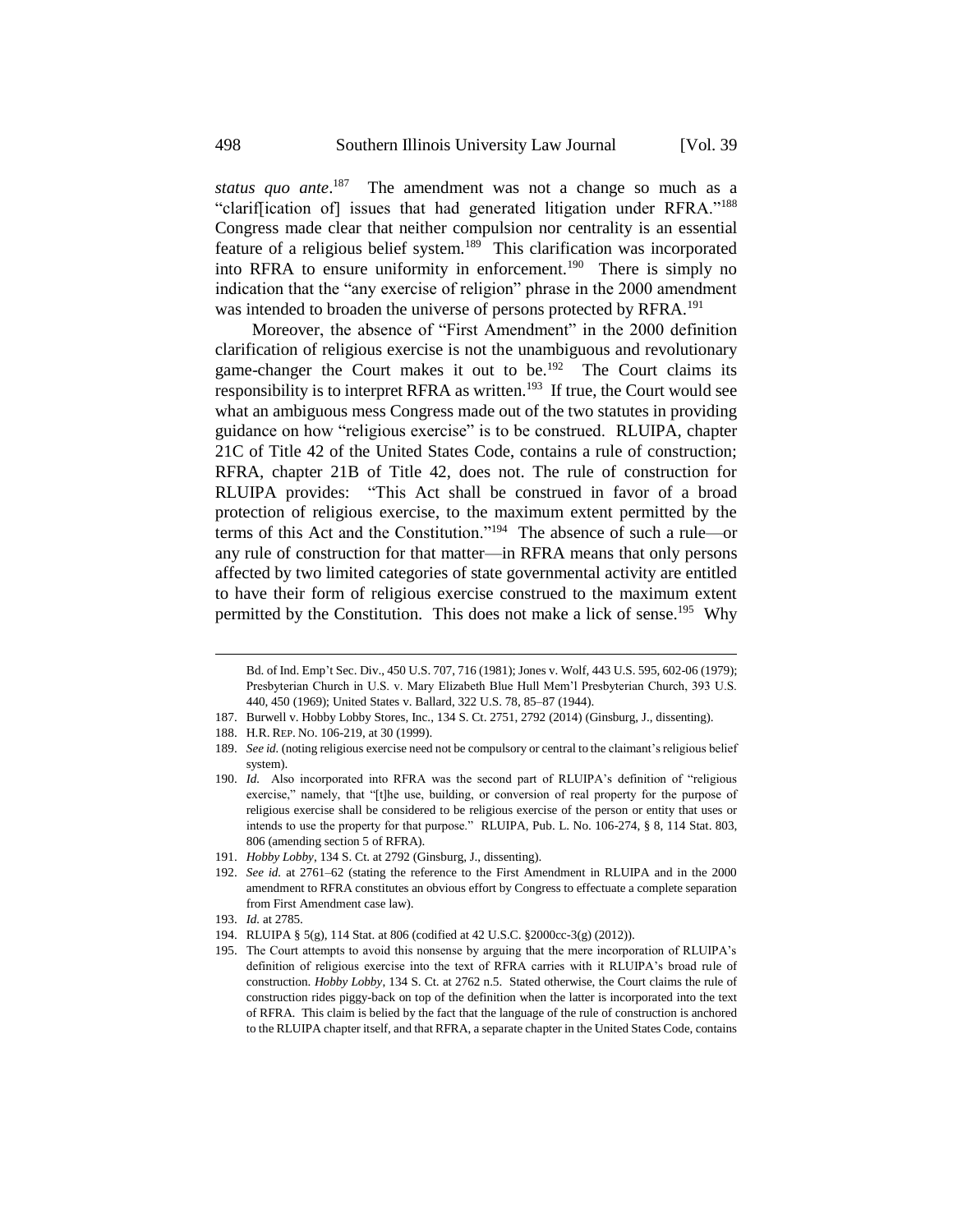*status quo ante*.[187] The amendment was not a change so much as a "clarif[ication of] issues that had generated litigation under RFRA."[188] Congress made clear that neither compulsion nor centrality is an essential feature of a religious belief system.[189] This clarification was incorporated into RFRA to ensure uniformity in enforcement.[190] There is simply no indication that the "any exercise of religion" phrase in the 2000 amendment was intended to broaden the universe of persons protected by RFRA.[191]

Moreover, the absence of "First Amendment" in the 2000 definition clarification of religious exercise is not the unambiguous and revolutionary game-changer the Court makes it out to be.[192] The Court claims its responsibility is to interpret RFRA as written.[193] If true, the Court would see what an ambiguous mess Congress made out of the two statutes in providing guidance on how "religious exercise" is to be construed. RLUIPA, chapter 21C of Title 42 of the United States Code, contains a rule of construction; RFRA, chapter 21B of Title 42, does not. The rule of construction for RLUIPA provides: "This Act shall be construed in favor of a broad protection of religious exercise, to the maximum extent permitted by the terms of this Act and the Constitution."[194] The absence of such a rule—or any rule of construction for that matter—in RFRA means that only persons affected by two limited categories of state governmental activity are entitled to have their form of religious exercise construed to the maximum extent permitted by the Constitution. This does not make a lick of sense.[195] Why

---

Bd. of Ind. Emp't Sec. Div., 450 U.S. 707, 716 (1981); Jones v. Wolf, 443 U.S. 595, 602-06 (1979); Presbyterian Church in U.S. v. Mary Elizabeth Blue Hull Mem'l Presbyterian Church, 393 U.S. 440, 450 (1969); United States v. Ballard, 322 U.S. 78, 85–87 (1944).

187. Burwell v. Hobby Lobby Stores, Inc., 134 S. Ct. 2751, 2792 (2014) (Ginsburg, J., dissenting).

188. H.R. REP. NO. 106-219, at 30 (1999).

189. *See id.* (noting religious exercise need not be compulsory or central to the claimant's religious belief system).

190. *Id.* Also incorporated into RFRA was the second part of RLUIPA's definition of "religious exercise," namely, that "[t]he use, building, or conversion of real property for the purpose of religious exercise shall be considered to be religious exercise of the person or entity that uses or intends to use the property for that purpose." RLUIPA, Pub. L. No. 106-274, § 8, 114 Stat. 803, 806 (amending section 5 of RFRA).

191. *Hobby Lobby*, 134 S. Ct. at 2792 (Ginsburg, J., dissenting).

192. *See id.* at 2761–62 (stating the reference to the First Amendment in RLUIPA and in the 2000 amendment to RFRA constitutes an obvious effort by Congress to effectuate a complete separation from First Amendment case law).

193. *Id.* at 2785.

194. RLUIPA § 5(g), 114 Stat. at 806 (codified at 42 U.S.C. §2000cc-3(g) (2012)).

195. The Court attempts to avoid this nonsense by arguing that the mere incorporation of RLUIPA's definition of religious exercise into the text of RFRA carries with it RLUIPA's broad rule of construction. *Hobby Lobby*, 134 S. Ct. at 2762 n.5. Stated otherwise, the Court claims the rule of construction rides piggy-back on top of the definition when the latter is incorporated into the text of RFRA. This claim is belied by the fact that the language of the rule of construction is anchored to the RLUIPA chapter itself, and that RFRA, a separate chapter in the United States Code, contains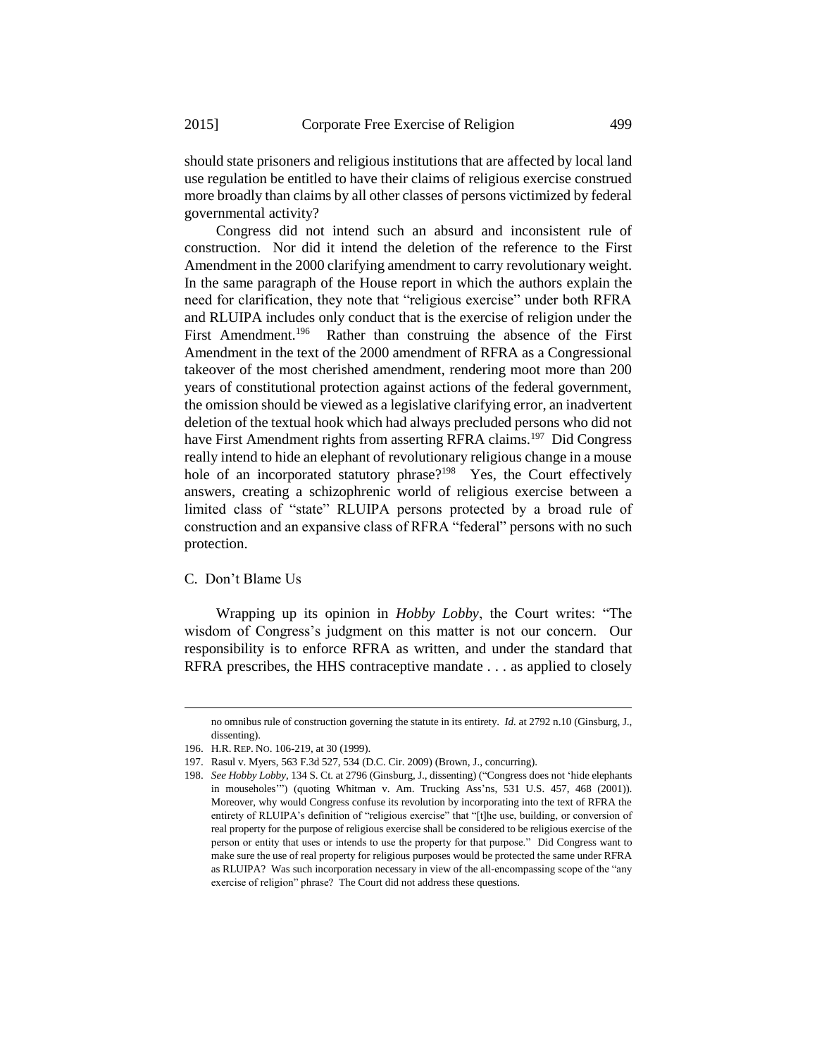should state prisoners and religious institutions that are affected by local land use regulation be entitled to have their claims of religious exercise construed more broadly than claims by all other classes of persons victimized by federal governmental activity?

Congress did not intend such an absurd and inconsistent rule of construction. Nor did it intend the deletion of the reference to the First Amendment in the 2000 clarifying amendment to carry revolutionary weight. In the same paragraph of the House report in which the authors explain the need for clarification, they note that "religious exercise" under both RFRA and RLUIPA includes only conduct that is the exercise of religion under the First Amendment.[196] Rather than construing the absence of the First Amendment in the text of the 2000 amendment of RFRA as a Congressional takeover of the most cherished amendment, rendering moot more than 200 years of constitutional protection against actions of the federal government, the omission should be viewed as a legislative clarifying error, an inadvertent deletion of the textual hook which had always precluded persons who did not have First Amendment rights from asserting RFRA claims.[197] Did Congress really intend to hide an elephant of revolutionary religious change in a mouse hole of an incorporated statutory phrase?[198] Yes, the Court effectively answers, creating a schizophrenic world of religious exercise between a limited class of "state" RLUIPA persons protected by a broad rule of construction and an expansive class of RFRA "federal" persons with no such protection.

### C. Don't Blame Us

Wrapping up its opinion in *Hobby Lobby*, the Court writes: "The wisdom of Congress's judgment on this matter is not our concern. Our responsibility is to enforce RFRA as written, and under the standard that RFRA prescribes, the HHS contraceptive mandate . . . as applied to closely

---

no omnibus rule of construction governing the statute in its entirety. *Id.* at 2792 n.10 (Ginsburg, J., dissenting).

196. H.R. REP. NO. 106-219, at 30 (1999).

197. Rasul v. Myers, 563 F.3d 527, 534 (D.C. Cir. 2009) (Brown, J., concurring).

198. *See Hobby Lobby*, 134 S. Ct. at 2796 (Ginsburg, J., dissenting) ("Congress does not 'hide elephants in mouseholes'") (quoting Whitman v. Am. Trucking Ass'ns, 531 U.S. 457, 468 (2001)). Moreover, why would Congress confuse its revolution by incorporating into the text of RFRA the entirety of RLUIPA's definition of "religious exercise" that "[t]he use, building, or conversion of real property for the purpose of religious exercise shall be considered to be religious exercise of the person or entity that uses or intends to use the property for that purpose." Did Congress want to make sure the use of real property for religious purposes would be protected the same under RFRA as RLUIPA? Was such incorporation necessary in view of the all-encompassing scope of the "any exercise of religion" phrase? The Court did not address these questions.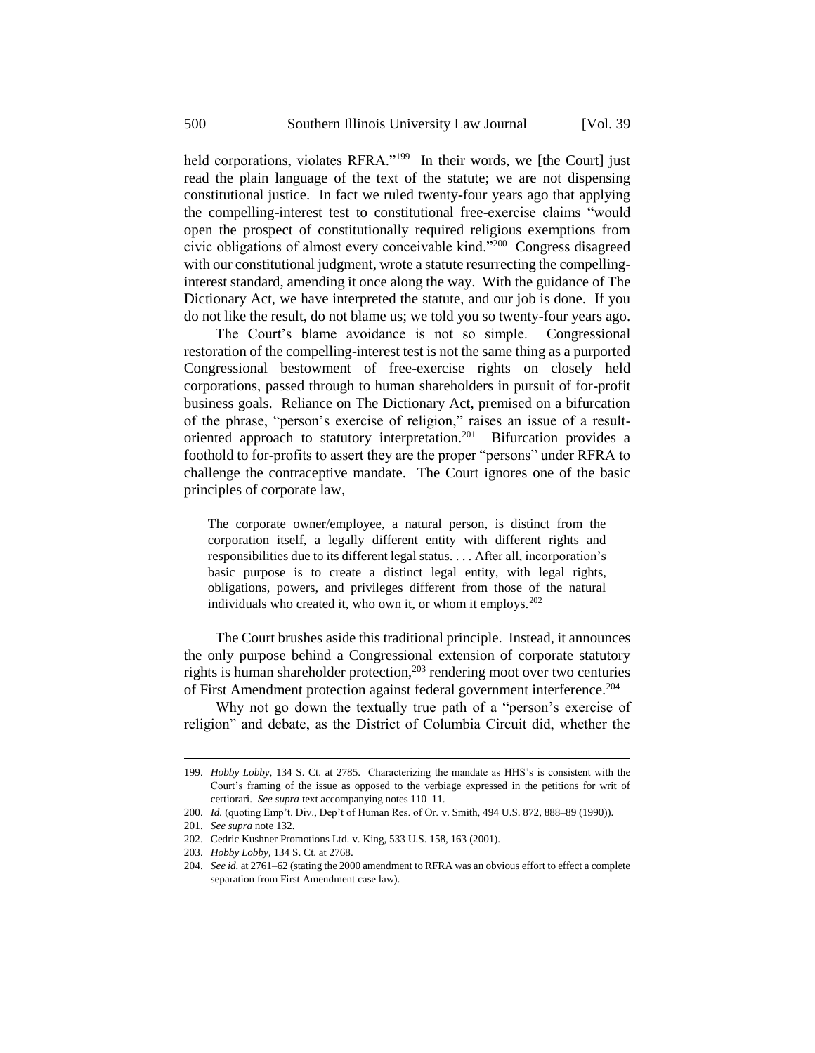held corporations, violates RFRA."[199] In their words, we [the Court] just read the plain language of the text of the statute; we are not dispensing constitutional justice. In fact we ruled twenty-four years ago that applying the compelling-interest test to constitutional free-exercise claims "would open the prospect of constitutionally required religious exemptions from civic obligations of almost every conceivable kind."[200] Congress disagreed with our constitutional judgment, wrote a statute resurrecting the compelling-interest standard, amending it once along the way. With the guidance of The Dictionary Act, we have interpreted the statute, and our job is done. If you do not like the result, do not blame us; we told you so twenty-four years ago.

The Court's blame avoidance is not so simple. Congressional restoration of the compelling-interest test is not the same thing as a purported Congressional bestowment of free-exercise rights on closely held corporations, passed through to human shareholders in pursuit of for-profit business goals. Reliance on The Dictionary Act, premised on a bifurcation of the phrase, "person's exercise of religion," raises an issue of a result-oriented approach to statutory interpretation.[201] Bifurcation provides a foothold to for-profits to assert they are the proper "persons" under RFRA to challenge the contraceptive mandate. The Court ignores one of the basic principles of corporate law,

> The corporate owner/employee, a natural person, is distinct from the corporation itself, a legally different entity with different rights and responsibilities due to its different legal status. . . . After all, incorporation's basic purpose is to create a distinct legal entity, with legal rights, obligations, powers, and privileges different from those of the natural individuals who created it, who own it, or whom it employs.[202]

The Court brushes aside this traditional principle. Instead, it announces the only purpose behind a Congressional extension of corporate statutory rights is human shareholder protection,[203] rendering moot over two centuries of First Amendment protection against federal government interference.[204]

Why not go down the textually true path of a "person's exercise of religion" and debate, as the District of Columbia Circuit did, whether the

---

199. *Hobby Lobby*, 134 S. Ct. at 2785. Characterizing the mandate as HHS's is consistent with the Court's framing of the issue as opposed to the verbiage expressed in the petitions for writ of certiorari. *See supra* text accompanying notes 110–11.

200. *Id.* (quoting Emp't. Div., Dep't of Human Res. of Or. v. Smith, 494 U.S. 872, 888–89 (1990)).

201. *See supra* note 132.

202. Cedric Kushner Promotions Ltd. v. King, 533 U.S. 158, 163 (2001).

203. *Hobby Lobby*, 134 S. Ct. at 2768.

204. *See id.* at 2761–62 (stating the 2000 amendment to RFRA was an obvious effort to effect a complete separation from First Amendment case law).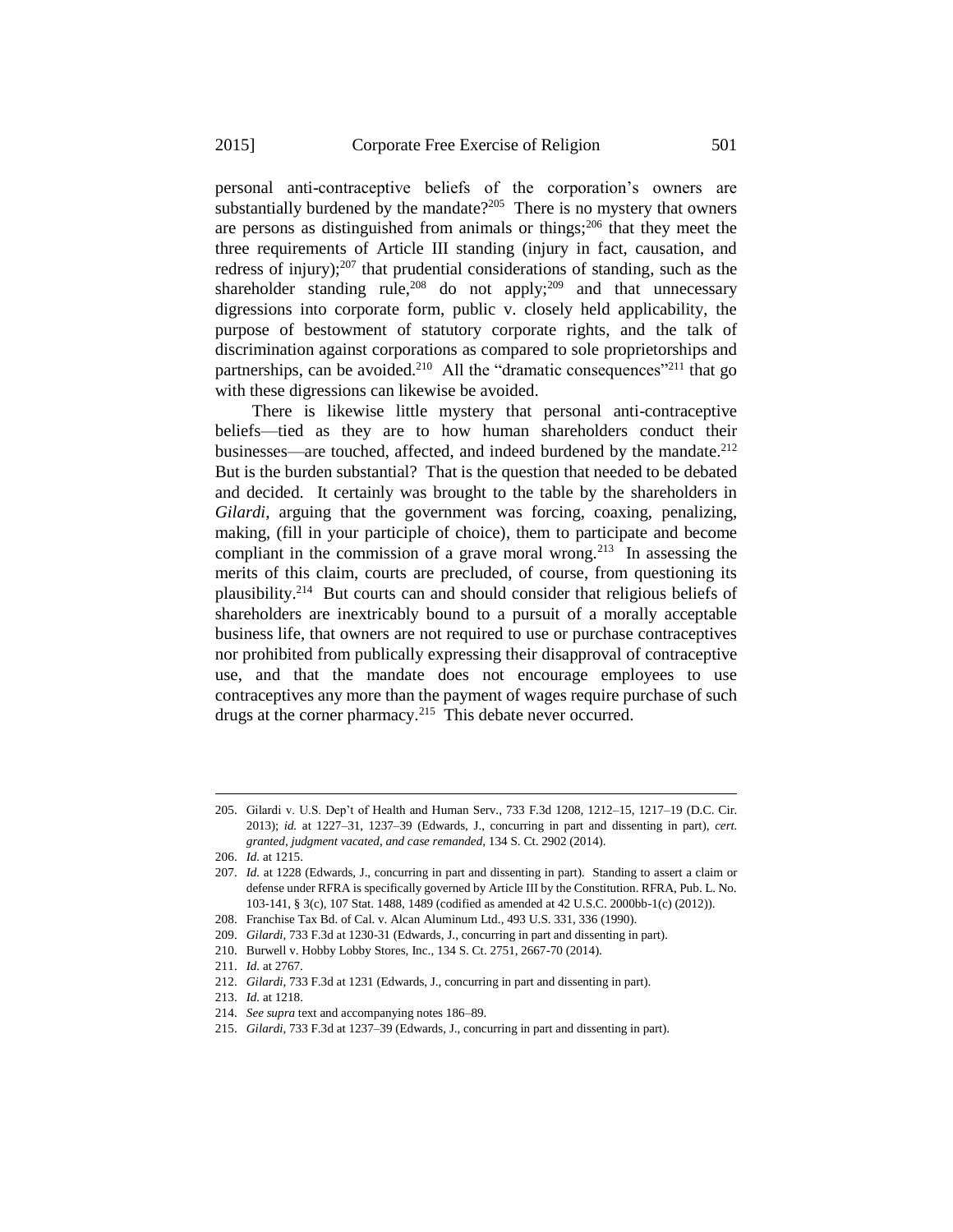personal anti-contraceptive beliefs of the corporation's owners are substantially burdened by the mandate?[205] There is no mystery that owners are persons as distinguished from animals or things;[206] that they meet the three requirements of Article III standing (injury in fact, causation, and redress of injury);[207] that prudential considerations of standing, such as the shareholder standing rule,[208] do not apply;[209] and that unnecessary digressions into corporate form, public v. closely held applicability, the purpose of bestowment of statutory corporate rights, and the talk of discrimination against corporations as compared to sole proprietorships and partnerships, can be avoided.[210] All the "dramatic consequences"[211] that go with these digressions can likewise be avoided.

There is likewise little mystery that personal anti-contraceptive beliefs—tied as they are to how human shareholders conduct their businesses—are touched, affected, and indeed burdened by the mandate.[212] But is the burden substantial? That is the question that needed to be debated and decided. It certainly was brought to the table by the shareholders in *Gilardi*, arguing that the government was forcing, coaxing, penalizing, making, (fill in your participle of choice), them to participate and become compliant in the commission of a grave moral wrong.[213] In assessing the merits of this claim, courts are precluded, of course, from questioning its plausibility.[214] But courts can and should consider that religious beliefs of shareholders are inextricably bound to a pursuit of a morally acceptable business life, that owners are not required to use or purchase contraceptives nor prohibited from publically expressing their disapproval of contraceptive use, and that the mandate does not encourage employees to use contraceptives any more than the payment of wages require purchase of such drugs at the corner pharmacy.[215] This debate never occurred.

---

205. Gilardi v. U.S. Dep't of Health and Human Serv., 733 F.3d 1208, 1212–15, 1217–19 (D.C. Cir. 2013); *id.* at 1227–31, 1237–39 (Edwards, J., concurring in part and dissenting in part), *cert. granted, judgment vacated, and case remanded*, 134 S. Ct. 2902 (2014).

206. *Id.* at 1215.

207. *Id.* at 1228 (Edwards, J., concurring in part and dissenting in part). Standing to assert a claim or defense under RFRA is specifically governed by Article III by the Constitution. RFRA, Pub. L. No. 103-141, § 3(c), 107 Stat. 1488, 1489 (codified as amended at 42 U.S.C. 2000bb-1(c) (2012)).

208. Franchise Tax Bd. of Cal. v. Alcan Aluminum Ltd., 493 U.S. 331, 336 (1990).

209. *Gilardi*, 733 F.3d at 1230-31 (Edwards, J., concurring in part and dissenting in part).

210. Burwell v. Hobby Lobby Stores, Inc., 134 S. Ct. 2751, 2667-70 (2014).

211. *Id.* at 2767.

212. *Gilardi*, 733 F.3d at 1231 (Edwards, J., concurring in part and dissenting in part).

213. *Id.* at 1218.

214. *See supra* text and accompanying notes 186–89.

215. *Gilardi*, 733 F.3d at 1237–39 (Edwards, J., concurring in part and dissenting in part).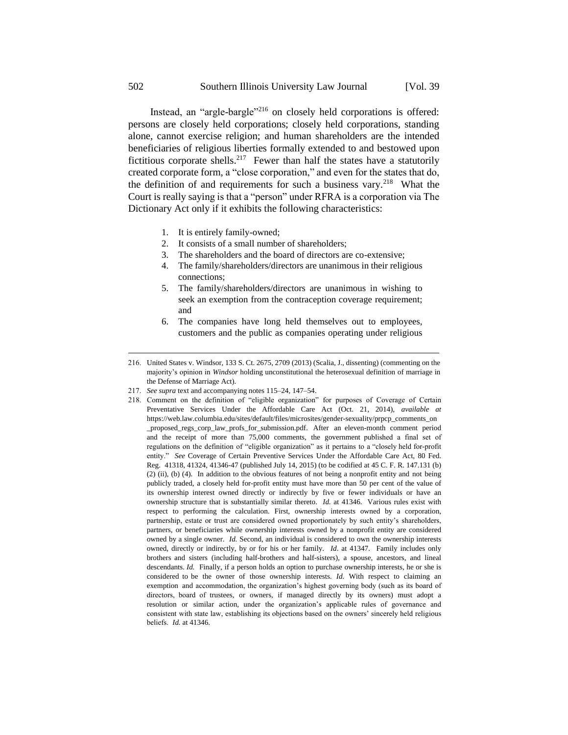Instead, an "argle-bargle"[216] on closely held corporations is offered: persons are closely held corporations; closely held corporations, standing alone, cannot exercise religion; and human shareholders are the intended beneficiaries of religious liberties formally extended to and bestowed upon fictitious corporate shells.[217] Fewer than half the states have a statutorily created corporate form, a "close corporation," and even for the states that do, the definition of and requirements for such a business vary.[218] What the Court is really saying is that a "person" under RFRA is a corporation via The Dictionary Act only if it exhibits the following characteristics:

1. It is entirely family-owned;
2. It consists of a small number of shareholders;
3. The shareholders and the board of directors are co-extensive;
4. The family/shareholders/directors are unanimous in their religious connections;
5. The family/shareholders/directors are unanimous in wishing to seek an exemption from the contraception coverage requirement; and
6. The companies have long held themselves out to employees, customers and the public as companies operating under religious

---

216. United States v. Windsor, 133 S. Ct. 2675, 2709 (2013) (Scalia, J., dissenting) (commenting on the majority's opinion in *Windsor* holding unconstitutional the heterosexual definition of marriage in the Defense of Marriage Act).

217. *See supra* text and accompanying notes 115–24, 147–54.

218. Comment on the definition of "eligible organization" for purposes of Coverage of Certain Preventative Services Under the Affordable Care Act (Oct. 21, 2014), *available at* https://web.law.columbia.edu/sites/default/files/microsites/gender-sexuality/prpcp_comments_on_proposed_regs_corp_law_profs_for_submission.pdf. After an eleven-month comment period and the receipt of more than 75,000 comments, the government published a final set of regulations on the definition of "eligible organization" as it pertains to a "closely held for-profit entity." *See* Coverage of Certain Preventive Services Under the Affordable Care Act, 80 Fed. Reg. 41318, 41324, 41346-47 (published July 14, 2015) (to be codified at 45 C. F. R. 147.131 (b) (2) (ii), (b) (4). In addition to the obvious features of not being a nonprofit entity and not being publicly traded, a closely held for-profit entity must have more than 50 per cent of the value of its ownership interest owned directly or indirectly by five or fewer individuals or have an ownership structure that is substantially similar thereto. *Id.* at 41346. Various rules exist with respect to performing the calculation. First, ownership interests owned by a corporation, partnership, estate or trust are considered owned proportionately by such entity's shareholders, partners, or beneficiaries while ownership interests owned by a nonprofit entity are considered owned by a single owner. *Id.* Second, an individual is considered to own the ownership interests owned, directly or indirectly, by or for his or her family. *Id*. at 41347. Family includes only brothers and sisters (including half-brothers and half-sisters), a spouse, ancestors, and lineal descendants. *Id.* Finally, if a person holds an option to purchase ownership interests, he or she is considered to be the owner of those ownership interests. *Id.* With respect to claiming an exemption and accommodation, the organization's highest governing body (such as its board of directors, board of trustees, or owners, if managed directly by its owners) must adopt a resolution or similar action, under the organization's applicable rules of governance and consistent with state law, establishing its objections based on the owners' sincerely held religious beliefs. *Id.* at 41346.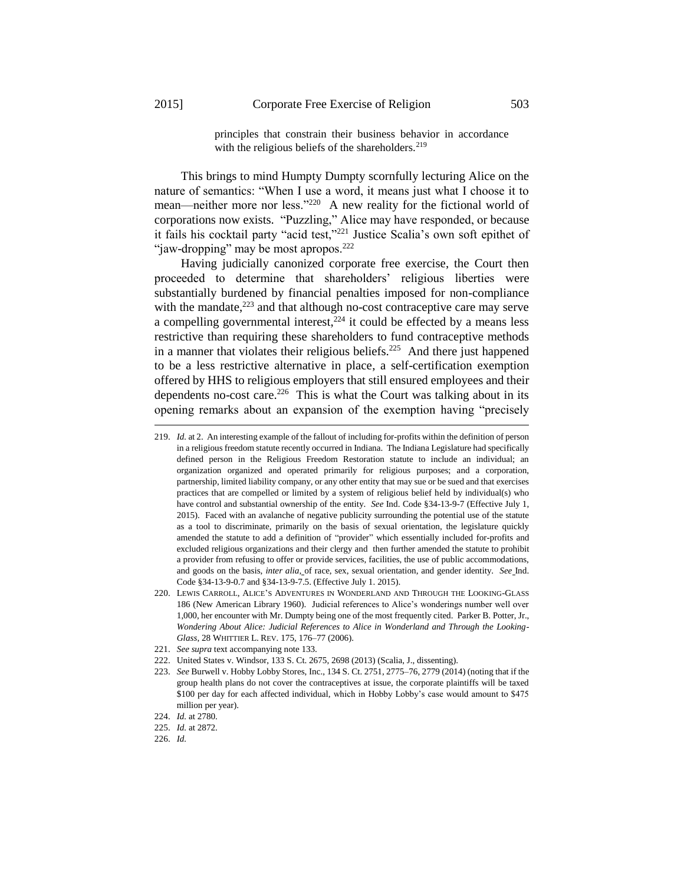principles that constrain their business behavior in accordance with the religious beliefs of the shareholders.[219]

This brings to mind Humpty Dumpty scornfully lecturing Alice on the nature of semantics: "When I use a word, it means just what I choose it to mean—neither more nor less."[220] A new reality for the fictional world of corporations now exists. "Puzzling," Alice may have responded, or because it fails his cocktail party "acid test,"[221] Justice Scalia's own soft epithet of "jaw-dropping" may be most apropos.[222]

Having judicially canonized corporate free exercise, the Court then proceeded to determine that shareholders' religious liberties were substantially burdened by financial penalties imposed for non-compliance with the mandate,[223] and that although no-cost contraceptive care may serve a compelling governmental interest,[224] it could be effected by a means less restrictive than requiring these shareholders to fund contraceptive methods in a manner that violates their religious beliefs.[225] And there just happened to be a less restrictive alternative in place, a self-certification exemption offered by HHS to religious employers that still ensured employees and their dependents no-cost care.[226] This is what the Court was talking about in its opening remarks about an expansion of the exemption having "precisely

---

219. *Id.* at 2. An interesting example of the fallout of including for-profits within the definition of person in a religious freedom statute recently occurred in Indiana. The Indiana Legislature had specifically defined person in the Religious Freedom Restoration statute to include an individual; an organization organized and operated primarily for religious purposes; and a corporation, partnership, limited liability company, or any other entity that may sue or be sued and that exercises practices that are compelled or limited by a system of religious belief held by individual(s) who have control and substantial ownership of the entity. *See* Ind. Code §34-13-9-7 (Effective July 1, 2015). Faced with an avalanche of negative publicity surrounding the potential use of the statute as a tool to discriminate, primarily on the basis of sexual orientation, the legislature quickly amended the statute to add a definition of "provider" which essentially included for-profits and excluded religious organizations and their clergy and then further amended the statute to prohibit a provider from refusing to offer or provide services, facilities, the use of public accommodations, and goods on the basis, *inter alia*, of race, sex, sexual orientation, and gender identity. *See* Ind. Code §34-13-9-0.7 and §34-13-9-7.5. (Effective July 1. 2015).

220. LEWIS CARROLL, ALICE'S ADVENTURES IN WONDERLAND AND THROUGH THE LOOKING-GLASS 186 (New American Library 1960). Judicial references to Alice's wonderings number well over 1,000, her encounter with Mr. Dumpty being one of the most frequently cited. Parker B. Potter, Jr., *Wondering About Alice: Judicial References to Alice in Wonderland and Through the Looking-Glass*, 28 WHITTIER L. REV. 175, 176–77 (2006).

221. *See supra* text accompanying note 133.

222. United States v. Windsor, 133 S. Ct. 2675, 2698 (2013) (Scalia, J., dissenting).

223. *See* Burwell v. Hobby Lobby Stores, Inc., 134 S. Ct. 2751, 2775–76, 2779 (2014) (noting that if the group health plans do not cover the contraceptives at issue, the corporate plaintiffs will be taxed $100 per day for each affected individual, which in Hobby Lobby's case would amount to $475 million per year).

224. *Id.* at 2780.

225. *Id.* at 2872.

226. *Id.*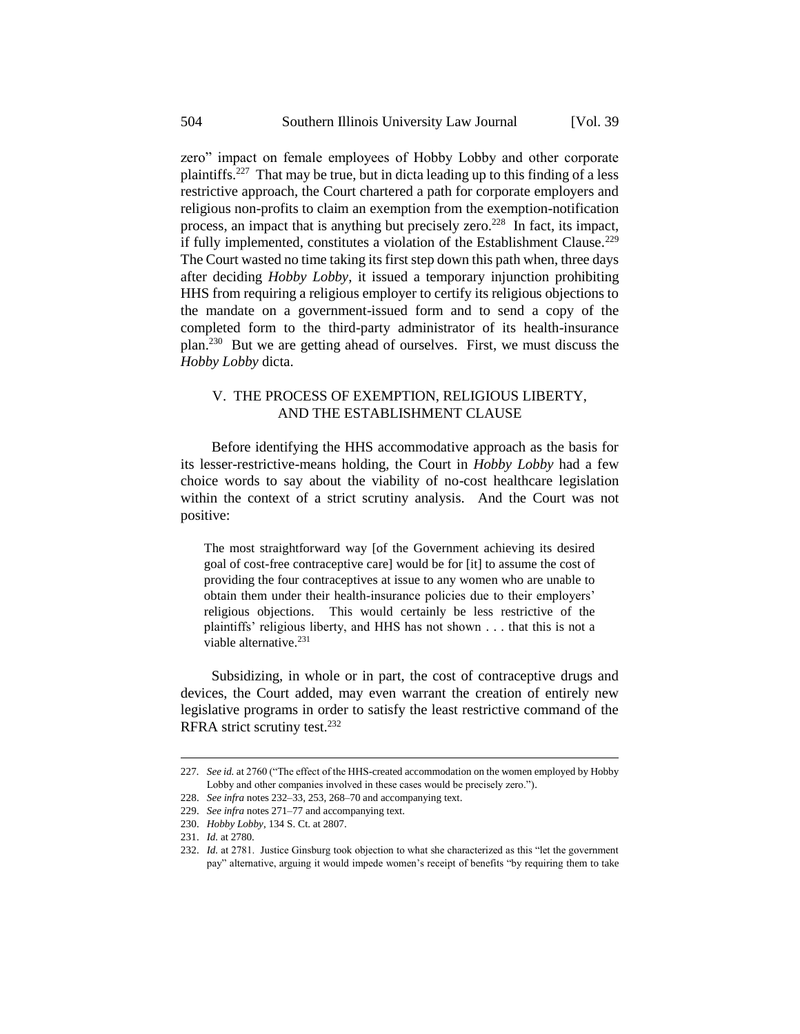zero" impact on female employees of Hobby Lobby and other corporate plaintiffs.[227] That may be true, but in dicta leading up to this finding of a less restrictive approach, the Court chartered a path for corporate employers and religious non-profits to claim an exemption from the exemption-notification process, an impact that is anything but precisely zero.[228] In fact, its impact, if fully implemented, constitutes a violation of the Establishment Clause.[229] The Court wasted no time taking its first step down this path when, three days after deciding *Hobby Lobby*, it issued a temporary injunction prohibiting HHS from requiring a religious employer to certify its religious objections to the mandate on a government-issued form and to send a copy of the completed form to the third-party administrator of its health-insurance plan.[230] But we are getting ahead of ourselves. First, we must discuss the *Hobby Lobby* dicta.

## V. THE PROCESS OF EXEMPTION, RELIGIOUS LIBERTY, AND THE ESTABLISHMENT CLAUSE

Before identifying the HHS accommodative approach as the basis for its lesser-restrictive-means holding, the Court in *Hobby Lobby* had a few choice words to say about the viability of no-cost healthcare legislation within the context of a strict scrutiny analysis. And the Court was not positive:

> The most straightforward way [of the Government achieving its desired goal of cost-free contraceptive care] would be for [it] to assume the cost of providing the four contraceptives at issue to any women who are unable to obtain them under their health-insurance policies due to their employers' religious objections. This would certainly be less restrictive of the plaintiffs' religious liberty, and HHS has not shown . . . that this is not a viable alternative.[231]

Subsidizing, in whole or in part, the cost of contraceptive drugs and devices, the Court added, may even warrant the creation of entirely new legislative programs in order to satisfy the least restrictive command of the RFRA strict scrutiny test.[232]

---

227. *See id.* at 2760 ("The effect of the HHS-created accommodation on the women employed by Hobby Lobby and other companies involved in these cases would be precisely zero.").

228. *See infra* notes 232–33, 253, 268–70 and accompanying text.

229. *See infra* notes 271–77 and accompanying text.

230. *Hobby Lobby*, 134 S. Ct. at 2807.

231. *Id.* at 2780.

232. *Id.* at 2781. Justice Ginsburg took objection to what she characterized as this "let the government pay" alternative, arguing it would impede women's receipt of benefits "by requiring them to take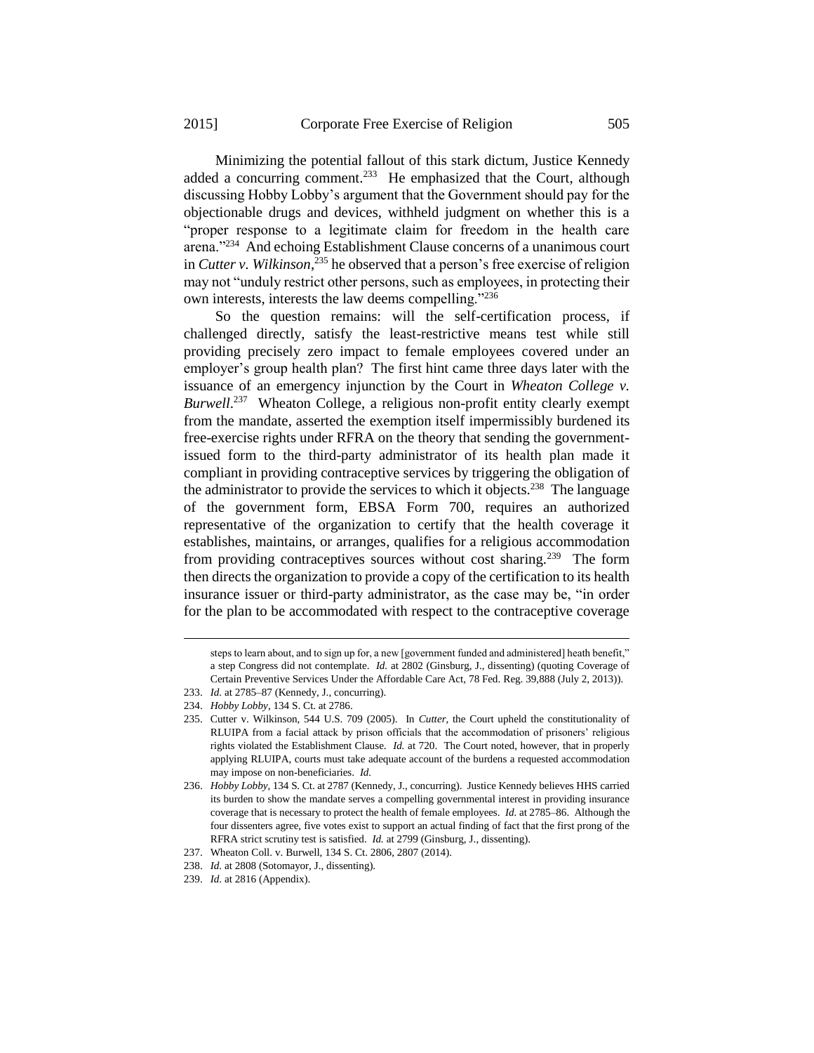Minimizing the potential fallout of this stark dictum, Justice Kennedy added a concurring comment.[233] He emphasized that the Court, although discussing Hobby Lobby's argument that the Government should pay for the objectionable drugs and devices, withheld judgment on whether this is a "proper response to a legitimate claim for freedom in the health care arena."[234] And echoing Establishment Clause concerns of a unanimous court in *Cutter v. Wilkinson*,[235] he observed that a person's free exercise of religion may not "unduly restrict other persons, such as employees, in protecting their own interests, interests the law deems compelling."[236]

So the question remains: will the self-certification process, if challenged directly, satisfy the least-restrictive means test while still providing precisely zero impact to female employees covered under an employer's group health plan? The first hint came three days later with the issuance of an emergency injunction by the Court in *Wheaton College v. Burwell*.[237] Wheaton College, a religious non-profit entity clearly exempt from the mandate, asserted the exemption itself impermissibly burdened its free-exercise rights under RFRA on the theory that sending the government-issued form to the third-party administrator of its health plan made it compliant in providing contraceptive services by triggering the obligation of the administrator to provide the services to which it objects.[238] The language of the government form, EBSA Form 700, requires an authorized representative of the organization to certify that the health coverage it establishes, maintains, or arranges, qualifies for a religious accommodation from providing contraceptives sources without cost sharing.[239] The form then directs the organization to provide a copy of the certification to its health insurance issuer or third-party administrator, as the case may be, "in order for the plan to be accommodated with respect to the contraceptive coverage

---

steps to learn about, and to sign up for, a new [government funded and administered] heath benefit," a step Congress did not contemplate. *Id.* at 2802 (Ginsburg, J., dissenting) (quoting Coverage of Certain Preventive Services Under the Affordable Care Act, 78 Fed. Reg. 39,888 (July 2, 2013)).

233. *Id.* at 2785–87 (Kennedy, J., concurring).

234. *Hobby Lobby*, 134 S. Ct. at 2786.

235. Cutter v. Wilkinson, 544 U.S. 709 (2005). In *Cutter*, the Court upheld the constitutionality of RLUIPA from a facial attack by prison officials that the accommodation of prisoners' religious rights violated the Establishment Clause. *Id.* at 720. The Court noted, however, that in properly applying RLUIPA, courts must take adequate account of the burdens a requested accommodation may impose on non-beneficiaries. *Id.*

236. *Hobby Lobby*, 134 S. Ct. at 2787 (Kennedy, J., concurring). Justice Kennedy believes HHS carried its burden to show the mandate serves a compelling governmental interest in providing insurance coverage that is necessary to protect the health of female employees. *Id.* at 2785–86. Although the four dissenters agree, five votes exist to support an actual finding of fact that the first prong of the RFRA strict scrutiny test is satisfied. *Id.* at 2799 (Ginsburg, J., dissenting).

237. Wheaton Coll. v. Burwell, 134 S. Ct. 2806, 2807 (2014).

238. *Id.* at 2808 (Sotomayor, J., dissenting).

239. *Id.* at 2816 (Appendix).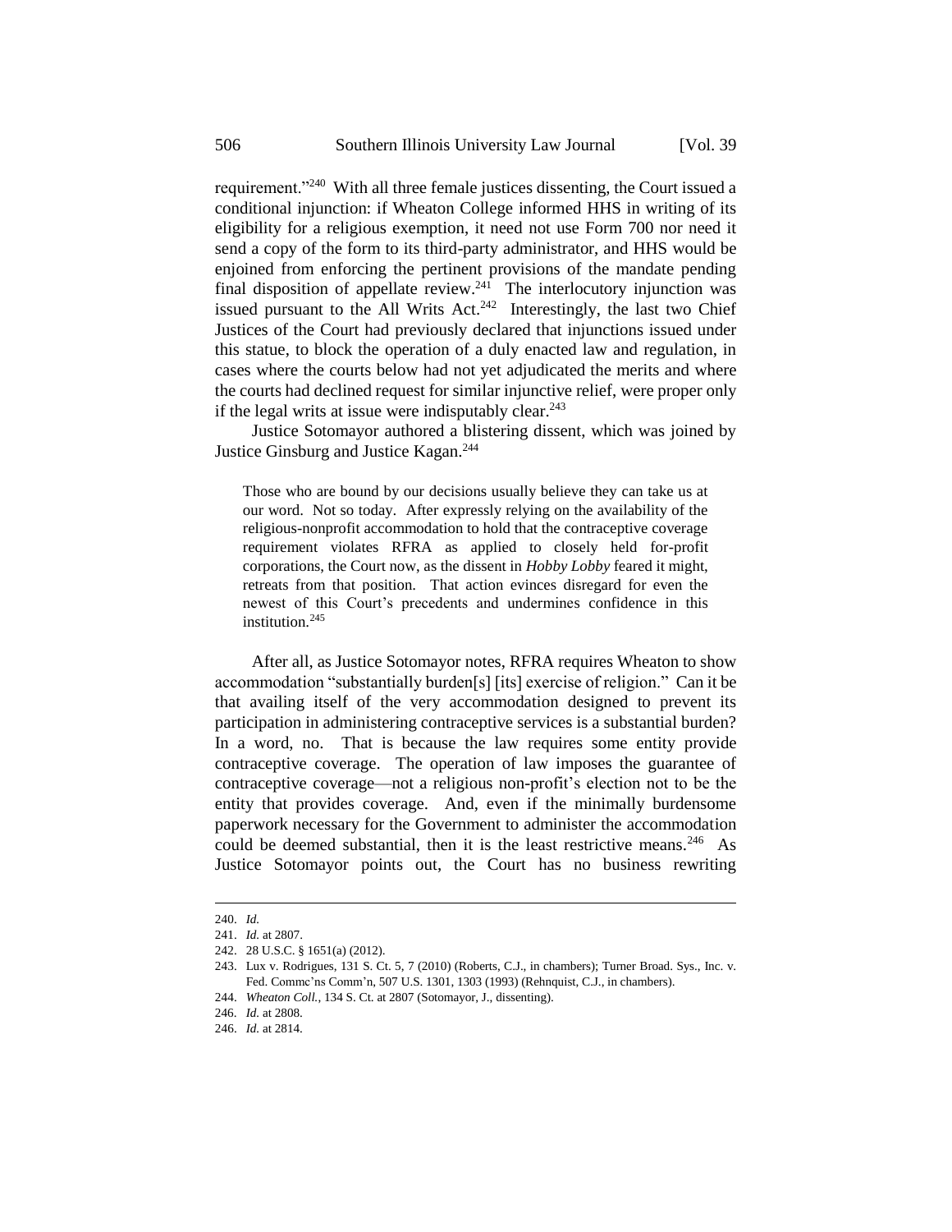requirement."[240] With all three female justices dissenting, the Court issued a conditional injunction: if Wheaton College informed HHS in writing of its eligibility for a religious exemption, it need not use Form 700 nor need it send a copy of the form to its third-party administrator, and HHS would be enjoined from enforcing the pertinent provisions of the mandate pending final disposition of appellate review.[241] The interlocutory injunction was issued pursuant to the All Writs Act.[242] Interestingly, the last two Chief Justices of the Court had previously declared that injunctions issued under this statue, to block the operation of a duly enacted law and regulation, in cases where the courts below had not yet adjudicated the merits and where the courts had declined request for similar injunctive relief, were proper only if the legal writs at issue were indisputably clear.[243]

Justice Sotomayor authored a blistering dissent, which was joined by Justice Ginsburg and Justice Kagan.[244]

> Those who are bound by our decisions usually believe they can take us at our word. Not so today. After expressly relying on the availability of the religious-nonprofit accommodation to hold that the contraceptive coverage requirement violates RFRA as applied to closely held for-profit corporations, the Court now, as the dissent in *Hobby Lobby* feared it might, retreats from that position. That action evinces disregard for even the newest of this Court's precedents and undermines confidence in this institution.[245]

After all, as Justice Sotomayor notes, RFRA requires Wheaton to show accommodation "substantially burden[s] [its] exercise of religion." Can it be that availing itself of the very accommodation designed to prevent its participation in administering contraceptive services is a substantial burden? In a word, no. That is because the law requires some entity provide contraceptive coverage. The operation of law imposes the guarantee of contraceptive coverage—not a religious non-profit's election not to be the entity that provides coverage. And, even if the minimally burdensome paperwork necessary for the Government to administer the accommodation could be deemed substantial, then it is the least restrictive means.[246] As Justice Sotomayor points out, the Court has no business rewriting

---

240. *Id.*

241. *Id.* at 2807.

242. 28 U.S.C. § 1651(a) (2012).

243. Lux v. Rodrigues, 131 S. Ct. 5, 7 (2010) (Roberts, C.J., in chambers); Turner Broad. Sys., Inc. v. Fed. Commc'ns Comm'n, 507 U.S. 1301, 1303 (1993) (Rehnquist, C.J., in chambers).

244. *Wheaton Coll.*, 134 S. Ct. at 2807 (Sotomayor, J., dissenting).

246. *Id.* at 2808.

246. *Id.* at 2814.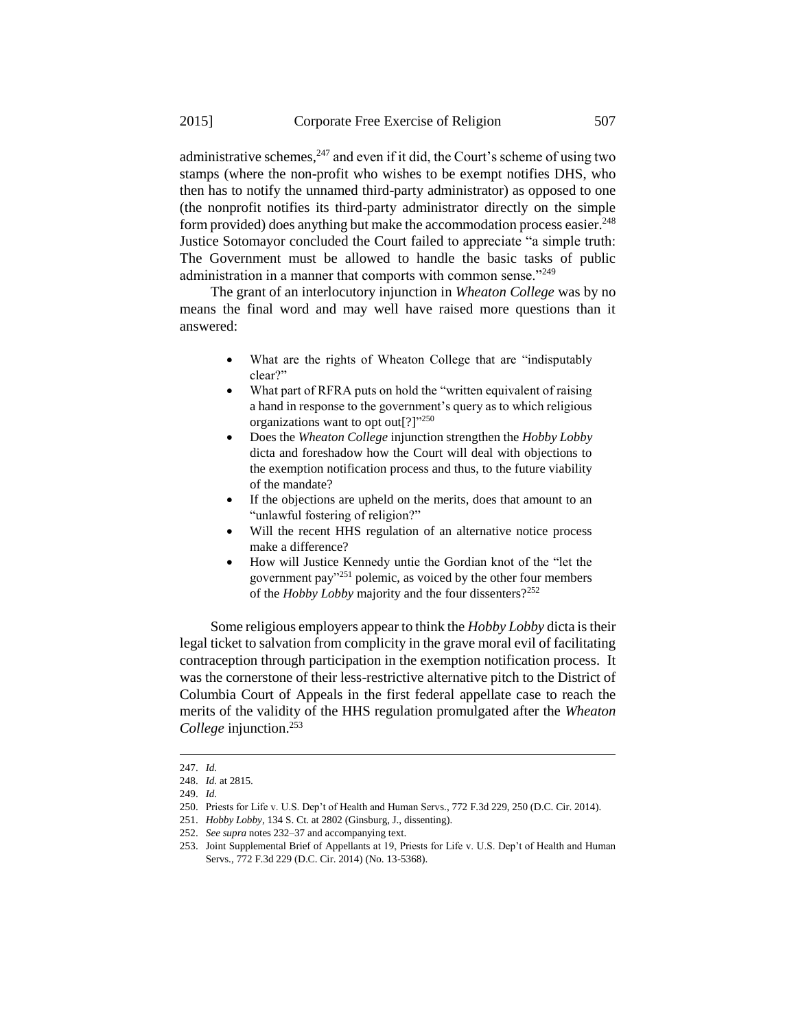administrative schemes,[247] and even if it did, the Court's scheme of using two stamps (where the non-profit who wishes to be exempt notifies DHS, who then has to notify the unnamed third-party administrator) as opposed to one (the nonprofit notifies its third-party administrator directly on the simple form provided) does anything but make the accommodation process easier.[248] Justice Sotomayor concluded the Court failed to appreciate "a simple truth: The Government must be allowed to handle the basic tasks of public administration in a manner that comports with common sense."[249]

The grant of an interlocutory injunction in *Wheaton College* was by no means the final word and may well have raised more questions than it answered:

- What are the rights of Wheaton College that are "indisputably clear?"
- What part of RFRA puts on hold the "written equivalent of raising a hand in response to the government's query as to which religious organizations want to opt out[?]"[250]
- Does the *Wheaton College* injunction strengthen the *Hobby Lobby* dicta and foreshadow how the Court will deal with objections to the exemption notification process and thus, to the future viability of the mandate?
- If the objections are upheld on the merits, does that amount to an "unlawful fostering of religion?"
- Will the recent HHS regulation of an alternative notice process make a difference?
- How will Justice Kennedy untie the Gordian knot of the "let the government pay"[251] polemic, as voiced by the other four members of the *Hobby Lobby* majority and the four dissenters?[252]

Some religious employers appear to think the *Hobby Lobby* dicta is their legal ticket to salvation from complicity in the grave moral evil of facilitating contraception through participation in the exemption notification process. It was the cornerstone of their less-restrictive alternative pitch to the District of Columbia Court of Appeals in the first federal appellate case to reach the merits of the validity of the HHS regulation promulgated after the *Wheaton College* injunction.[253]

---

247. *Id.*
248. *Id.* at 2815.
249. *Id.*
250. Priests for Life v. U.S. Dep't of Health and Human Servs., 772 F.3d 229, 250 (D.C. Cir. 2014).
251. *Hobby Lobby*, 134 S. Ct. at 2802 (Ginsburg, J., dissenting).
252. *See supra* notes 232–37 and accompanying text.
253. Joint Supplemental Brief of Appellants at 19, Priests for Life v. U.S. Dep't of Health and Human Servs., 772 F.3d 229 (D.C. Cir. 2014) (No. 13-5368).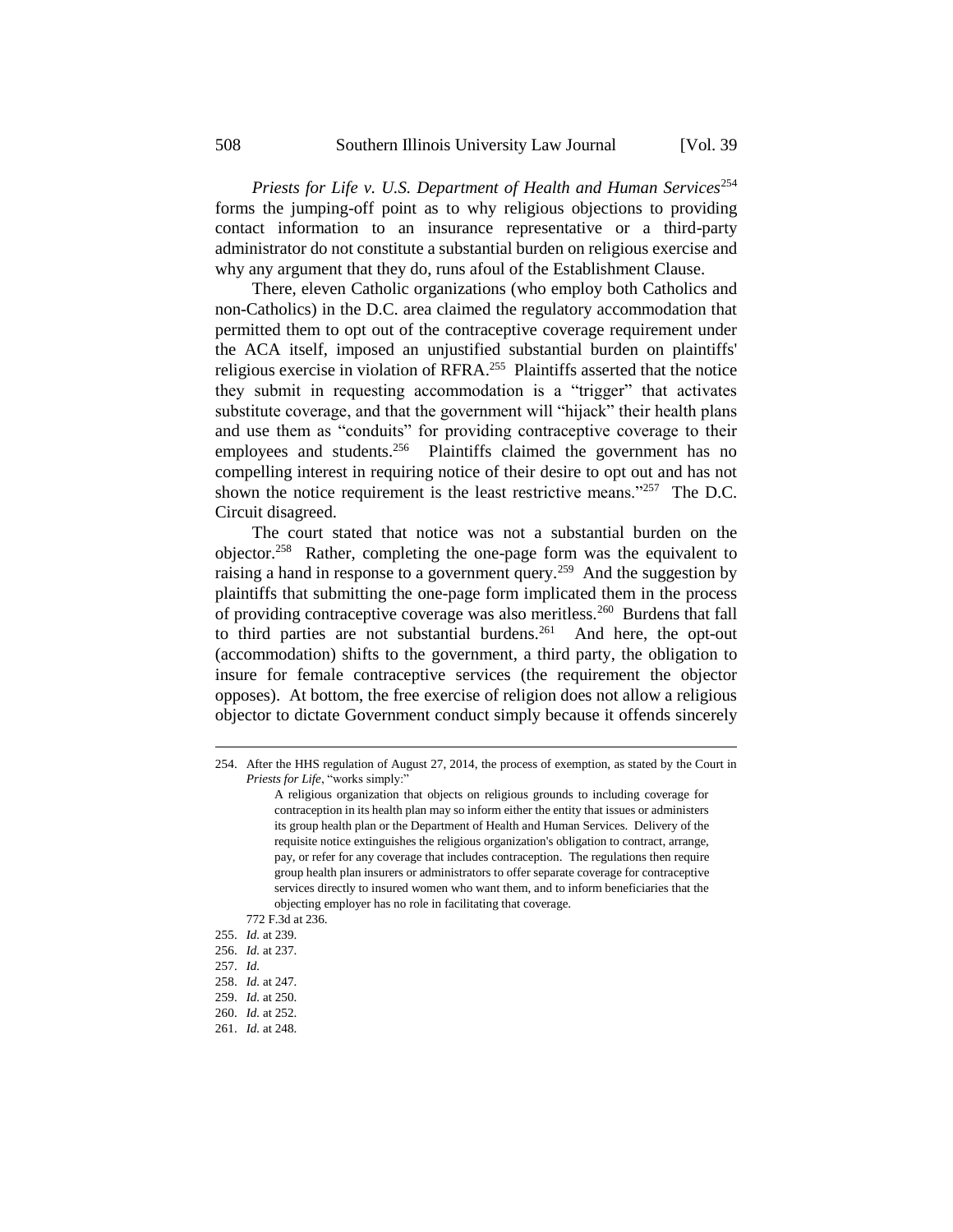*Priests for Life v. U.S. Department of Health and Human Services*[254] forms the jumping-off point as to why religious objections to providing contact information to an insurance representative or a third-party administrator do not constitute a substantial burden on religious exercise and why any argument that they do, runs afoul of the Establishment Clause.

There, eleven Catholic organizations (who employ both Catholics and non-Catholics) in the D.C. area claimed the regulatory accommodation that permitted them to opt out of the contraceptive coverage requirement under the ACA itself, imposed an unjustified substantial burden on plaintiffs' religious exercise in violation of RFRA.[255] Plaintiffs asserted that the notice they submit in requesting accommodation is a "trigger" that activates substitute coverage, and that the government will "hijack" their health plans and use them as "conduits" for providing contraceptive coverage to their employees and students.[256] Plaintiffs claimed the government has no compelling interest in requiring notice of their desire to opt out and has not shown the notice requirement is the least restrictive means."[257] The D.C. Circuit disagreed.

The court stated that notice was not a substantial burden on the objector.[258] Rather, completing the one-page form was the equivalent to raising a hand in response to a government query.[259] And the suggestion by plaintiffs that submitting the one-page form implicated them in the process of providing contraceptive coverage was also meritless.[260] Burdens that fall to third parties are not substantial burdens.[261] And here, the opt-out (accommodation) shifts to the government, a third party, the obligation to insure for female contraceptive services (the requirement the objector opposes). At bottom, the free exercise of religion does not allow a religious objector to dictate Government conduct simply because it offends sincerely

---

254. After the HHS regulation of August 27, 2014, the process of exemption, as stated by the Court in *Priests for Life*, "works simply:"

> A religious organization that objects on religious grounds to including coverage for contraception in its health plan may so inform either the entity that issues or administers its group health plan or the Department of Health and Human Services. Delivery of the requisite notice extinguishes the religious organization's obligation to contract, arrange, pay, or refer for any coverage that includes contraception. The regulations then require group health plan insurers or administrators to offer separate coverage for contraceptive services directly to insured women who want them, and to inform beneficiaries that the objecting employer has no role in facilitating that coverage.

772 F.3d at 236.

255. *Id.* at 239.
256. *Id.* at 237.
257. *Id.*
258. *Id.* at 247.
259. *Id.* at 250.
260. *Id.* at 252.
261. *Id.* at 248.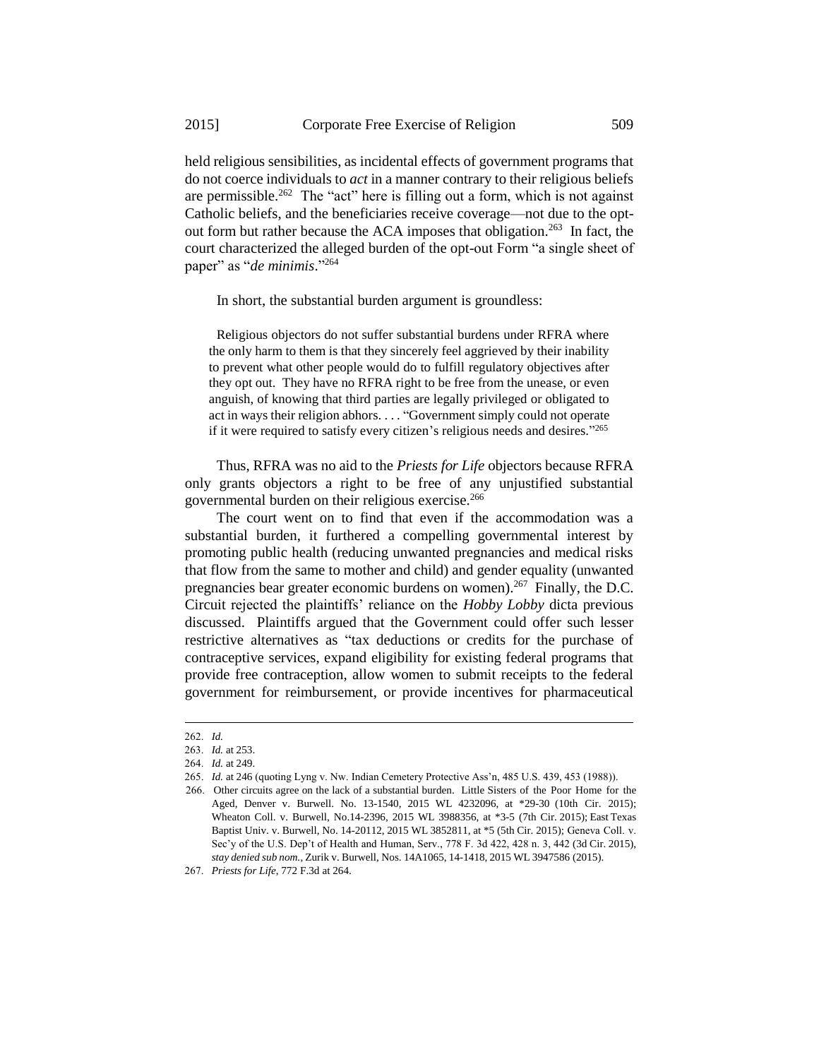held religious sensibilities, as incidental effects of government programs that do not coerce individuals to *act* in a manner contrary to their religious beliefs are permissible.[262] The "act" here is filling out a form, which is not against Catholic beliefs, and the beneficiaries receive coverage—not due to the opt-out form but rather because the ACA imposes that obligation.[263] In fact, the court characterized the alleged burden of the opt-out Form "a single sheet of paper" as "*de minimis*."[264]

In short, the substantial burden argument is groundless:

> Religious objectors do not suffer substantial burdens under RFRA where the only harm to them is that they sincerely feel aggrieved by their inability to prevent what other people would do to fulfill regulatory objectives after they opt out. They have no RFRA right to be free from the unease, or even anguish, of knowing that third parties are legally privileged or obligated to act in ways their religion abhors. . . . "Government simply could not operate if it were required to satisfy every citizen's religious needs and desires."[265]

Thus, RFRA was no aid to the *Priests for Life* objectors because RFRA only grants objectors a right to be free of any unjustified substantial governmental burden on their religious exercise.[266]

The court went on to find that even if the accommodation was a substantial burden, it furthered a compelling governmental interest by promoting public health (reducing unwanted pregnancies and medical risks that flow from the same to mother and child) and gender equality (unwanted pregnancies bear greater economic burdens on women).[267] Finally, the D.C. Circuit rejected the plaintiffs' reliance on the *Hobby Lobby* dicta previous discussed. Plaintiffs argued that the Government could offer such lesser restrictive alternatives as "tax deductions or credits for the purchase of contraceptive services, expand eligibility for existing federal programs that provide free contraception, allow women to submit receipts to the federal government for reimbursement, or provide incentives for pharmaceutical

---

262. *Id.*

263. *Id.* at 253.

264. *Id.* at 249.

265. *Id.* at 246 (quoting Lyng v. Nw. Indian Cemetery Protective Ass'n, 485 U.S. 439, 453 (1988)).

266. Other circuits agree on the lack of a substantial burden. Little Sisters of the Poor Home for the Aged, Denver v. Burwell. No. 13-1540, 2015 WL 4232096, at *29-30 (10th Cir. 2015); Wheaton Coll. v. Burwell, No.14-2396, 2015 WL 3988356, at *3-5 (7th Cir. 2015); East Texas Baptist Univ. v. Burwell, No. 14-20112, 2015 WL 3852811, at *5 (5th Cir. 2015); Geneva Coll. v. Sec'y of the U.S. Dep't of Health and Human, Serv., 778 F. 3d 422, 428 n. 3, 442 (3d Cir. 2015), *stay denied sub nom.*, Zurik v. Burwell, Nos. 14A1065, 14-1418, 2015 WL 3947586 (2015).

267. *Priests for Life*, 772 F.3d at 264.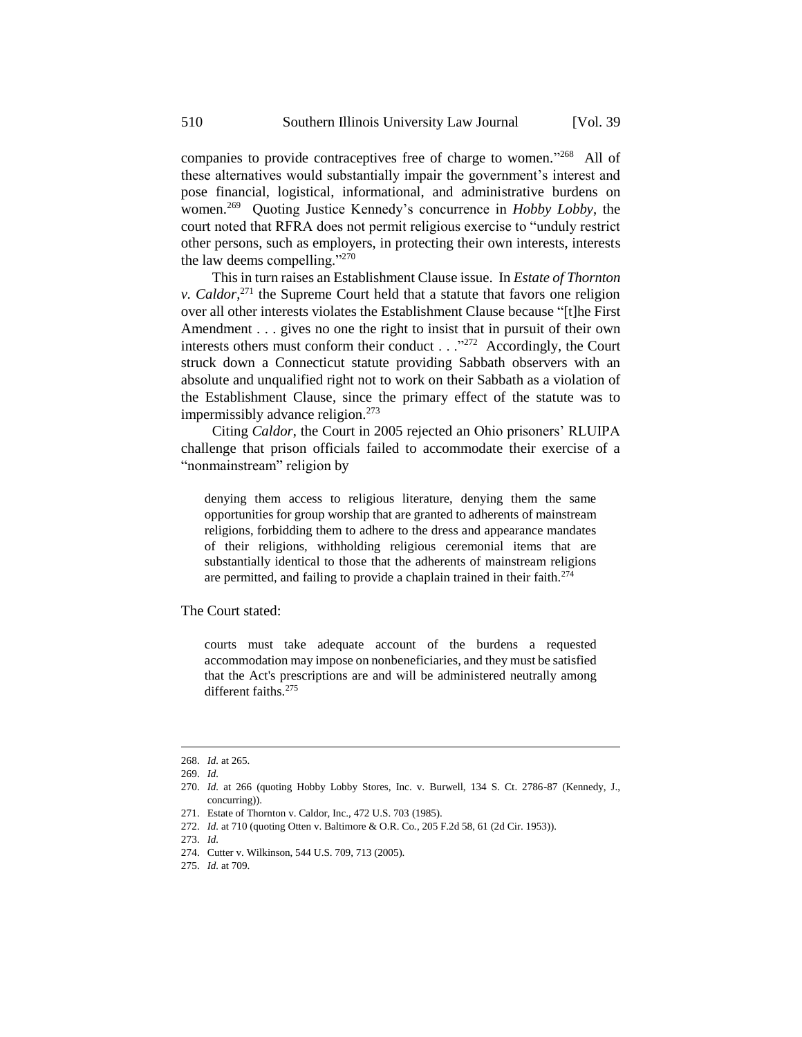companies to provide contraceptives free of charge to women."[268] All of these alternatives would substantially impair the government's interest and pose financial, logistical, informational, and administrative burdens on women.[269] Quoting Justice Kennedy's concurrence in *Hobby Lobby*, the court noted that RFRA does not permit religious exercise to "unduly restrict other persons, such as employers, in protecting their own interests, interests the law deems compelling."[270]

This in turn raises an Establishment Clause issue. In *Estate of Thornton v. Caldor*,[271] the Supreme Court held that a statute that favors one religion over all other interests violates the Establishment Clause because "[t]he First Amendment . . . gives no one the right to insist that in pursuit of their own interests others must conform their conduct . . ."[272] Accordingly, the Court struck down a Connecticut statute providing Sabbath observers with an absolute and unqualified right not to work on their Sabbath as a violation of the Establishment Clause, since the primary effect of the statute was to impermissibly advance religion.[273]

Citing *Caldor*, the Court in 2005 rejected an Ohio prisoners' RLUIPA challenge that prison officials failed to accommodate their exercise of a "nonmainstream" religion by

> denying them access to religious literature, denying them the same opportunities for group worship that are granted to adherents of mainstream religions, forbidding them to adhere to the dress and appearance mandates of their religions, withholding religious ceremonial items that are substantially identical to those that the adherents of mainstream religions are permitted, and failing to provide a chaplain trained in their faith.[274]

The Court stated:

> courts must take adequate account of the burdens a requested accommodation may impose on nonbeneficiaries, and they must be satisfied that the Act's prescriptions are and will be administered neutrally among different faiths.[275]

---

268. *Id.* at 265.
269. *Id.*
270. *Id.* at 266 (quoting Hobby Lobby Stores, Inc. v. Burwell, 134 S. Ct. 2786-87 (Kennedy, J., concurring)).
271. Estate of Thornton v. Caldor, Inc., 472 U.S. 703 (1985).
272. *Id.* at 710 (quoting Otten v. Baltimore & O.R. Co., 205 F.2d 58, 61 (2d Cir. 1953)).
273. *Id.*
274. Cutter v. Wilkinson, 544 U.S. 709, 713 (2005).
275. *Id.* at 709.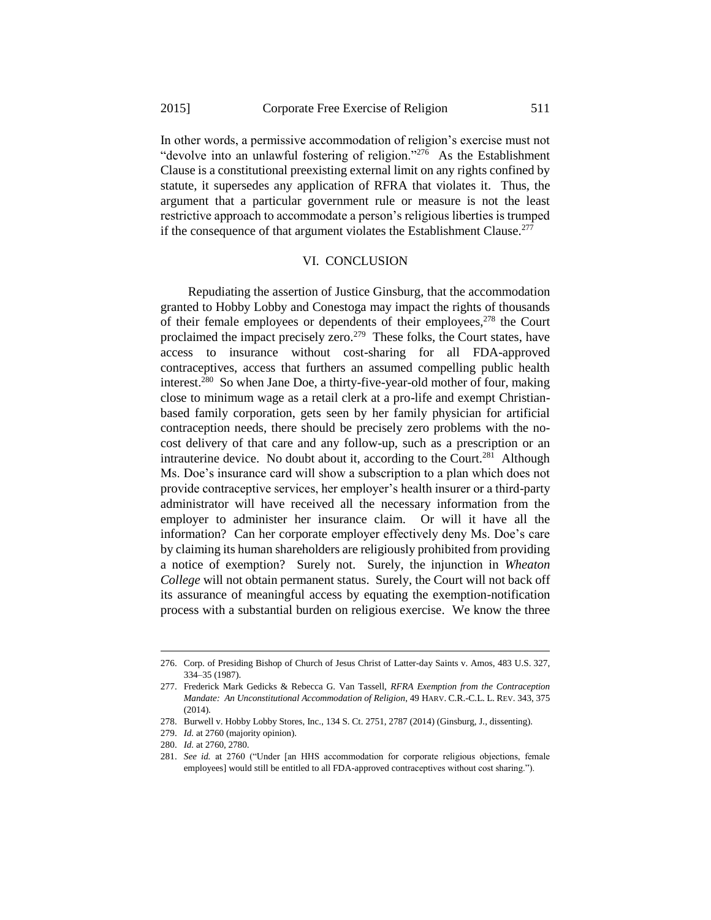In other words, a permissive accommodation of religion's exercise must not "devolve into an unlawful fostering of religion."[276] As the Establishment Clause is a constitutional preexisting external limit on any rights confined by statute, it supersedes any application of RFRA that violates it. Thus, the argument that a particular government rule or measure is not the least restrictive approach to accommodate a person's religious liberties is trumped if the consequence of that argument violates the Establishment Clause.[277]

## VI. CONCLUSION

Repudiating the assertion of Justice Ginsburg, that the accommodation granted to Hobby Lobby and Conestoga may impact the rights of thousands of their female employees or dependents of their employees,[278] the Court proclaimed the impact precisely zero.[279] These folks, the Court states, have access to insurance without cost-sharing for all FDA-approved contraceptives, access that furthers an assumed compelling public health interest.[280] So when Jane Doe, a thirty-five-year-old mother of four, making close to minimum wage as a retail clerk at a pro-life and exempt Christian-based family corporation, gets seen by her family physician for artificial contraception needs, there should be precisely zero problems with the no-cost delivery of that care and any follow-up, such as a prescription or an intrauterine device. No doubt about it, according to the Court.[281] Although Ms. Doe's insurance card will show a subscription to a plan which does not provide contraceptive services, her employer's health insurer or a third-party administrator will have received all the necessary information from the employer to administer her insurance claim. Or will it have all the information? Can her corporate employer effectively deny Ms. Doe's care by claiming its human shareholders are religiously prohibited from providing a notice of exemption? Surely not. Surely, the injunction in *Wheaton College* will not obtain permanent status. Surely, the Court will not back off its assurance of meaningful access by equating the exemption-notification process with a substantial burden on religious exercise. We know the three

---

276. Corp. of Presiding Bishop of Church of Jesus Christ of Latter-day Saints v. Amos, 483 U.S. 327, 334–35 (1987).

277. Frederick Mark Gedicks & Rebecca G. Van Tassell, *RFRA Exemption from the Contraception Mandate: An Unconstitutional Accommodation of Religion*, 49 HARV. C.R.-C.L. L. REV. 343, 375 (2014).

278. Burwell v. Hobby Lobby Stores, Inc., 134 S. Ct. 2751, 2787 (2014) (Ginsburg, J., dissenting).

279. *Id.* at 2760 (majority opinion).

280. *Id.* at 2760, 2780.

281. *See id.* at 2760 ("Under [an HHS accommodation for corporate religious objections, female employees] would still be entitled to all FDA-approved contraceptives without cost sharing.").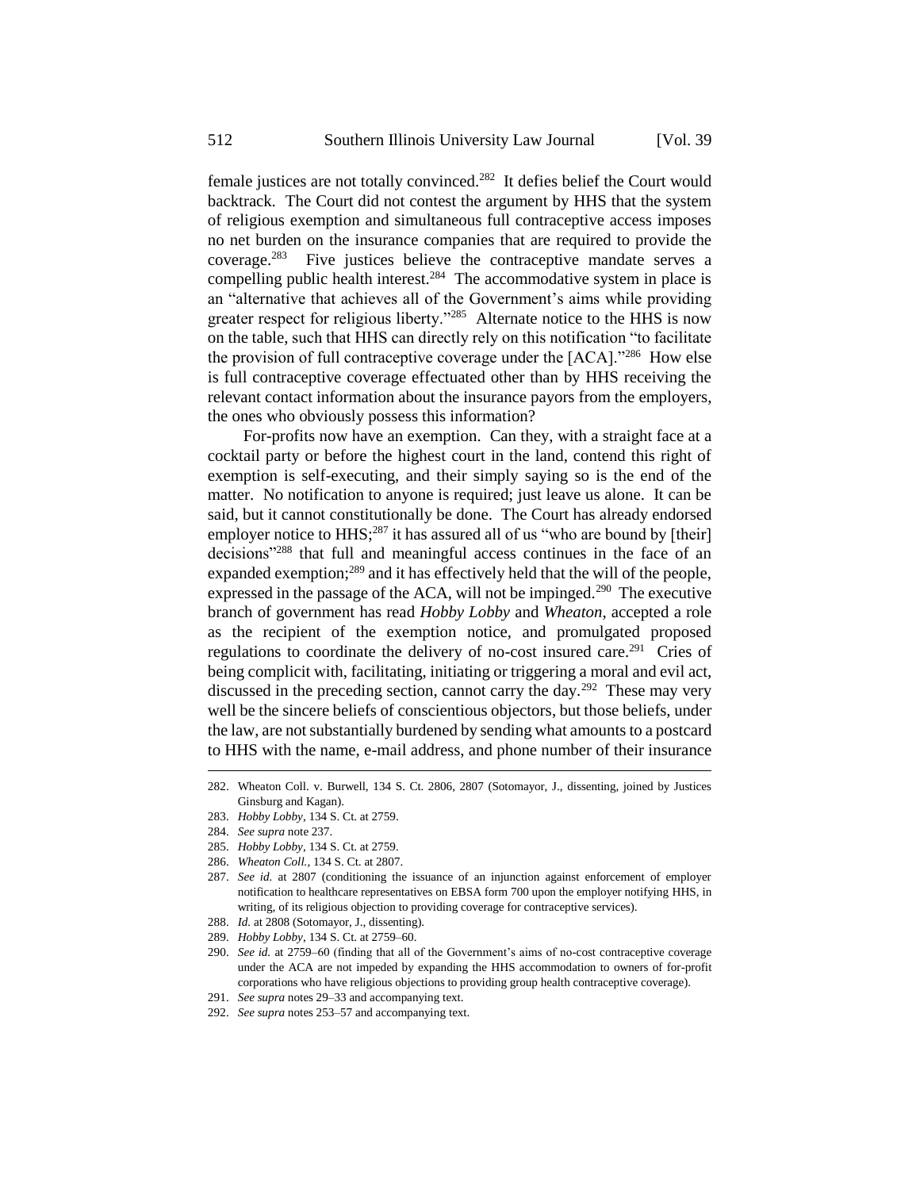female justices are not totally convinced.[282] It defies belief the Court would backtrack. The Court did not contest the argument by HHS that the system of religious exemption and simultaneous full contraceptive access imposes no net burden on the insurance companies that are required to provide the coverage.[283] Five justices believe the contraceptive mandate serves a compelling public health interest.[284] The accommodative system in place is an "alternative that achieves all of the Government's aims while providing greater respect for religious liberty."[285] Alternate notice to the HHS is now on the table, such that HHS can directly rely on this notification "to facilitate the provision of full contraceptive coverage under the [ACA]."[286] How else is full contraceptive coverage effectuated other than by HHS receiving the relevant contact information about the insurance payors from the employers, the ones who obviously possess this information?

For-profits now have an exemption. Can they, with a straight face at a cocktail party or before the highest court in the land, contend this right of exemption is self-executing, and their simply saying so is the end of the matter. No notification to anyone is required; just leave us alone. It can be said, but it cannot constitutionally be done. The Court has already endorsed employer notice to HHS;[287] it has assured all of us "who are bound by [their] decisions"[288] that full and meaningful access continues in the face of an expanded exemption;[289] and it has effectively held that the will of the people, expressed in the passage of the ACA, will not be impinged.[290] The executive branch of government has read *Hobby Lobby* and *Wheaton*, accepted a role as the recipient of the exemption notice, and promulgated proposed regulations to coordinate the delivery of no-cost insured care.[291] Cries of being complicit with, facilitating, initiating or triggering a moral and evil act, discussed in the preceding section, cannot carry the day.[292] These may very well be the sincere beliefs of conscientious objectors, but those beliefs, under the law, are not substantially burdened by sending what amounts to a postcard to HHS with the name, e-mail address, and phone number of their insurance

---

282. Wheaton Coll. v. Burwell, 134 S. Ct. 2806, 2807 (Sotomayor, J., dissenting, joined by Justices Ginsburg and Kagan).

283. *Hobby Lobby*, 134 S. Ct. at 2759.

284. *See supra* note 237.

285. *Hobby Lobby*, 134 S. Ct. at 2759.

286. *Wheaton Coll.*, 134 S. Ct. at 2807.

287. *See id.* at 2807 (conditioning the issuance of an injunction against enforcement of employer notification to healthcare representatives on EBSA form 700 upon the employer notifying HHS, in writing, of its religious objection to providing coverage for contraceptive services).

288. *Id.* at 2808 (Sotomayor, J., dissenting).

289. *Hobby Lobby*, 134 S. Ct. at 2759–60.

290. *See id.* at 2759–60 (finding that all of the Government's aims of no-cost contraceptive coverage under the ACA are not impeded by expanding the HHS accommodation to owners of for-profit corporations who have religious objections to providing group health contraceptive coverage).

291. *See supra* notes 29–33 and accompanying text.

292. *See supra* notes 253–57 and accompanying text.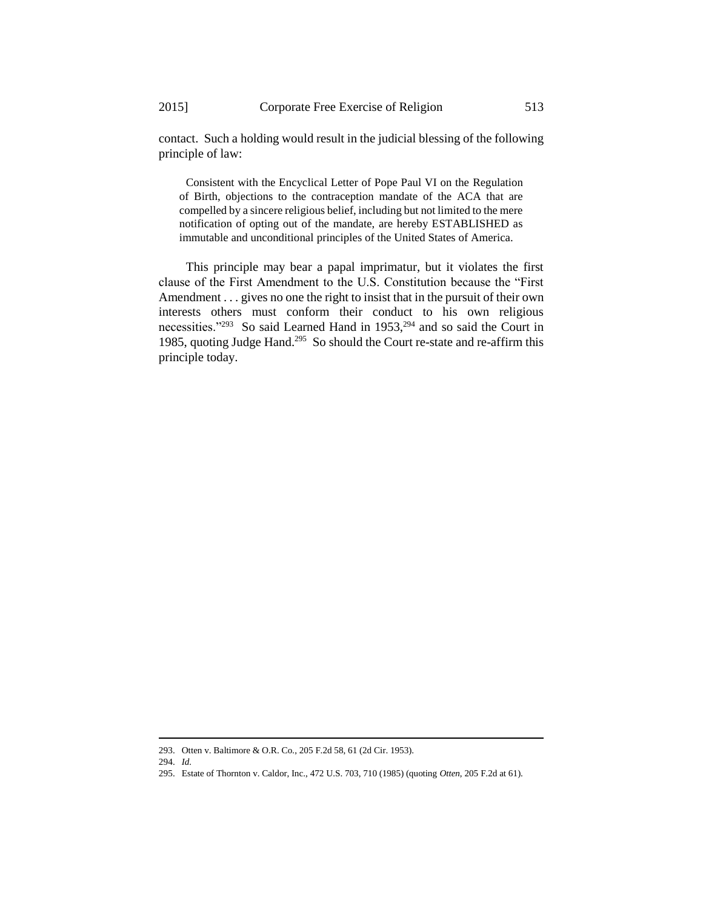contact. Such a holding would result in the judicial blessing of the following principle of law:

> Consistent with the Encyclical Letter of Pope Paul VI on the Regulation of Birth, objections to the contraception mandate of the ACA that are compelled by a sincere religious belief, including but not limited to the mere notification of opting out of the mandate, are hereby ESTABLISHED as immutable and unconditional principles of the United States of America.

This principle may bear a papal imprimatur, but it violates the first clause of the First Amendment to the U.S. Constitution because the "First Amendment . . . gives no one the right to insist that in the pursuit of their own interests others must conform their conduct to his own religious necessities."[293] So said Learned Hand in 1953,[294] and so said the Court in 1985, quoting Judge Hand.[295] So should the Court re-state and re-affirm this principle today.

---

293. Otten v. Baltimore & O.R. Co., 205 F.2d 58, 61 (2d Cir. 1953).

294. *Id.*

295. Estate of Thornton v. Caldor, Inc., 472 U.S. 703, 710 (1985) (quoting *Otten*, 205 F.2d at 61).